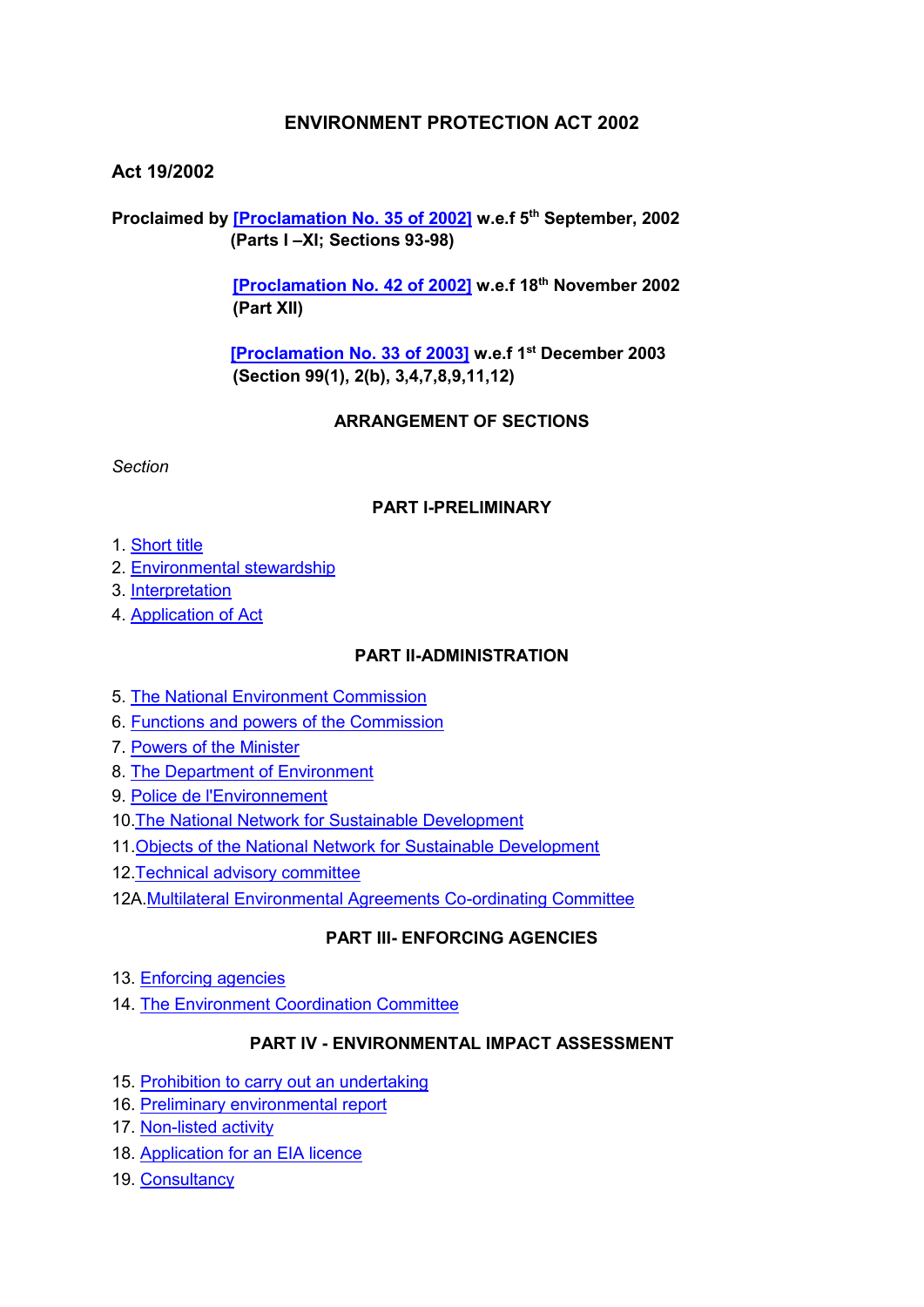# ENVIRONMENT PROTECTION ACT 2002

**Act 19/2002**

**Proclaimed by [Proclamation No. 35 of 2002] w.e.f 5th September, 2002 (Parts I –XI; Sections 93-98)**

**[Proclamation No. 42 of 2002] w.e.f 18th November 2002 (Part XII)**

**[Proclamation No. 33 of 2003] w.e.f 1st December 2003 (Section 99(1), 2(b), 3,4,7,8,9,11,12)**

## ARRANGEMENT OF SECTIONS

*Section*

### PART I-PRELIMINARY

1. Short title
2. Environmental stewardship
3. Interpretation
4. Application of Act

### PART II-ADMINISTRATION

5. The National Environment Commission
6. Functions and powers of the Commission
7. Powers of the Minister
8. The Department of Environment
9. Police de l'Environnement
10. The National Network for Sustainable Development
11. Objects of the National Network for Sustainable Development
12. Technical advisory committee

12A. Multilateral Environmental Agreements Co-ordinating Committee

### PART III- ENFORCING AGENCIES

13. Enforcing agencies
14. The Environment Coordination Committee

### PART IV - ENVIRONMENTAL IMPACT ASSESSMENT

15. Prohibition to carry out an undertaking
16. Preliminary environmental report
17. Non-listed activity
18. Application for an EIA licence
19. Consultancy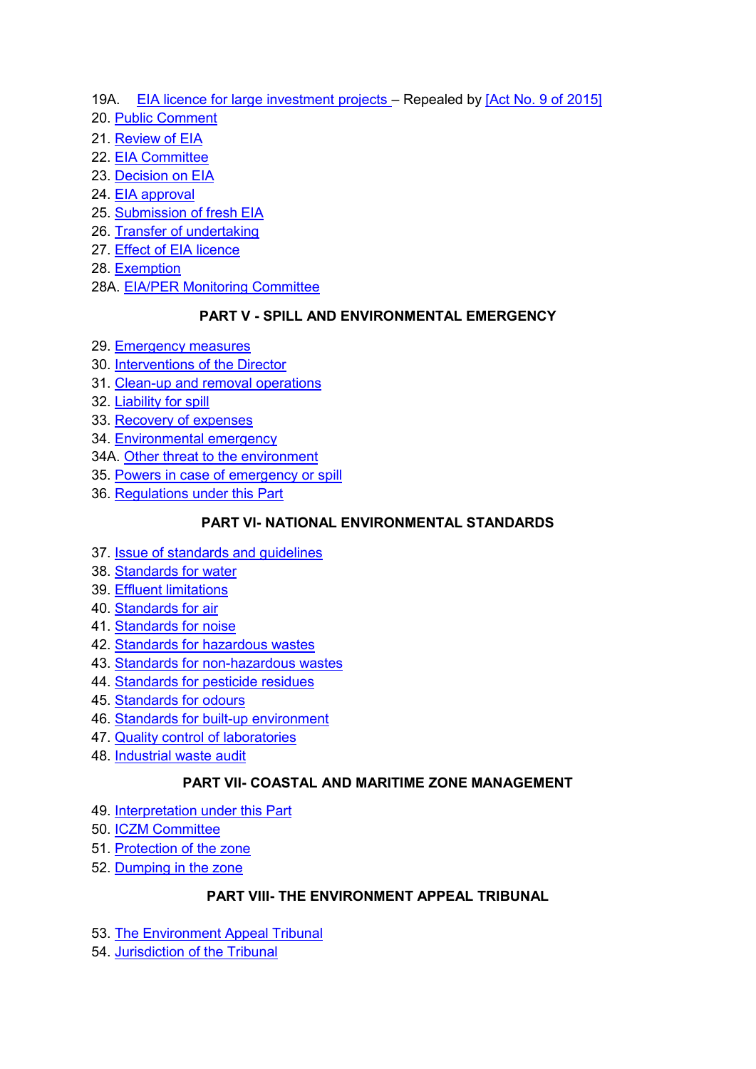19A. EIA licence for large investment projects – Repealed by [Act No. 9 of 2015]
20. Public Comment
21. Review of EIA
22. EIA Committee
23. Decision on EIA
24. EIA approval
25. Submission of fresh EIA
26. Transfer of undertaking
27. Effect of EIA licence
28. Exemption
28A. EIA/PER Monitoring Committee

**PART V - SPILL AND ENVIRONMENTAL EMERGENCY**

29. Emergency measures
30. Interventions of the Director
31. Clean-up and removal operations
32. Liability for spill
33. Recovery of expenses
34. Environmental emergency
34A. Other threat to the environment
35. Powers in case of emergency or spill
36. Regulations under this Part

**PART VI- NATIONAL ENVIRONMENTAL STANDARDS**

37. Issue of standards and guidelines
38. Standards for water
39. Effluent limitations
40. Standards for air
41. Standards for noise
42. Standards for hazardous wastes
43. Standards for non-hazardous wastes
44. Standards for pesticide residues
45. Standards for odours
46. Standards for built-up environment
47. Quality control of laboratories
48. Industrial waste audit

**PART VII- COASTAL AND MARITIME ZONE MANAGEMENT**

49. Interpretation under this Part
50. ICZM Committee
51. Protection of the zone
52. Dumping in the zone

**PART VIII- THE ENVIRONMENT APPEAL TRIBUNAL**

53. The Environment Appeal Tribunal
54. Jurisdiction of the Tribunal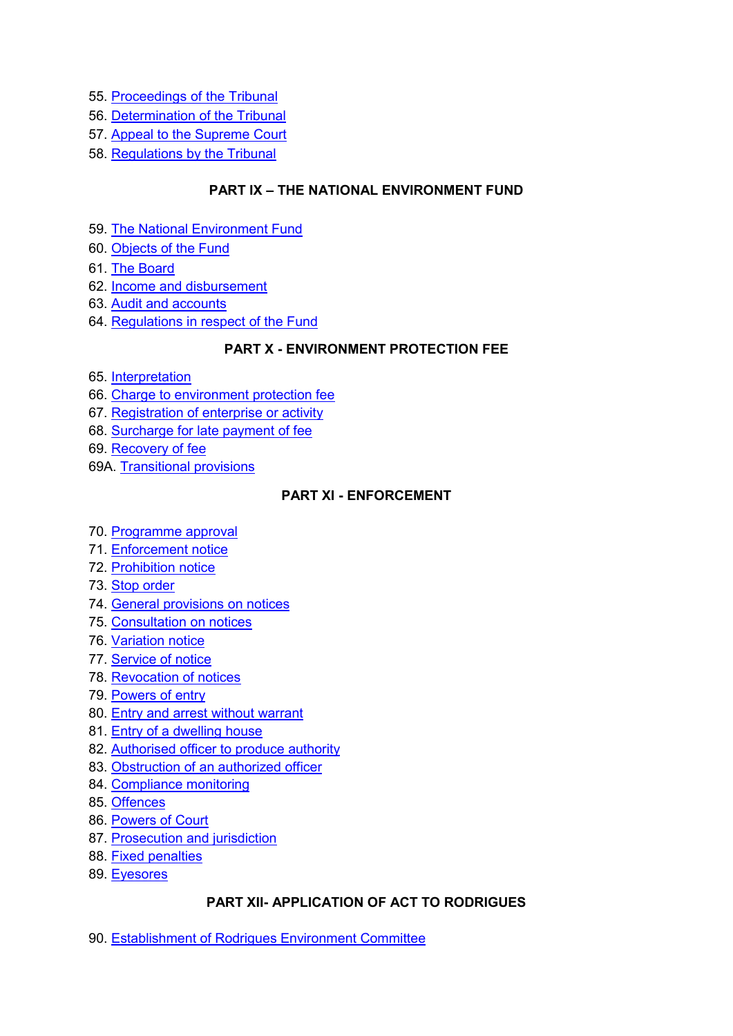55. Proceedings of the Tribunal
56. Determination of the Tribunal
57. Appeal to the Supreme Court
58. Regulations by the Tribunal

**PART IX – THE NATIONAL ENVIRONMENT FUND**

59. The National Environment Fund
60. Objects of the Fund
61. The Board
62. Income and disbursement
63. Audit and accounts
64. Regulations in respect of the Fund

**PART X - ENVIRONMENT PROTECTION FEE**

65. Interpretation
66. Charge to environment protection fee
67. Registration of enterprise or activity
68. Surcharge for late payment of fee
69. Recovery of fee

69A. Transitional provisions

**PART XI - ENFORCEMENT**

70. Programme approval
71. Enforcement notice
72. Prohibition notice
73. Stop order
74. General provisions on notices
75. Consultation on notices
76. Variation notice
77. Service of notice
78. Revocation of notices
79. Powers of entry
80. Entry and arrest without warrant
81. Entry of a dwelling house
82. Authorised officer to produce authority
83. Obstruction of an authorized officer
84. Compliance monitoring
85. Offences
86. Powers of Court
87. Prosecution and jurisdiction
88. Fixed penalties
89. Eyesores

**PART XII- APPLICATION OF ACT TO RODRIGUES**

90. Establishment of Rodrigues Environment Committee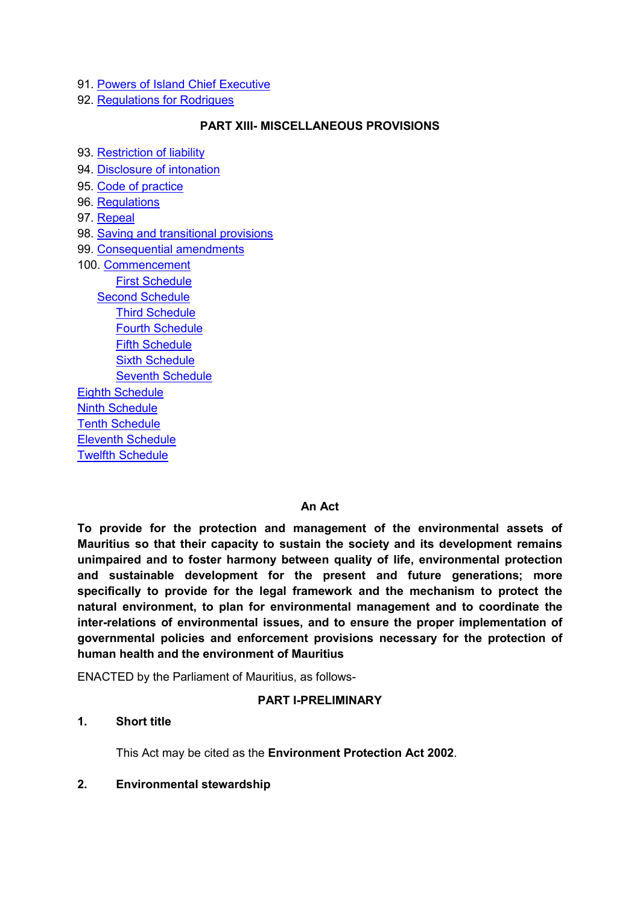91. Powers of Island Chief Executive
92. Regulations for Rodrigues

**PART XIII- MISCELLANEOUS PROVISIONS**

93. Restriction of liability
94. Disclosure of intonation
95. Code of practice
96. Regulations
97. Repeal
98. Saving and transitional provisions
99. Consequential amendments
100. Commencement

First Schedule
Second Schedule
Third Schedule
Fourth Schedule
Fifth Schedule
Sixth Schedule
Seventh Schedule
Eighth Schedule
Ninth Schedule
Tenth Schedule
Eleventh Schedule
Twelfth Schedule

**An Act**

**To provide for the protection and management of the environmental assets of Mauritius so that their capacity to sustain the society and its development remains unimpaired and to foster harmony between quality of life, environmental protection and sustainable development for the present and future generations; more specifically to provide for the legal framework and the mechanism to protect the natural environment, to plan for environmental management and to coordinate the inter-relations of environmental issues, and to ensure the proper implementation of governmental policies and enforcement provisions necessary for the protection of human health and the environment of Mauritius**

ENACTED by the Parliament of Mauritius, as follows-

**PART I-PRELIMINARY**

**1. Short title**

This Act may be cited as the **Environment Protection Act 2002**.

**2. Environmental stewardship**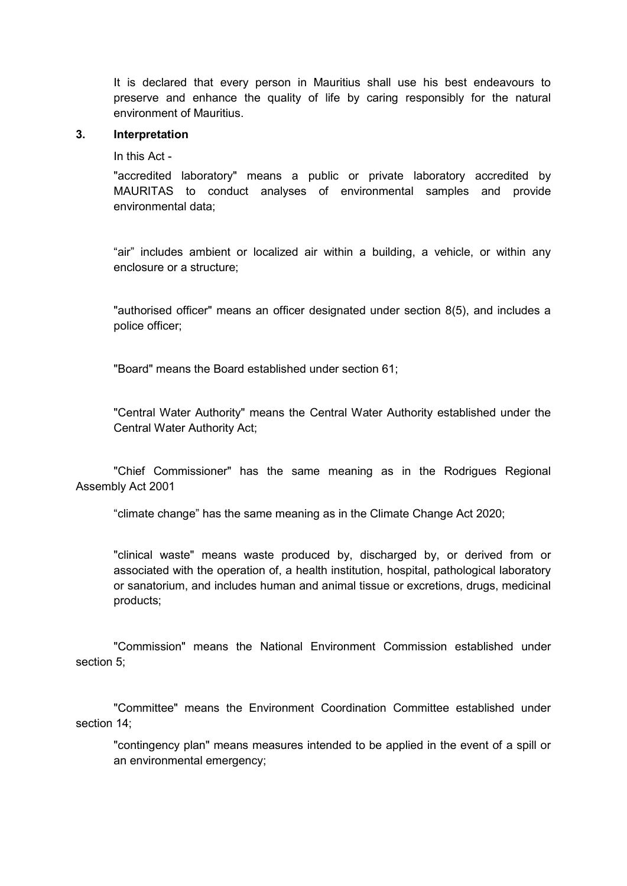It is declared that every person in Mauritius shall use his best endeavours to preserve and enhance the quality of life by caring responsibly for the natural environment of Mauritius.

### 3. Interpretation

In this Act -

"accredited laboratory" means a public or private laboratory accredited by MAURITAS to conduct analyses of environmental samples and provide environmental data;

“air” includes ambient or localized air within a building, a vehicle, or within any enclosure or a structure;

"authorised officer" means an officer designated under section 8(5), and includes a police officer;

"Board" means the Board established under section 61;

"Central Water Authority" means the Central Water Authority established under the Central Water Authority Act;

"Chief Commissioner" has the same meaning as in the Rodrigues Regional Assembly Act 2001

“climate change” has the same meaning as in the Climate Change Act 2020;

"clinical waste" means waste produced by, discharged by, or derived from or associated with the operation of, a health institution, hospital, pathological laboratory or sanatorium, and includes human and animal tissue or excretions, drugs, medicinal products;

"Commission" means the National Environment Commission established under section 5;

"Committee" means the Environment Coordination Committee established under section 14;

"contingency plan" means measures intended to be applied in the event of a spill or an environmental emergency;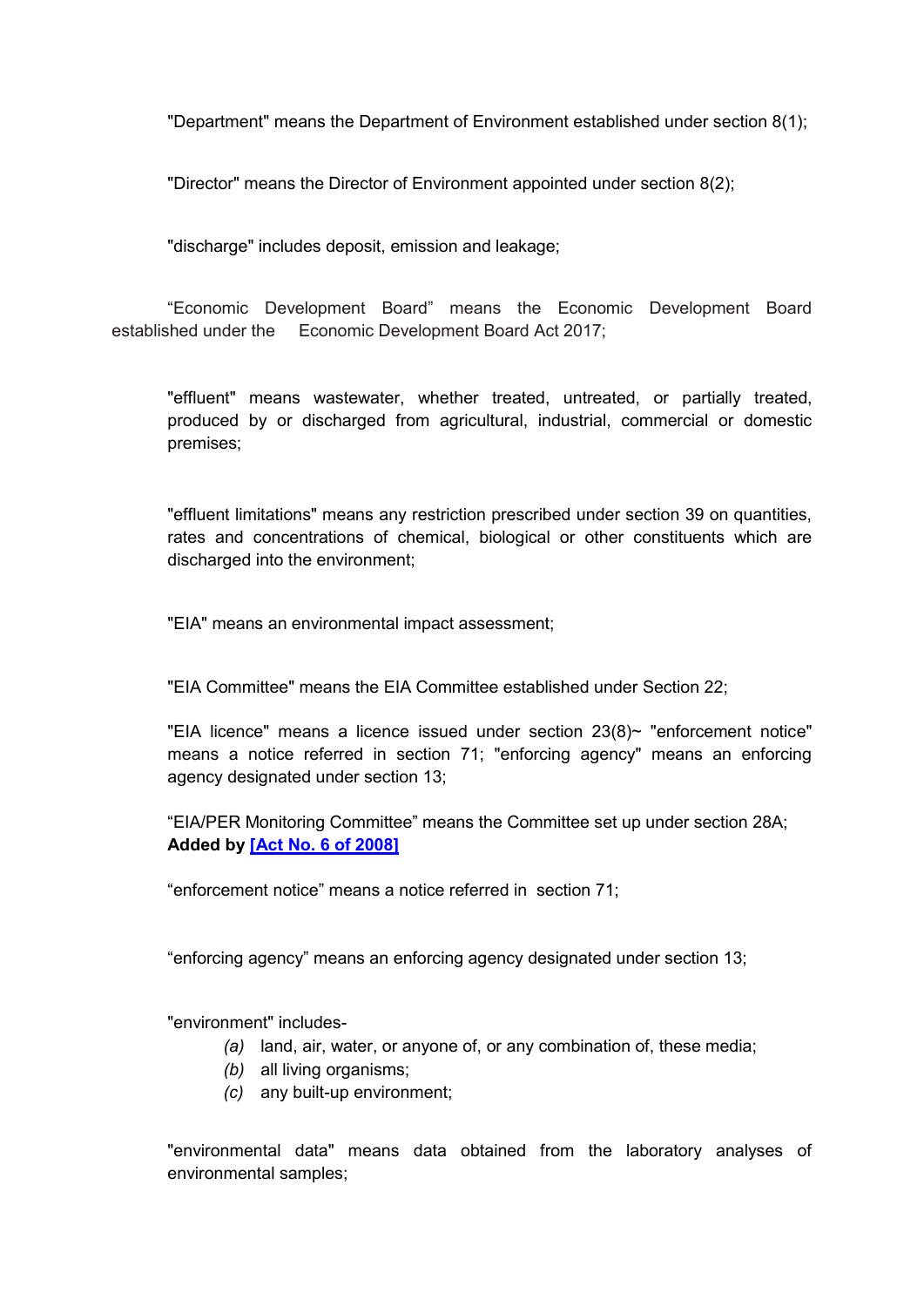"Department" means the Department of Environment established under section 8(1);

"Director" means the Director of Environment appointed under section 8(2);

"discharge" includes deposit, emission and leakage;

“Economic Development Board” means the Economic Development Board established under the Economic Development Board Act 2017;

"effluent" means wastewater, whether treated, untreated, or partially treated, produced by or discharged from agricultural, industrial, commercial or domestic premises;

"effluent limitations" means any restriction prescribed under section 39 on quantities, rates and concentrations of chemical, biological or other constituents which are discharged into the environment;

"EIA" means an environmental impact assessment;

"EIA Committee" means the EIA Committee established under Section 22;

"EIA licence" means a licence issued under section 23(8)~ "enforcement notice" means a notice referred in section 71; "enforcing agency" means an enforcing agency designated under section 13;

“EIA/PER Monitoring Committee” means the Committee set up under section 28A; **Added by [Act No. 6 of 2008]**

“enforcement notice” means a notice referred in section 71;

“enforcing agency” means an enforcing agency designated under section 13;

"environment" includes-

*(a)* land, air, water, or anyone of, or any combination of, these media;
*(b)* all living organisms;
*(c)* any built-up environment;

"environmental data" means data obtained from the laboratory analyses of environmental samples;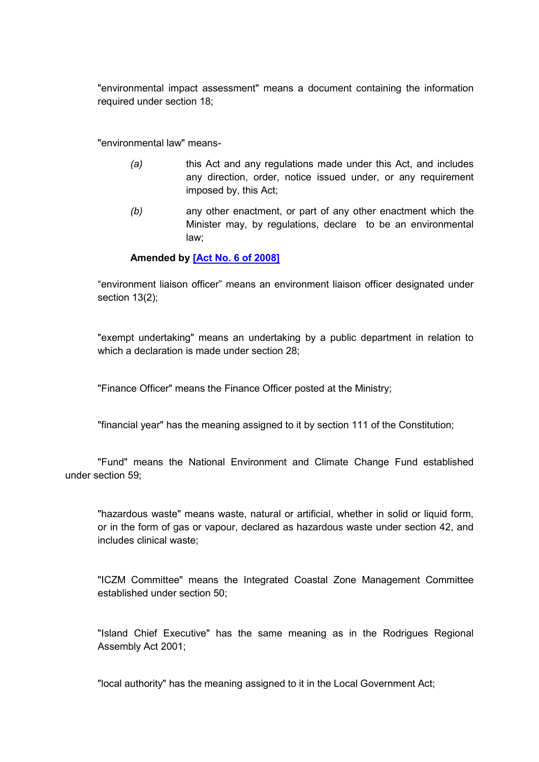"environmental impact assessment" means a document containing the information required under section 18;

"environmental law" means-

*(a)* this Act and any regulations made under this Act, and includes any direction, order, notice issued under, or any requirement imposed by, this Act;

*(b)* any other enactment, or part of any other enactment which the Minister may, by regulations, declare to be an environmental law;

**Amended by [Act No. 6 of 2008]**

"environment liaison officer" means an environment liaison officer designated under section 13(2);

"exempt undertaking" means an undertaking by a public department in relation to which a declaration is made under section 28;

"Finance Officer" means the Finance Officer posted at the Ministry;

"financial year" has the meaning assigned to it by section 111 of the Constitution;

"Fund" means the National Environment and Climate Change Fund established under section 59;

"hazardous waste" means waste, natural or artificial, whether in solid or liquid form, or in the form of gas or vapour, declared as hazardous waste under section 42, and includes clinical waste;

"ICZM Committee" means the Integrated Coastal Zone Management Committee established under section 50;

"Island Chief Executive" has the same meaning as in the Rodrigues Regional Assembly Act 2001;

"local authority" has the meaning assigned to it in the Local Government Act;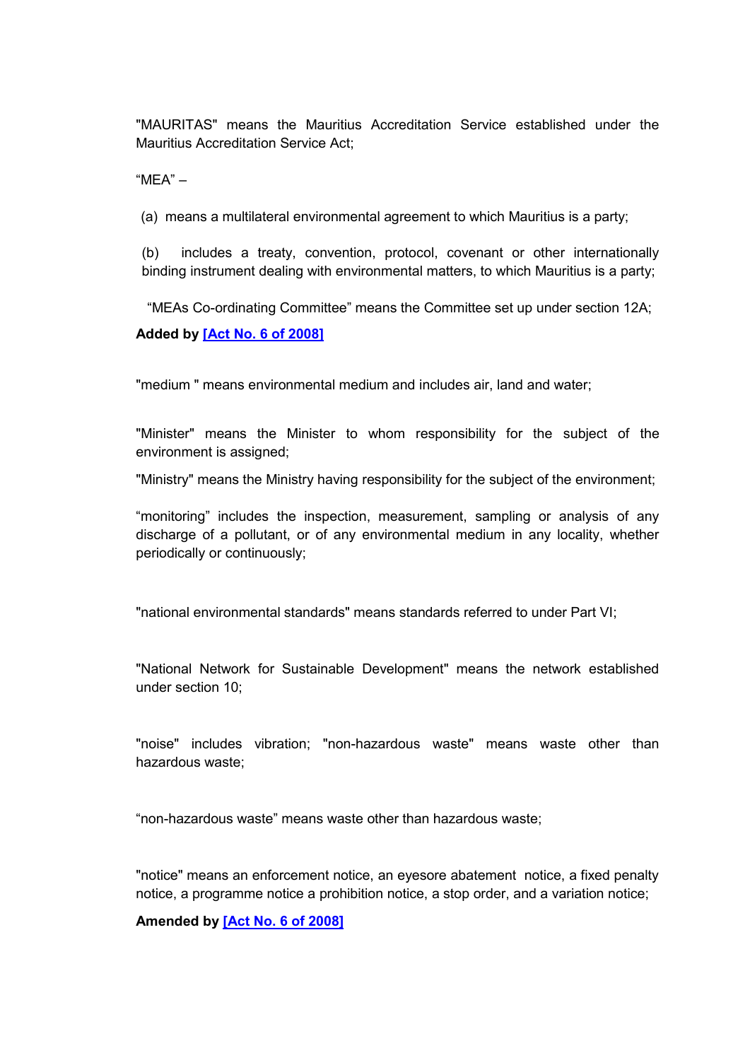"MAURITAS" means the Mauritius Accreditation Service established under the Mauritius Accreditation Service Act;

“MEA” –

(a) means a multilateral environmental agreement to which Mauritius is a party;

(b) includes a treaty, convention, protocol, covenant or other internationally binding instrument dealing with environmental matters, to which Mauritius is a party;

“MEAs Co-ordinating Committee” means the Committee set up under section 12A;

**Added by [Act No. 6 of 2008]**

"medium " means environmental medium and includes air, land and water;

"Minister" means the Minister to whom responsibility for the subject of the environment is assigned;

"Ministry" means the Ministry having responsibility for the subject of the environment;

“monitoring” includes the inspection, measurement, sampling or analysis of any discharge of a pollutant, or of any environmental medium in any locality, whether periodically or continuously;

"national environmental standards" means standards referred to under Part VI;

"National Network for Sustainable Development" means the network established under section 10;

"noise" includes vibration; "non-hazardous waste" means waste other than hazardous waste;

“non-hazardous waste” means waste other than hazardous waste;

"notice" means an enforcement notice, an eyesore abatement notice, a fixed penalty notice, a programme notice a prohibition notice, a stop order, and a variation notice;

**Amended by [Act No. 6 of 2008]**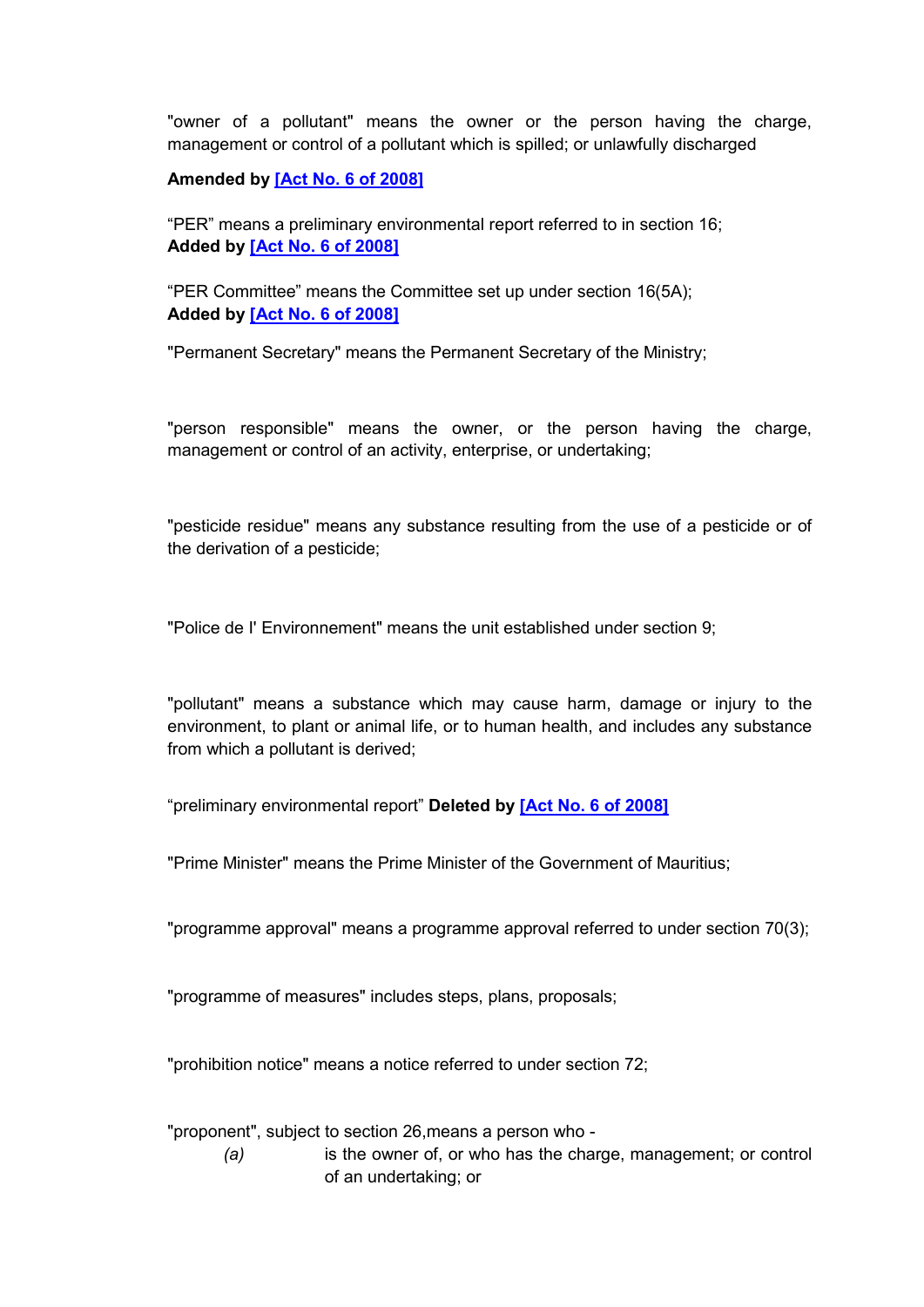"owner of a pollutant" means the owner or the person having the charge, management or control of a pollutant which is spilled; or unlawfully discharged

**Amended by [Act No. 6 of 2008]**

“PER” means a preliminary environmental report referred to in section 16;
**Added by [Act No. 6 of 2008]**

“PER Committee” means the Committee set up under section 16(5A);
**Added by [Act No. 6 of 2008]**

"Permanent Secretary" means the Permanent Secretary of the Ministry;

"person responsible" means the owner, or the person having the charge, management or control of an activity, enterprise, or undertaking;

"pesticide residue" means any substance resulting from the use of a pesticide or of the derivation of a pesticide;

"Police de l' Environnement" means the unit established under section 9;

"pollutant" means a substance which may cause harm, damage or injury to the environment, to plant or animal life, or to human health, and includes any substance from which a pollutant is derived;

“preliminary environmental report” **Deleted by [Act No. 6 of 2008]**

"Prime Minister" means the Prime Minister of the Government of Mauritius;

"programme approval" means a programme approval referred to under section 70(3);

"programme of measures" includes steps, plans, proposals;

"prohibition notice" means a notice referred to under section 72;

"proponent", subject to section 26,means a person who -

*(a)* is the owner of, or who has the charge, management; or control of an undertaking; or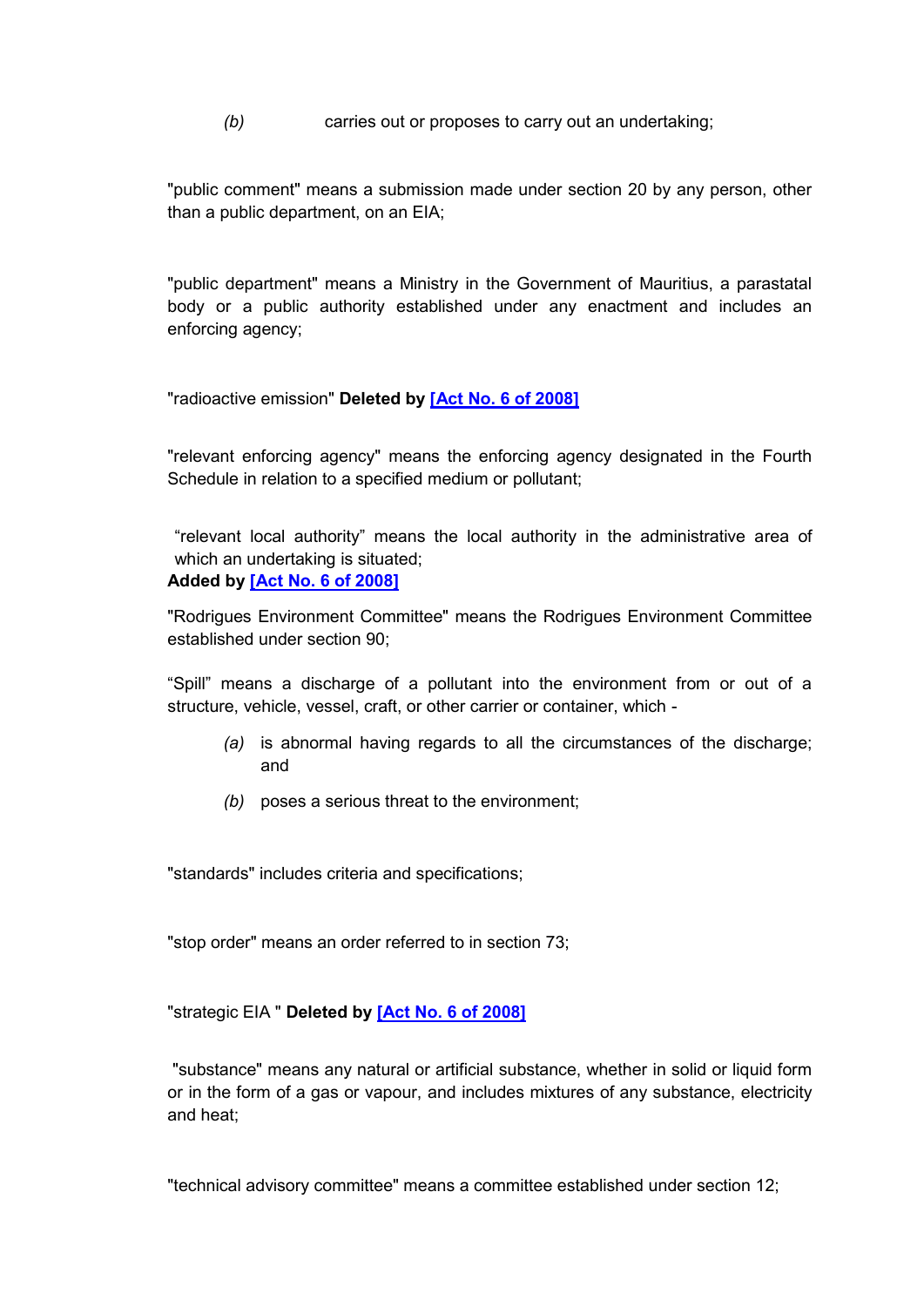*(b)* carries out or proposes to carry out an undertaking;

"public comment" means a submission made under section 20 by any person, other than a public department, on an EIA;

"public department" means a Ministry in the Government of Mauritius, a parastatal body or a public authority established under any enactment and includes an enforcing agency;

"radioactive emission" **Deleted by [Act No. 6 of 2008]**

"relevant enforcing agency" means the enforcing agency designated in the Fourth Schedule in relation to a specified medium or pollutant;

"relevant local authority" means the local authority in the administrative area of which an undertaking is situated;
**Added by [Act No. 6 of 2008]**

"Rodrigues Environment Committee" means the Rodrigues Environment Committee established under section 90;

"Spill" means a discharge of a pollutant into the environment from or out of a structure, vehicle, vessel, craft, or other carrier or container, which -

*(a)* is abnormal having regards to all the circumstances of the discharge; and

*(b)* poses a serious threat to the environment;

"standards" includes criteria and specifications;

"stop order" means an order referred to in section 73;

"strategic EIA " **Deleted by [Act No. 6 of 2008]**

"substance" means any natural or artificial substance, whether in solid or liquid form or in the form of a gas or vapour, and includes mixtures of any substance, electricity and heat;

"technical advisory committee" means a committee established under section 12;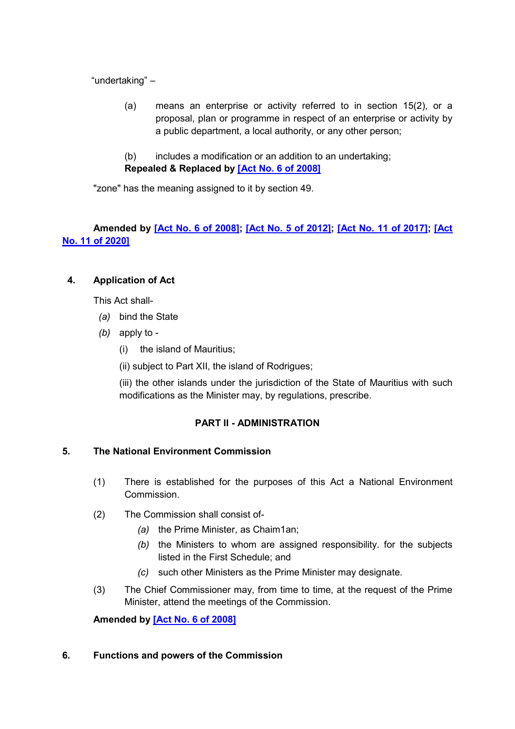"undertaking" –

(a) means an enterprise or activity referred to in section 15(2), or a proposal, plan or programme in respect of an enterprise or activity by a public department, a local authority, or any other person;

(b) includes a modification or an addition to an undertaking;

**Repealed & Replaced by [Act No. 6 of 2008]**

"zone" has the meaning assigned to it by section 49.

**Amended by [Act No. 6 of 2008]; [Act No. 5 of 2012]; [Act No. 11 of 2017]; [Act No. 11 of 2020]**

### 4. Application of Act

This Act shall-

*(a)* bind the State

*(b)* apply to -

(i) the island of Mauritius;

(ii) subject to Part XII, the island of Rodrigues;

(iii) the other islands under the jurisdiction of the State of Mauritius with such modifications as the Minister may, by regulations, prescribe.

## PART II - ADMINISTRATION

### 5. The National Environment Commission

(1) There is established for the purposes of this Act a National Environment Commission.

(2) The Commission shall consist of-

*(a)* the Prime Minister, as Chaim1an;

*(b)* the Ministers to whom are assigned responsibility. for the subjects listed in the First Schedule; and

*(c)* such other Ministers as the Prime Minister may designate.

(3) The Chief Commissioner may, from time to time, at the request of the Prime Minister, attend the meetings of the Commission.

**Amended by [Act No. 6 of 2008]**

### 6. Functions and powers of the Commission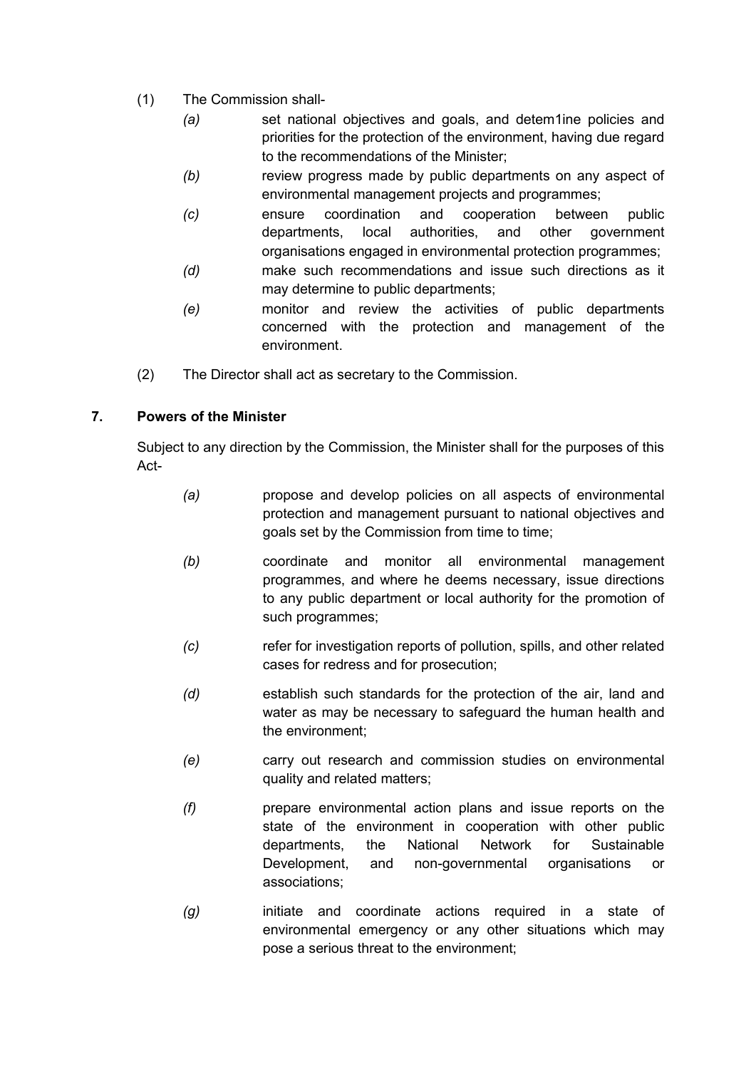(1) The Commission shall-

*(a)* set national objectives and goals, and detem1ine policies and priorities for the protection of the environment, having due regard to the recommendations of the Minister;

*(b)* review progress made by public departments on any aspect of environmental management projects and programmes;

*(c)* ensure coordination and cooperation between public departments, local authorities, and other government organisations engaged in environmental protection programmes;

*(d)* make such recommendations and issue such directions as it may determine to public departments;

*(e)* monitor and review the activities of public departments concerned with the protection and management of the environment.

(2) The Director shall act as secretary to the Commission.

## 7. Powers of the Minister

Subject to any direction by the Commission, the Minister shall for the purposes of this Act-

*(a)* propose and develop policies on all aspects of environmental protection and management pursuant to national objectives and goals set by the Commission from time to time;

*(b)* coordinate and monitor all environmental management programmes, and where he deems necessary, issue directions to any public department or local authority for the promotion of such programmes;

*(c)* refer for investigation reports of pollution, spills, and other related cases for redress and for prosecution;

*(d)* establish such standards for the protection of the air, land and water as may be necessary to safeguard the human health and the environment;

*(e)* carry out research and commission studies on environmental quality and related matters;

*(f)* prepare environmental action plans and issue reports on the state of the environment in cooperation with other public departments, the National Network for Sustainable Development, and non-governmental organisations or associations;

*(g)* initiate and coordinate actions required in a state of environmental emergency or any other situations which may pose a serious threat to the environment;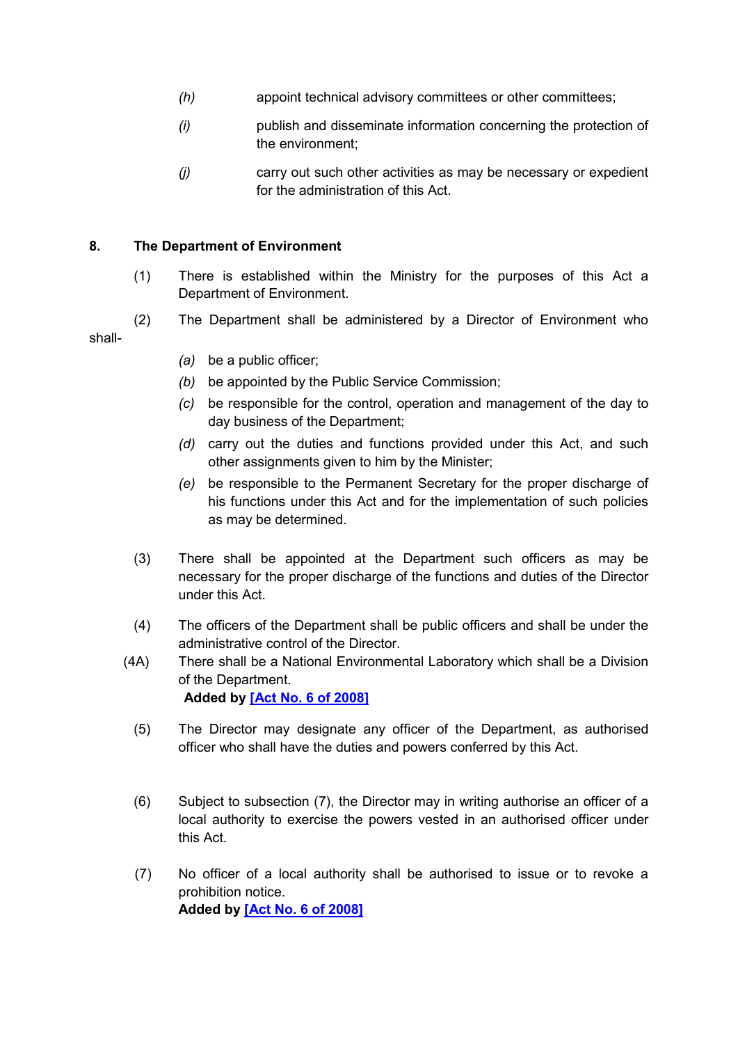*(h)* appoint technical advisory committees or other committees;

*(i)* publish and disseminate information concerning the protection of the environment;

*(j)* carry out such other activities as may be necessary or expedient for the administration of this Act.

**8. The Department of Environment**

(1) There is established within the Ministry for the purposes of this Act a Department of Environment.

(2) The Department shall be administered by a Director of Environment who shall-

*(a)* be a public officer;

*(b)* be appointed by the Public Service Commission;

*(c)* be responsible for the control, operation and management of the day to day business of the Department;

*(d)* carry out the duties and functions provided under this Act, and such other assignments given to him by the Minister;

*(e)* be responsible to the Permanent Secretary for the proper discharge of his functions under this Act and for the implementation of such policies as may be determined.

(3) There shall be appointed at the Department such officers as may be necessary for the proper discharge of the functions and duties of the Director under this Act.

(4) The officers of the Department shall be public officers and shall be under the administrative control of the Director.

(4A) There shall be a National Environmental Laboratory which shall be a Division of the Department.
**Added by [Act No. 6 of 2008]**

(5) The Director may designate any officer of the Department, as authorised officer who shall have the duties and powers conferred by this Act.

(6) Subject to subsection (7), the Director may in writing authorise an officer of a local authority to exercise the powers vested in an authorised officer under this Act.

(7) No officer of a local authority shall be authorised to issue or to revoke a prohibition notice.
**Added by [Act No. 6 of 2008]**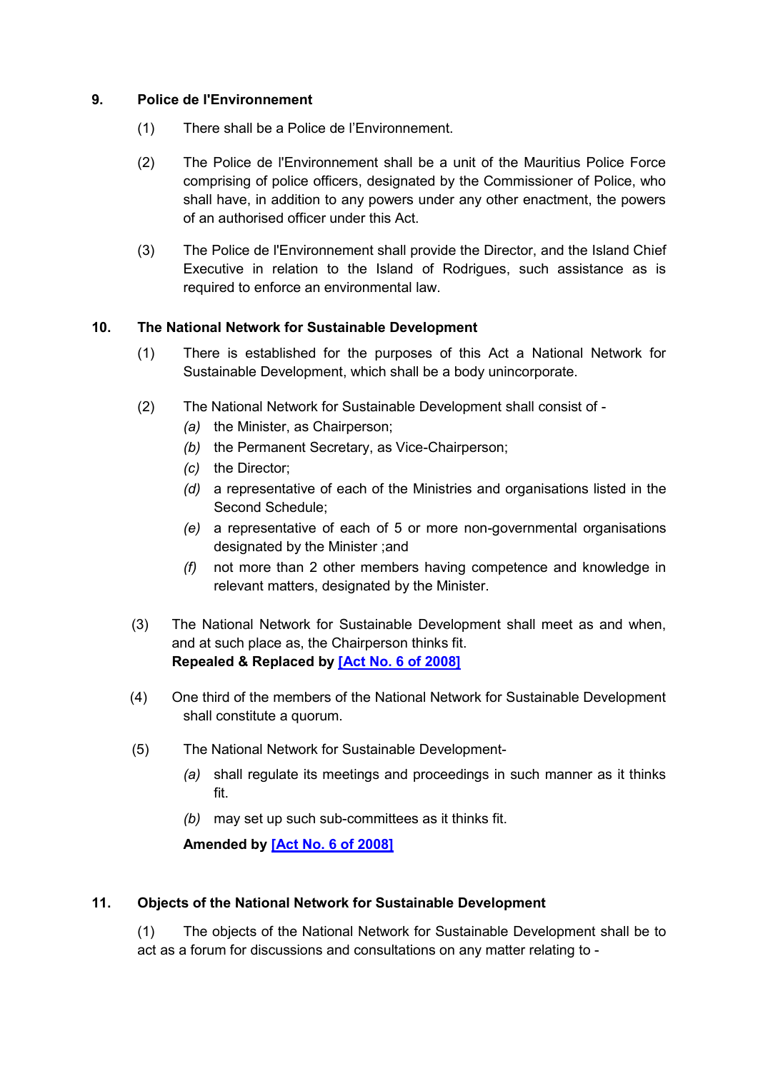**9. Police de l'Environnement**

(1) There shall be a Police de l'Environnement.

(2) The Police de l'Environnement shall be a unit of the Mauritius Police Force comprising of police officers, designated by the Commissioner of Police, who shall have, in addition to any powers under any other enactment, the powers of an authorised officer under this Act.

(3) The Police de l'Environnement shall provide the Director, and the Island Chief Executive in relation to the Island of Rodrigues, such assistance as is required to enforce an environmental law.

**10. The National Network for Sustainable Development**

(1) There is established for the purposes of this Act a National Network for Sustainable Development, which shall be a body unincorporate.

(2) The National Network for Sustainable Development shall consist of -

*(a)* the Minister, as Chairperson;

*(b)* the Permanent Secretary, as Vice-Chairperson;

*(c)* the Director;

*(d)* a representative of each of the Ministries and organisations listed in the Second Schedule;

*(e)* a representative of each of 5 or more non-governmental organisations designated by the Minister ;and

*(f)* not more than 2 other members having competence and knowledge in relevant matters, designated by the Minister.

(3) The National Network for Sustainable Development shall meet as and when, and at such place as, the Chairperson thinks fit.
**Repealed & Replaced by [Act No. 6 of 2008]**

(4) One third of the members of the National Network for Sustainable Development shall constitute a quorum.

(5) The National Network for Sustainable Development-

*(a)* shall regulate its meetings and proceedings in such manner as it thinks fit.

*(b)* may set up such sub-committees as it thinks fit.

**Amended by [Act No. 6 of 2008]**

**11. Objects of the National Network for Sustainable Development**

(1) The objects of the National Network for Sustainable Development shall be to act as a forum for discussions and consultations on any matter relating to -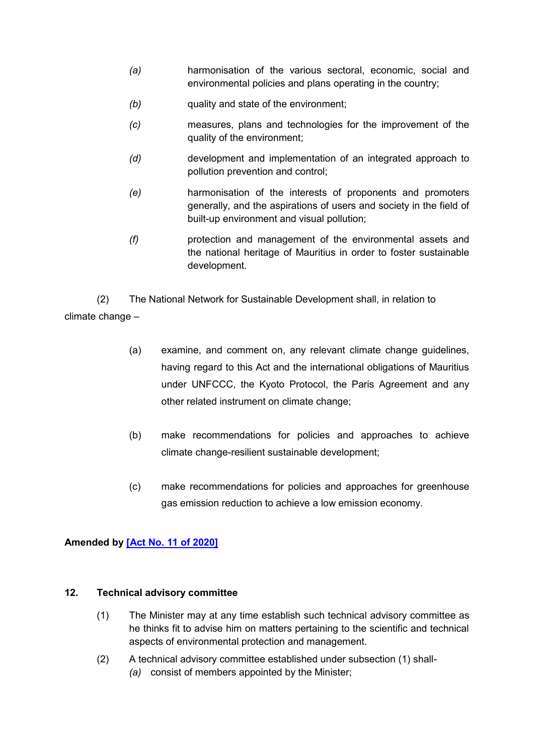*(a)* harmonisation of the various sectoral, economic, social and environmental policies and plans operating in the country;

*(b)* quality and state of the environment;

*(c)* measures, plans and technologies for the improvement of the quality of the environment;

*(d)* development and implementation of an integrated approach to pollution prevention and control;

*(e)* harmonisation of the interests of proponents and promoters generally, and the aspirations of users and society in the field of built-up environment and visual pollution;

*(f)* protection and management of the environmental assets and the national heritage of Mauritius in order to foster sustainable development.

(2) The National Network for Sustainable Development shall, in relation to climate change –

(a) examine, and comment on, any relevant climate change guidelines, having regard to this Act and the international obligations of Mauritius under UNFCCC, the Kyoto Protocol, the Paris Agreement and any other related instrument on climate change;

(b) make recommendations for policies and approaches to achieve climate change-resilient sustainable development;

(c) make recommendations for policies and approaches for greenhouse gas emission reduction to achieve a low emission economy.

**Amended by [Act No. 11 of 2020]**

**12. Technical advisory committee**

(1) The Minister may at any time establish such technical advisory committee as he thinks fit to advise him on matters pertaining to the scientific and technical aspects of environmental protection and management.

(2) A technical advisory committee established under subsection (1) shall-

*(a)* consist of members appointed by the Minister;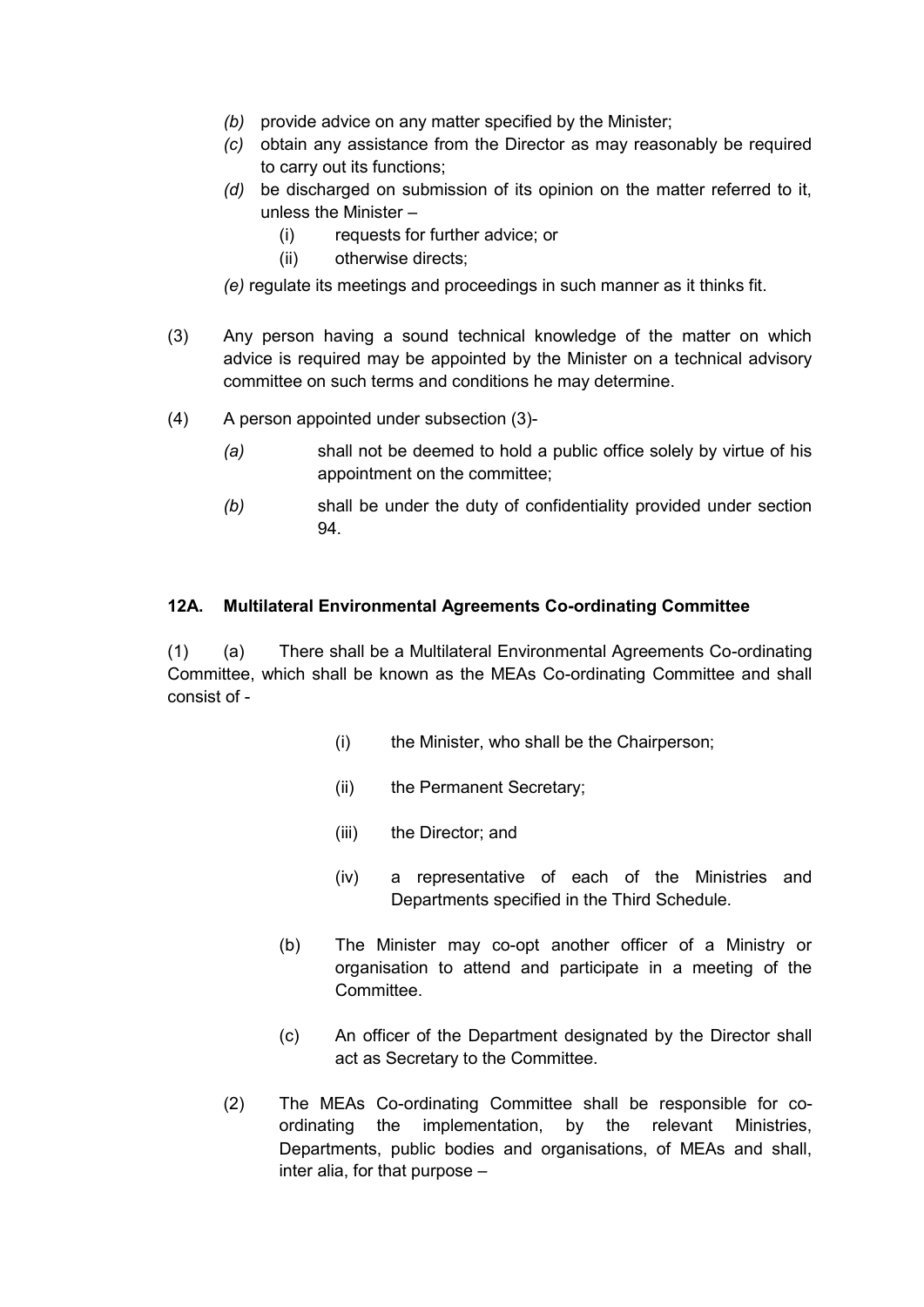- *(b)* provide advice on any matter specified by the Minister;
- *(c)* obtain any assistance from the Director as may reasonably be required to carry out its functions;
- *(d)* be discharged on submission of its opinion on the matter referred to it, unless the Minister –
  - (i) requests for further advice; or
  - (ii) otherwise directs;
- *(e)* regulate its meetings and proceedings in such manner as it thinks fit.

(3) Any person having a sound technical knowledge of the matter on which advice is required may be appointed by the Minister on a technical advisory committee on such terms and conditions he may determine.

(4) A person appointed under subsection (3)-

- *(a)* shall not be deemed to hold a public office solely by virtue of his appointment on the committee;
- *(b)* shall be under the duty of confidentiality provided under section 94.

**12A. Multilateral Environmental Agreements Co-ordinating Committee**

(1) (a) There shall be a Multilateral Environmental Agreements Co-ordinating Committee, which shall be known as the MEAs Co-ordinating Committee and shall consist of -

- (i) the Minister, who shall be the Chairperson;
- (ii) the Permanent Secretary;
- (iii) the Director; and
- (iv) a representative of each of the Ministries and Departments specified in the Third Schedule.

(b) The Minister may co-opt another officer of a Ministry or organisation to attend and participate in a meeting of the Committee.

(c) An officer of the Department designated by the Director shall act as Secretary to the Committee.

(2) The MEAs Co-ordinating Committee shall be responsible for co-ordinating the implementation, by the relevant Ministries, Departments, public bodies and organisations, of MEAs and shall, inter alia, for that purpose –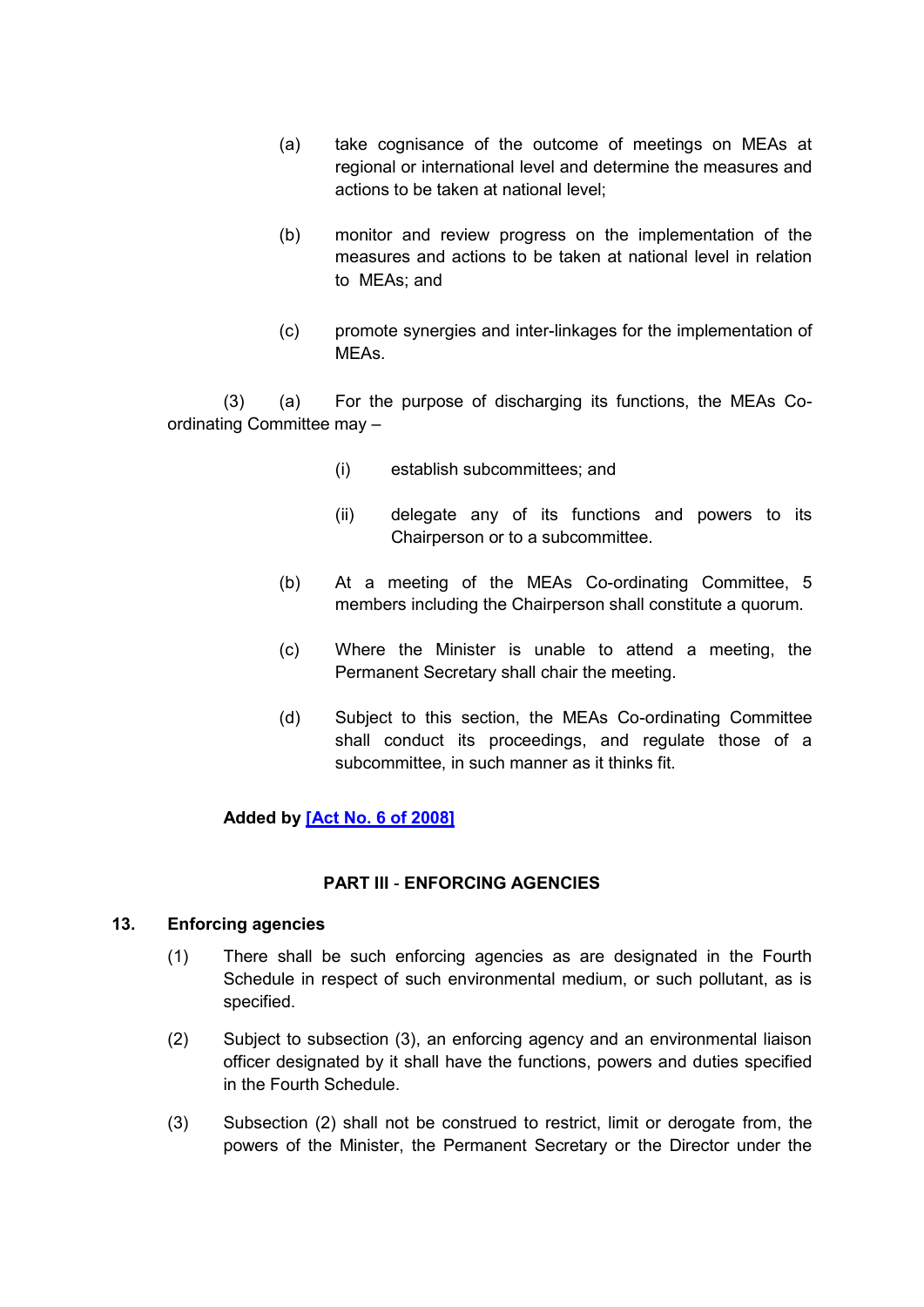(a) take cognisance of the outcome of meetings on MEAs at regional or international level and determine the measures and actions to be taken at national level;

(b) monitor and review progress on the implementation of the measures and actions to be taken at national level in relation to MEAs; and

(c) promote synergies and inter-linkages for the implementation of MEAs.

(3) (a) For the purpose of discharging its functions, the MEAs Co-ordinating Committee may –

(i) establish subcommittees; and

(ii) delegate any of its functions and powers to its Chairperson or to a subcommittee.

(b) At a meeting of the MEAs Co-ordinating Committee, 5 members including the Chairperson shall constitute a quorum.

(c) Where the Minister is unable to attend a meeting, the Permanent Secretary shall chair the meeting.

(d) Subject to this section, the MEAs Co-ordinating Committee shall conduct its proceedings, and regulate those of a subcommittee, in such manner as it thinks fit.

**Added by [Act No. 6 of 2008]**

## PART III - ENFORCING AGENCIES

### 13. Enforcing agencies

(1) There shall be such enforcing agencies as are designated in the Fourth Schedule in respect of such environmental medium, or such pollutant, as is specified.

(2) Subject to subsection (3), an enforcing agency and an environmental liaison officer designated by it shall have the functions, powers and duties specified in the Fourth Schedule.

(3) Subsection (2) shall not be construed to restrict, limit or derogate from, the powers of the Minister, the Permanent Secretary or the Director under the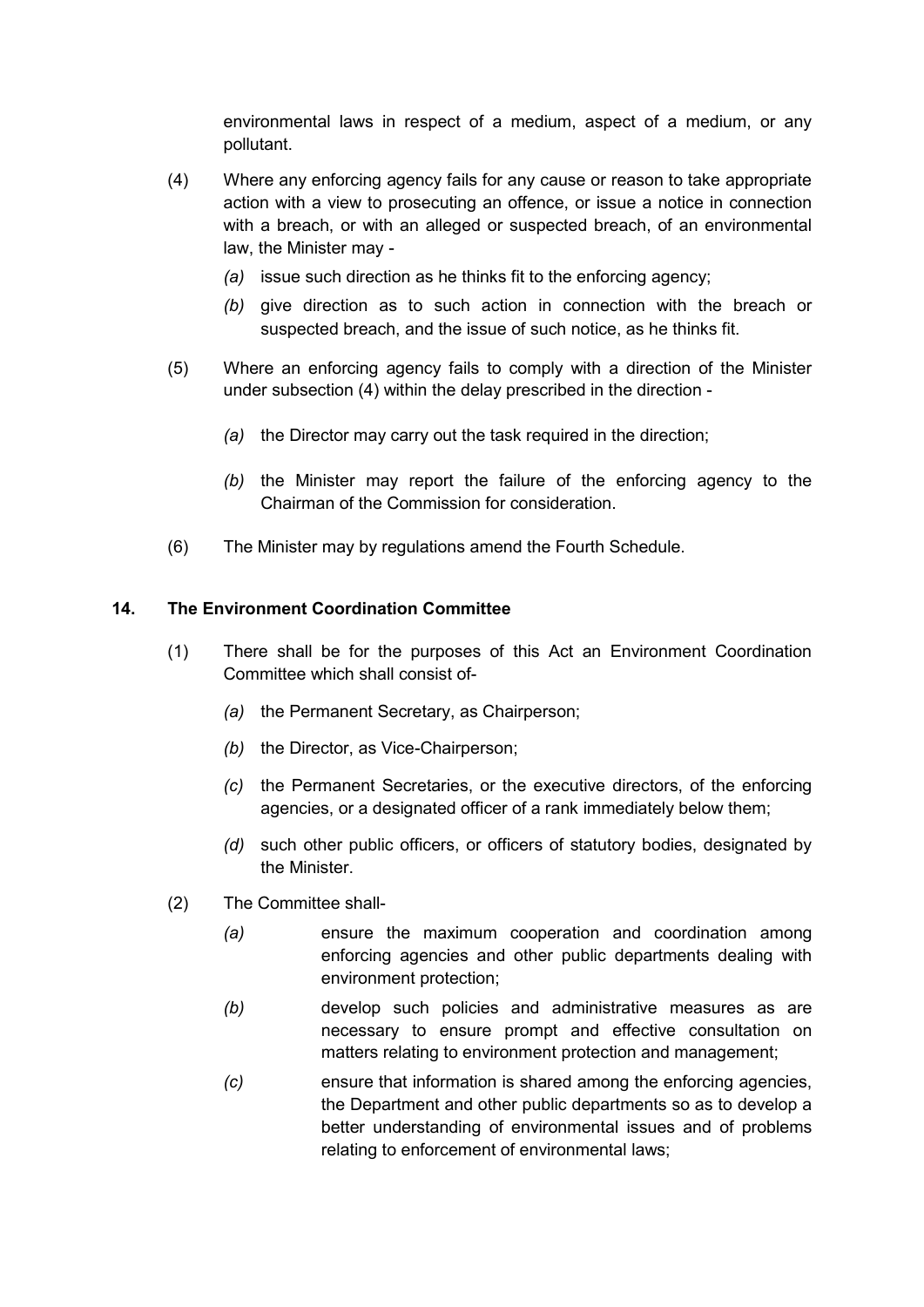environmental laws in respect of a medium, aspect of a medium, or any pollutant.

(4) Where any enforcing agency fails for any cause or reason to take appropriate action with a view to prosecuting an offence, or issue a notice in connection with a breach, or with an alleged or suspected breach, of an environmental law, the Minister may -

*(a)* issue such direction as he thinks fit to the enforcing agency;

*(b)* give direction as to such action in connection with the breach or suspected breach, and the issue of such notice, as he thinks fit.

(5) Where an enforcing agency fails to comply with a direction of the Minister under subsection (4) within the delay prescribed in the direction -

*(a)* the Director may carry out the task required in the direction;

*(b)* the Minister may report the failure of the enforcing agency to the Chairman of the Commission for consideration.

(6) The Minister may by regulations amend the Fourth Schedule.

**14. The Environment Coordination Committee**

(1) There shall be for the purposes of this Act an Environment Coordination Committee which shall consist of-

*(a)* the Permanent Secretary, as Chairperson;

*(b)* the Director, as Vice-Chairperson;

*(c)* the Permanent Secretaries, or the executive directors, of the enforcing agencies, or a designated officer of a rank immediately below them;

*(d)* such other public officers, or officers of statutory bodies, designated by the Minister.

(2) The Committee shall-

*(a)* ensure the maximum cooperation and coordination among enforcing agencies and other public departments dealing with environment protection;

*(b)* develop such policies and administrative measures as are necessary to ensure prompt and effective consultation on matters relating to environment protection and management;

*(c)* ensure that information is shared among the enforcing agencies, the Department and other public departments so as to develop a better understanding of environmental issues and of problems relating to enforcement of environmental laws;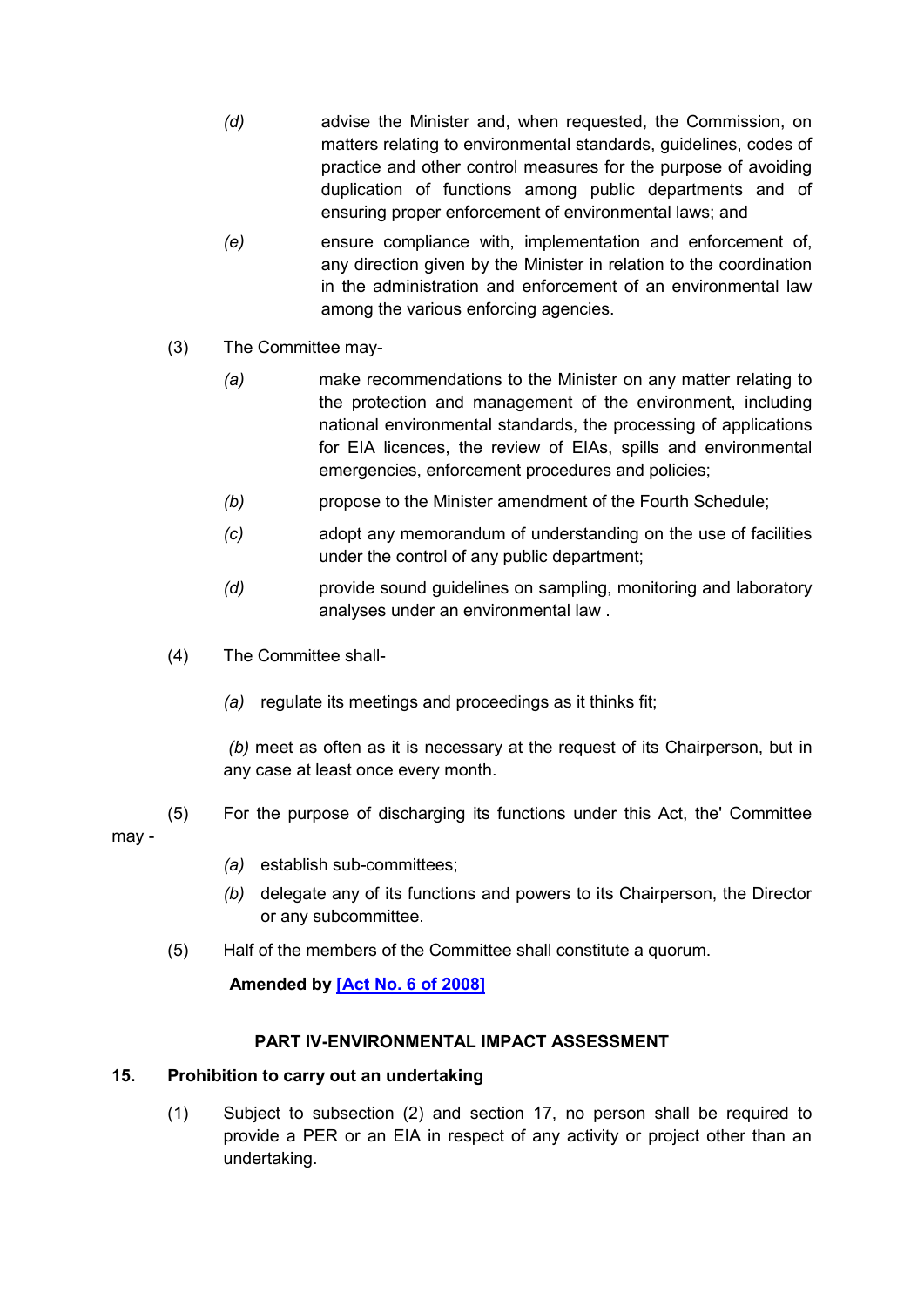(d) advise the Minister and, when requested, the Commission, on matters relating to environmental standards, guidelines, codes of practice and other control measures for the purpose of avoiding duplication of functions among public departments and of ensuring proper enforcement of environmental laws; and

(e) ensure compliance with, implementation and enforcement of, any direction given by the Minister in relation to the coordination in the administration and enforcement of an environmental law among the various enforcing agencies.

(3) The Committee may-

(a) make recommendations to the Minister on any matter relating to the protection and management of the environment, including national environmental standards, the processing of applications for EIA licences, the review of EIAs, spills and environmental emergencies, enforcement procedures and policies;

(b) propose to the Minister amendment of the Fourth Schedule;

(c) adopt any memorandum of understanding on the use of facilities under the control of any public department;

(d) provide sound guidelines on sampling, monitoring and laboratory analyses under an environmental law .

(4) The Committee shall-

(a) regulate its meetings and proceedings as it thinks fit;

(b) meet as often as it is necessary at the request of its Chairperson, but in any case at least once every month.

(5) For the purpose of discharging its functions under this Act, the' Committee may -

(a) establish sub-committees;

(b) delegate any of its functions and powers to its Chairperson, the Director or any subcommittee.

(5) Half of the members of the Committee shall constitute a quorum.

**Amended by [Act No. 6 of 2008]**

## PART IV-ENVIRONMENTAL IMPACT ASSESSMENT

### 15. Prohibition to carry out an undertaking

(1) Subject to subsection (2) and section 17, no person shall be required to provide a PER or an EIA in respect of any activity or project other than an undertaking.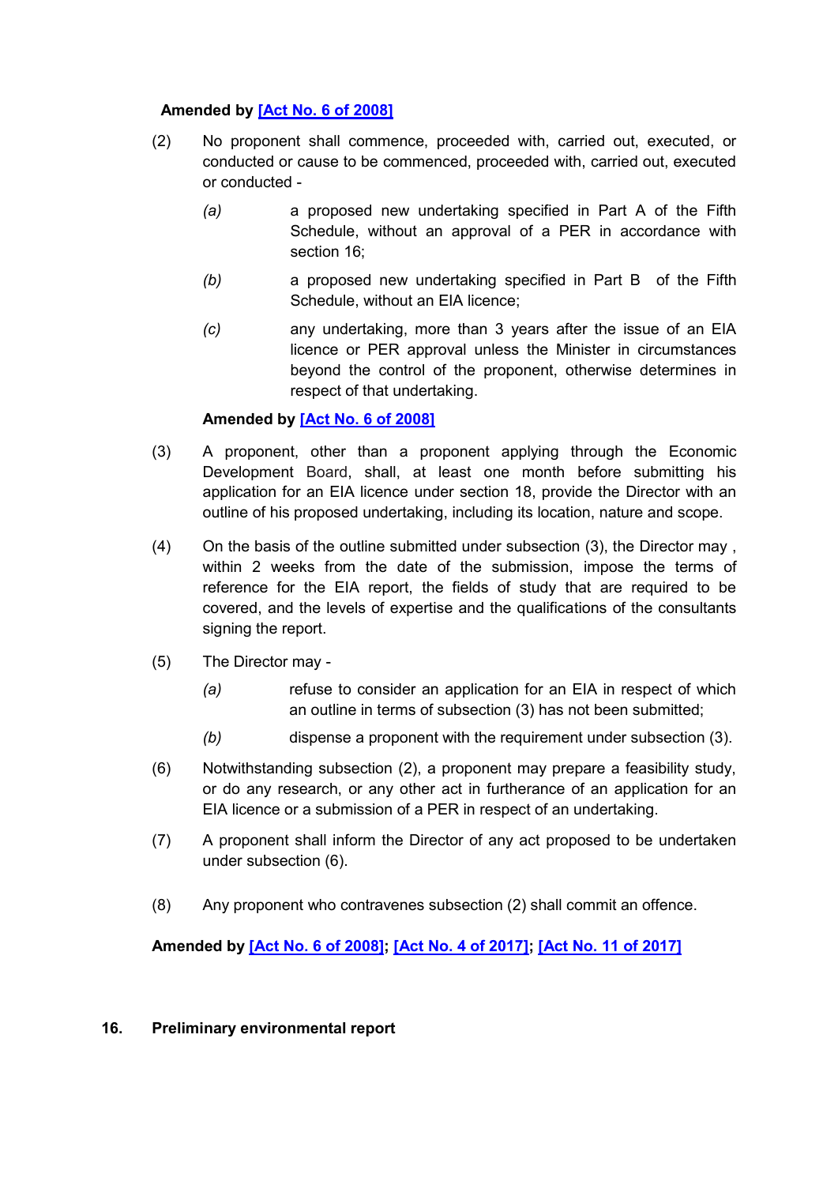**Amended by [Act No. 6 of 2008]**

(2) No proponent shall commence, proceeded with, carried out, executed, or conducted or cause to be commenced, proceeded with, carried out, executed or conducted -

*(a)* a proposed new undertaking specified in Part A of the Fifth Schedule, without an approval of a PER in accordance with section 16;

*(b)* a proposed new undertaking specified in Part B of the Fifth Schedule, without an EIA licence;

*(c)* any undertaking, more than 3 years after the issue of an EIA licence or PER approval unless the Minister in circumstances beyond the control of the proponent, otherwise determines in respect of that undertaking.

**Amended by [Act No. 6 of 2008]**

(3) A proponent, other than a proponent applying through the Economic Development Board, shall, at least one month before submitting his application for an EIA licence under section 18, provide the Director with an outline of his proposed undertaking, including its location, nature and scope.

(4) On the basis of the outline submitted under subsection (3), the Director may , within 2 weeks from the date of the submission, impose the terms of reference for the EIA report, the fields of study that are required to be covered, and the levels of expertise and the qualifications of the consultants signing the report.

(5) The Director may -

*(a)* refuse to consider an application for an EIA in respect of which an outline in terms of subsection (3) has not been submitted;

*(b)* dispense a proponent with the requirement under subsection (3).

(6) Notwithstanding subsection (2), a proponent may prepare a feasibility study, or do any research, or any other act in furtherance of an application for an EIA licence or a submission of a PER in respect of an undertaking.

(7) A proponent shall inform the Director of any act proposed to be undertaken under subsection (6).

(8) Any proponent who contravenes subsection (2) shall commit an offence.

**Amended by [Act No. 6 of 2008]; [Act No. 4 of 2017]; [Act No. 11 of 2017]**

## 16. Preliminary environmental report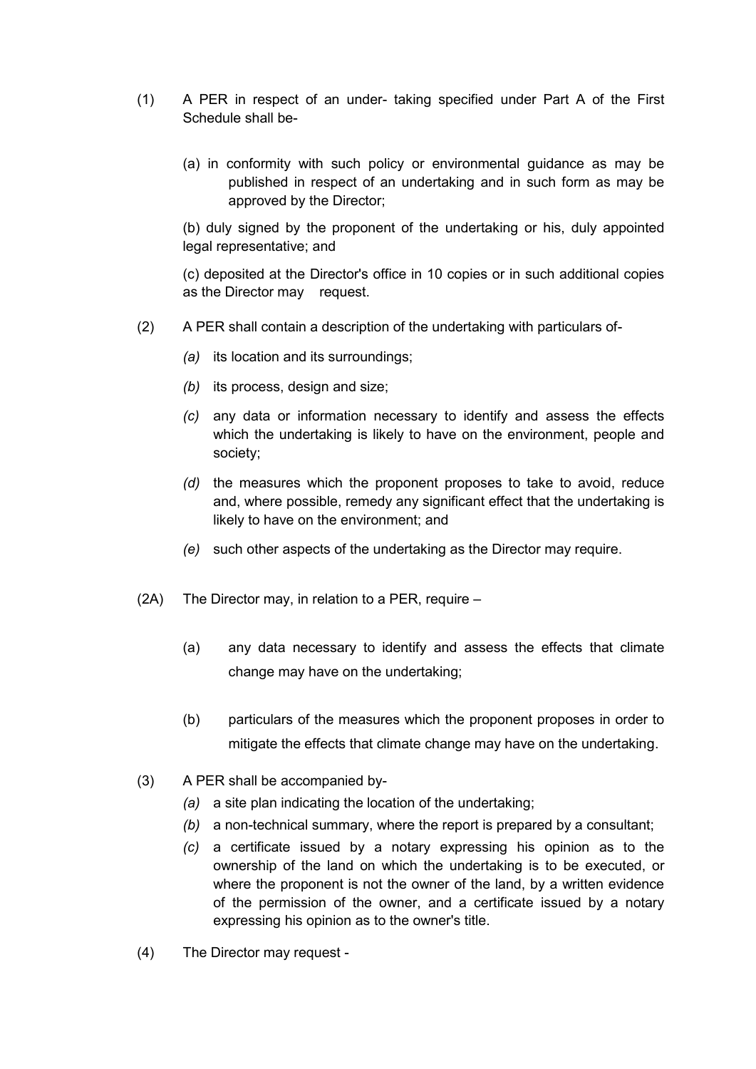(1) A PER in respect of an under- taking specified under Part A of the First Schedule shall be-

(a) in conformity with such policy or environmental guidance as may be published in respect of an undertaking and in such form as may be approved by the Director;

(b) duly signed by the proponent of the undertaking or his, duly appointed legal representative; and

(c) deposited at the Director's office in 10 copies or in such additional copies as the Director may request.

(2) A PER shall contain a description of the undertaking with particulars of-

*(a)* its location and its surroundings;

*(b)* its process, design and size;

*(c)* any data or information necessary to identify and assess the effects which the undertaking is likely to have on the environment, people and society;

*(d)* the measures which the proponent proposes to take to avoid, reduce and, where possible, remedy any significant effect that the undertaking is likely to have on the environment; and

*(e)* such other aspects of the undertaking as the Director may require.

(2A) The Director may, in relation to a PER, require –

(a) any data necessary to identify and assess the effects that climate change may have on the undertaking;

(b) particulars of the measures which the proponent proposes in order to mitigate the effects that climate change may have on the undertaking.

(3) A PER shall be accompanied by-

*(a)* a site plan indicating the location of the undertaking;

*(b)* a non-technical summary, where the report is prepared by a consultant;

*(c)* a certificate issued by a notary expressing his opinion as to the ownership of the land on which the undertaking is to be executed, or where the proponent is not the owner of the land, by a written evidence of the permission of the owner, and a certificate issued by a notary expressing his opinion as to the owner's title.

(4) The Director may request -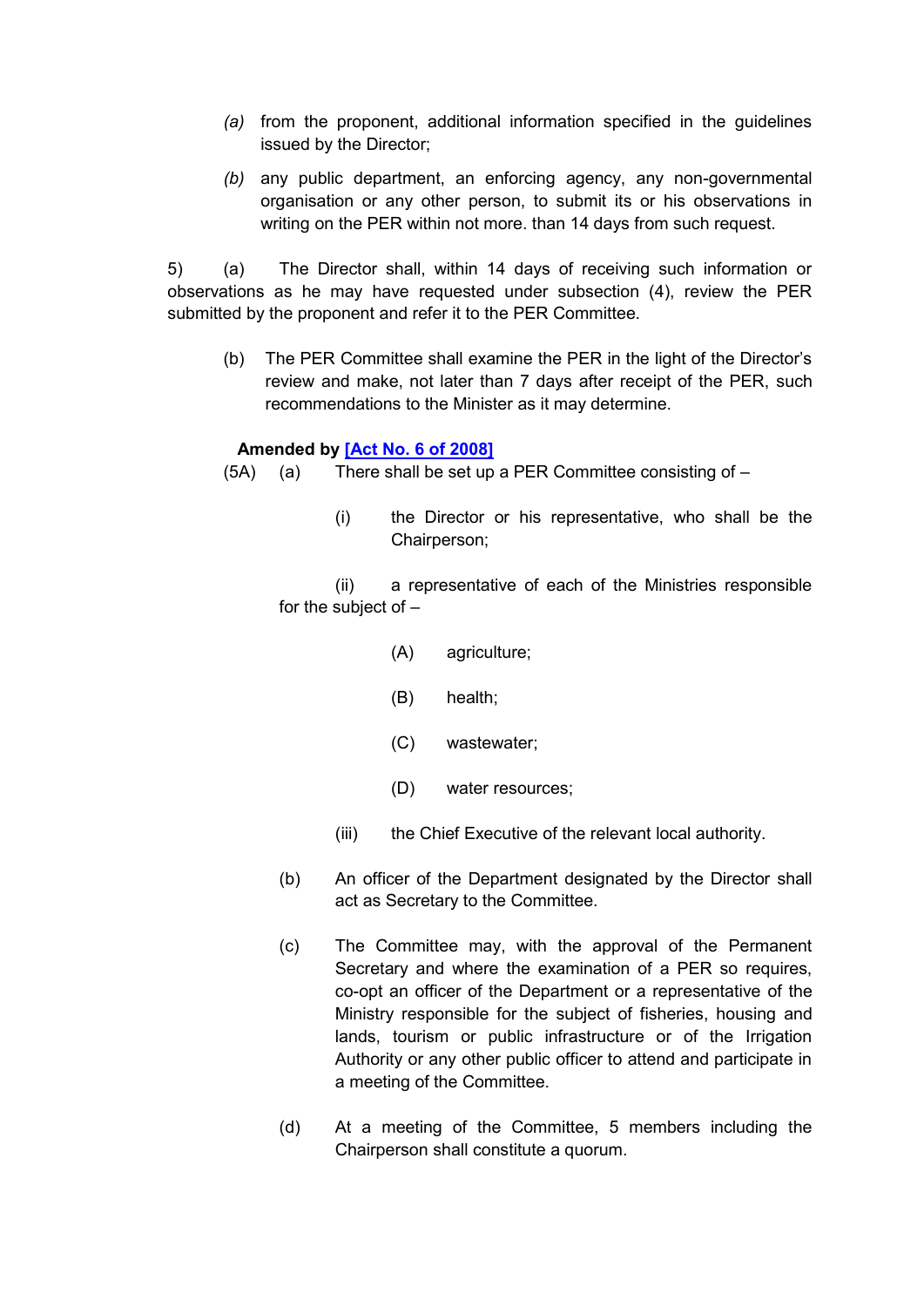*(a)* from the proponent, additional information specified in the guidelines issued by the Director;

*(b)* any public department, an enforcing agency, any non-governmental organisation or any other person, to submit its or his observations in writing on the PER within not more. than 14 days from such request.

5) (a) The Director shall, within 14 days of receiving such information or observations as he may have requested under subsection (4), review the PER submitted by the proponent and refer it to the PER Committee.

(b) The PER Committee shall examine the PER in the light of the Director's review and make, not later than 7 days after receipt of the PER, such recommendations to the Minister as it may determine.

**Amended by [Act No. 6 of 2008]**

(5A) (a) There shall be set up a PER Committee consisting of –

(i) the Director or his representative, who shall be the Chairperson;

(ii) a representative of each of the Ministries responsible for the subject of –

(A) agriculture;

(B) health;

(C) wastewater;

(D) water resources;

(iii) the Chief Executive of the relevant local authority.

(b) An officer of the Department designated by the Director shall act as Secretary to the Committee.

(c) The Committee may, with the approval of the Permanent Secretary and where the examination of a PER so requires, co-opt an officer of the Department or a representative of the Ministry responsible for the subject of fisheries, housing and lands, tourism or public infrastructure or of the Irrigation Authority or any other public officer to attend and participate in a meeting of the Committee.

(d) At a meeting of the Committee, 5 members including the Chairperson shall constitute a quorum.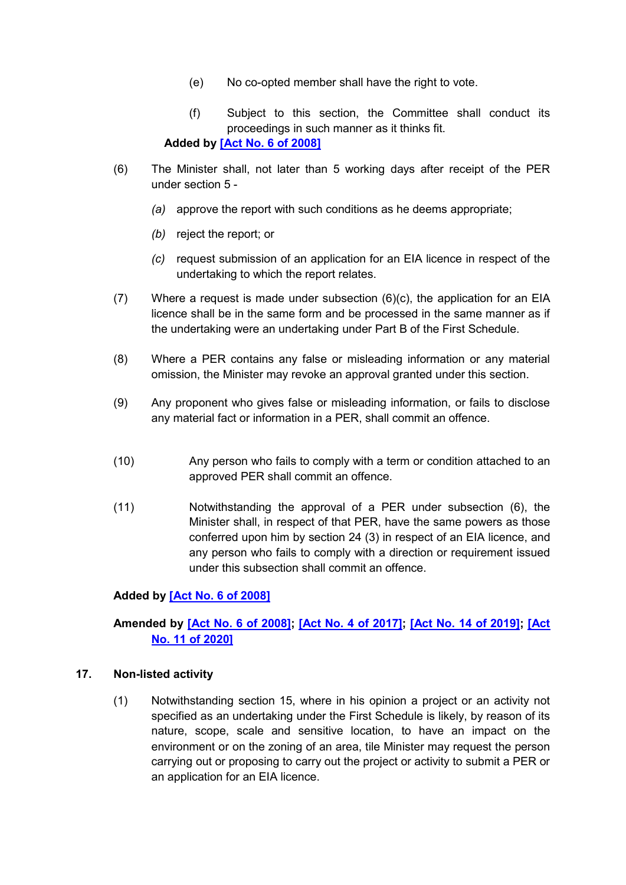(e) No co-opted member shall have the right to vote.

(f) Subject to this section, the Committee shall conduct its proceedings in such manner as it thinks fit.

**Added by [Act No. 6 of 2008]**

(6) The Minister shall, not later than 5 working days after receipt of the PER under section 5 -

*(a)* approve the report with such conditions as he deems appropriate;

*(b)* reject the report; or

*(c)* request submission of an application for an EIA licence in respect of the undertaking to which the report relates.

(7) Where a request is made under subsection (6)(c), the application for an EIA licence shall be in the same form and be processed in the same manner as if the undertaking were an undertaking under Part B of the First Schedule.

(8) Where a PER contains any false or misleading information or any material omission, the Minister may revoke an approval granted under this section.

(9) Any proponent who gives false or misleading information, or fails to disclose any material fact or information in a PER, shall commit an offence.

(10) Any person who fails to comply with a term or condition attached to an approved PER shall commit an offence.

(11) Notwithstanding the approval of a PER under subsection (6), the Minister shall, in respect of that PER, have the same powers as those conferred upon him by section 24 (3) in respect of an EIA licence, and any person who fails to comply with a direction or requirement issued under this subsection shall commit an offence.

**Added by [Act No. 6 of 2008]**

**Amended by [Act No. 6 of 2008]; [Act No. 4 of 2017]; [Act No. 14 of 2019]; [Act No. 11 of 2020]**

### 17. Non-listed activity

(1) Notwithstanding section 15, where in his opinion a project or an activity not specified as an undertaking under the First Schedule is likely, by reason of its nature, scope, scale and sensitive location, to have an impact on the environment or on the zoning of an area, tile Minister may request the person carrying out or proposing to carry out the project or activity to submit a PER or an application for an EIA licence.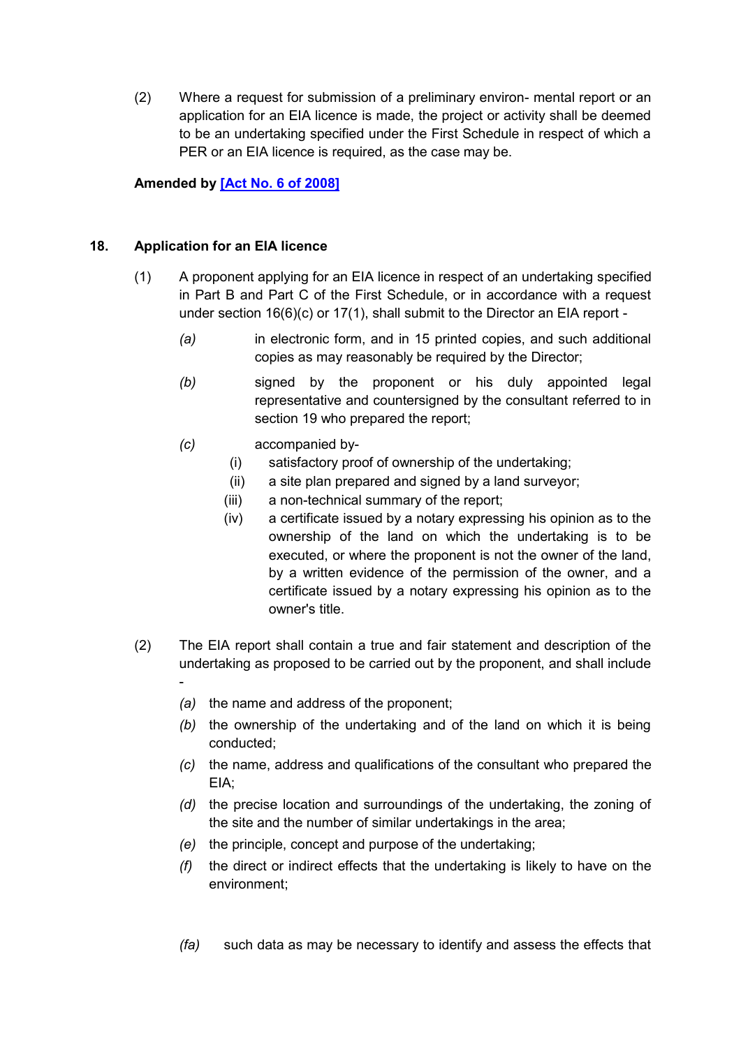(2) Where a request for submission of a preliminary environ- mental report or an application for an EIA licence is made, the project or activity shall be deemed to be an undertaking specified under the First Schedule in respect of which a PER or an EIA licence is required, as the case may be.

**Amended by [Act No. 6 of 2008]**

## 18. Application for an EIA licence

(1) A proponent applying for an EIA licence in respect of an undertaking specified in Part B and Part C of the First Schedule, or in accordance with a request under section 16(6)(c) or 17(1), shall submit to the Director an EIA report -

*(a)* in electronic form, and in 15 printed copies, and such additional copies as may reasonably be required by the Director;

*(b)* signed by the proponent or his duly appointed legal representative and countersigned by the consultant referred to in section 19 who prepared the report;

*(c)* accompanied by-

(i) satisfactory proof of ownership of the undertaking;

(ii) a site plan prepared and signed by a land surveyor;

(iii) a non-technical summary of the report;

(iv) a certificate issued by a notary expressing his opinion as to the ownership of the land on which the undertaking is to be executed, or where the proponent is not the owner of the land, by a written evidence of the permission of the owner, and a certificate issued by a notary expressing his opinion as to the owner's title.

(2) The EIA report shall contain a true and fair statement and description of the undertaking as proposed to be carried out by the proponent, and shall include -

*(a)* the name and address of the proponent;

*(b)* the ownership of the undertaking and of the land on which it is being conducted;

*(c)* the name, address and qualifications of the consultant who prepared the EIA;

*(d)* the precise location and surroundings of the undertaking, the zoning of the site and the number of similar undertakings in the area;

*(e)* the principle, concept and purpose of the undertaking;

*(f)* the direct or indirect effects that the undertaking is likely to have on the environment;

*(fa)* such data as may be necessary to identify and assess the effects that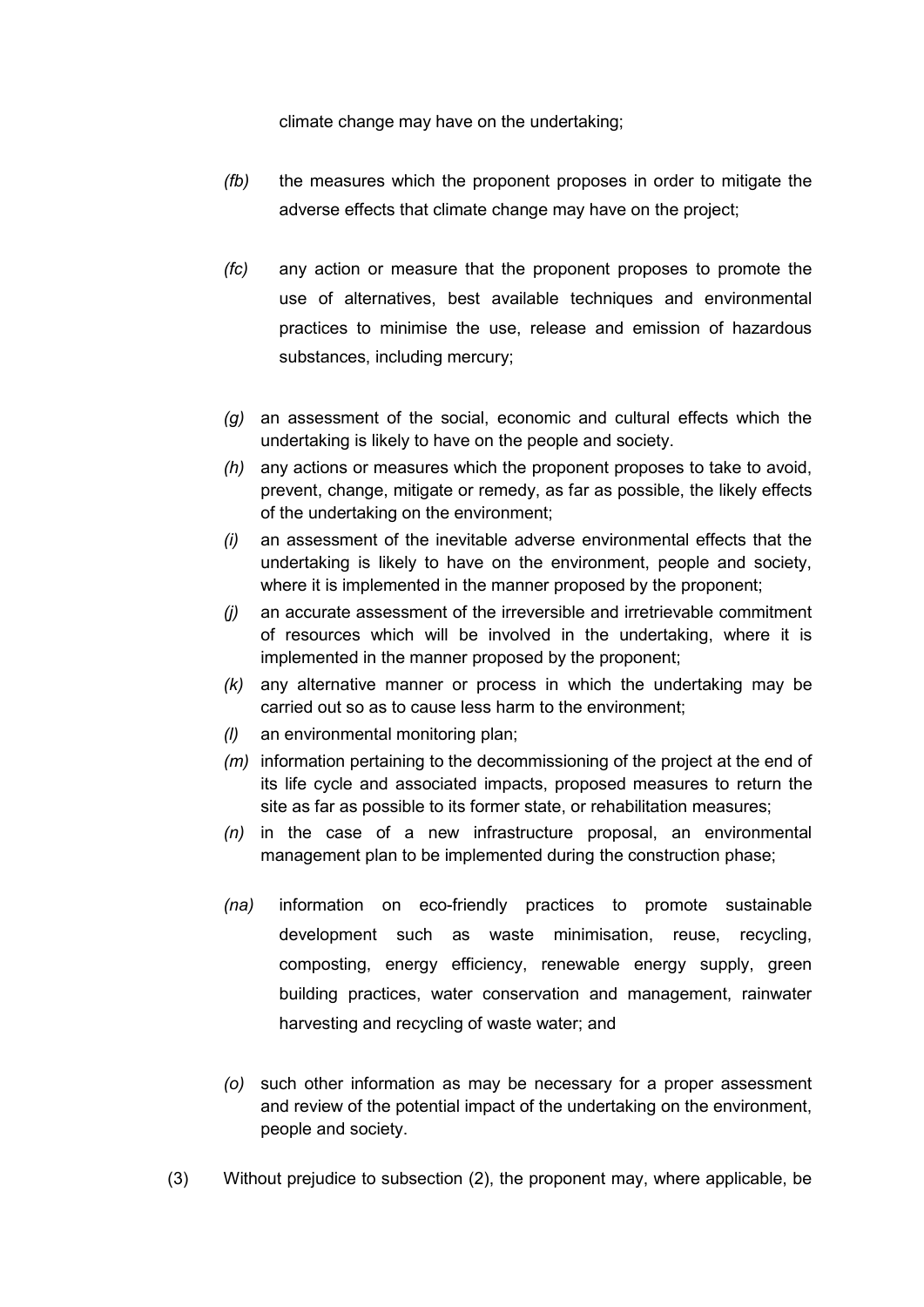climate change may have on the undertaking;

*(fb)* the measures which the proponent proposes in order to mitigate the adverse effects that climate change may have on the project;

*(fc)* any action or measure that the proponent proposes to promote the use of alternatives, best available techniques and environmental practices to minimise the use, release and emission of hazardous substances, including mercury;

*(g)* an assessment of the social, economic and cultural effects which the undertaking is likely to have on the people and society.

*(h)* any actions or measures which the proponent proposes to take to avoid, prevent, change, mitigate or remedy, as far as possible, the likely effects of the undertaking on the environment;

*(i)* an assessment of the inevitable adverse environmental effects that the undertaking is likely to have on the environment, people and society, where it is implemented in the manner proposed by the proponent;

*(j)* an accurate assessment of the irreversible and irretrievable commitment of resources which will be involved in the undertaking, where it is implemented in the manner proposed by the proponent;

*(k)* any alternative manner or process in which the undertaking may be carried out so as to cause less harm to the environment;

*(l)* an environmental monitoring plan;

*(m)* information pertaining to the decommissioning of the project at the end of its life cycle and associated impacts, proposed measures to return the site as far as possible to its former state, or rehabilitation measures;

*(n)* in the case of a new infrastructure proposal, an environmental management plan to be implemented during the construction phase;

*(na)* information on eco-friendly practices to promote sustainable development such as waste minimisation, reuse, recycling, composting, energy efficiency, renewable energy supply, green building practices, water conservation and management, rainwater harvesting and recycling of waste water; and

*(o)* such other information as may be necessary for a proper assessment and review of the potential impact of the undertaking on the environment, people and society.

(3) Without prejudice to subsection (2), the proponent may, where applicable, be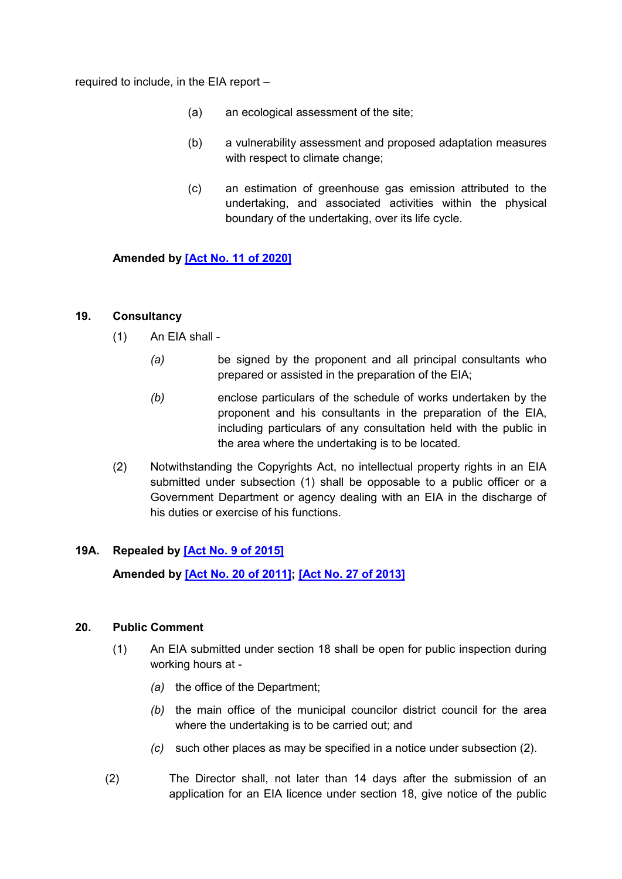required to include, in the EIA report –

(a) an ecological assessment of the site;

(b) a vulnerability assessment and proposed adaptation measures with respect to climate change;

(c) an estimation of greenhouse gas emission attributed to the undertaking, and associated activities within the physical boundary of the undertaking, over its life cycle.

**Amended by [Act No. 11 of 2020]**

## 19. Consultancy

(1) An EIA shall -

*(a)* be signed by the proponent and all principal consultants who prepared or assisted in the preparation of the EIA;

*(b)* enclose particulars of the schedule of works undertaken by the proponent and his consultants in the preparation of the EIA, including particulars of any consultation held with the public in the area where the undertaking is to be located.

(2) Notwithstanding the Copyrights Act, no intellectual property rights in an EIA submitted under subsection (1) shall be opposable to a public officer or a Government Department or agency dealing with an EIA in the discharge of his duties or exercise of his functions.

## 19A. Repealed by [Act No. 9 of 2015]

**Amended by [Act No. 20 of 2011]; [Act No. 27 of 2013]**

## 20. Public Comment

(1) An EIA submitted under section 18 shall be open for public inspection during working hours at -

*(a)* the office of the Department;

*(b)* the main office of the municipal councilor district council for the area where the undertaking is to be carried out; and

*(c)* such other places as may be specified in a notice under subsection (2).

(2) The Director shall, not later than 14 days after the submission of an application for an EIA licence under section 18, give notice of the public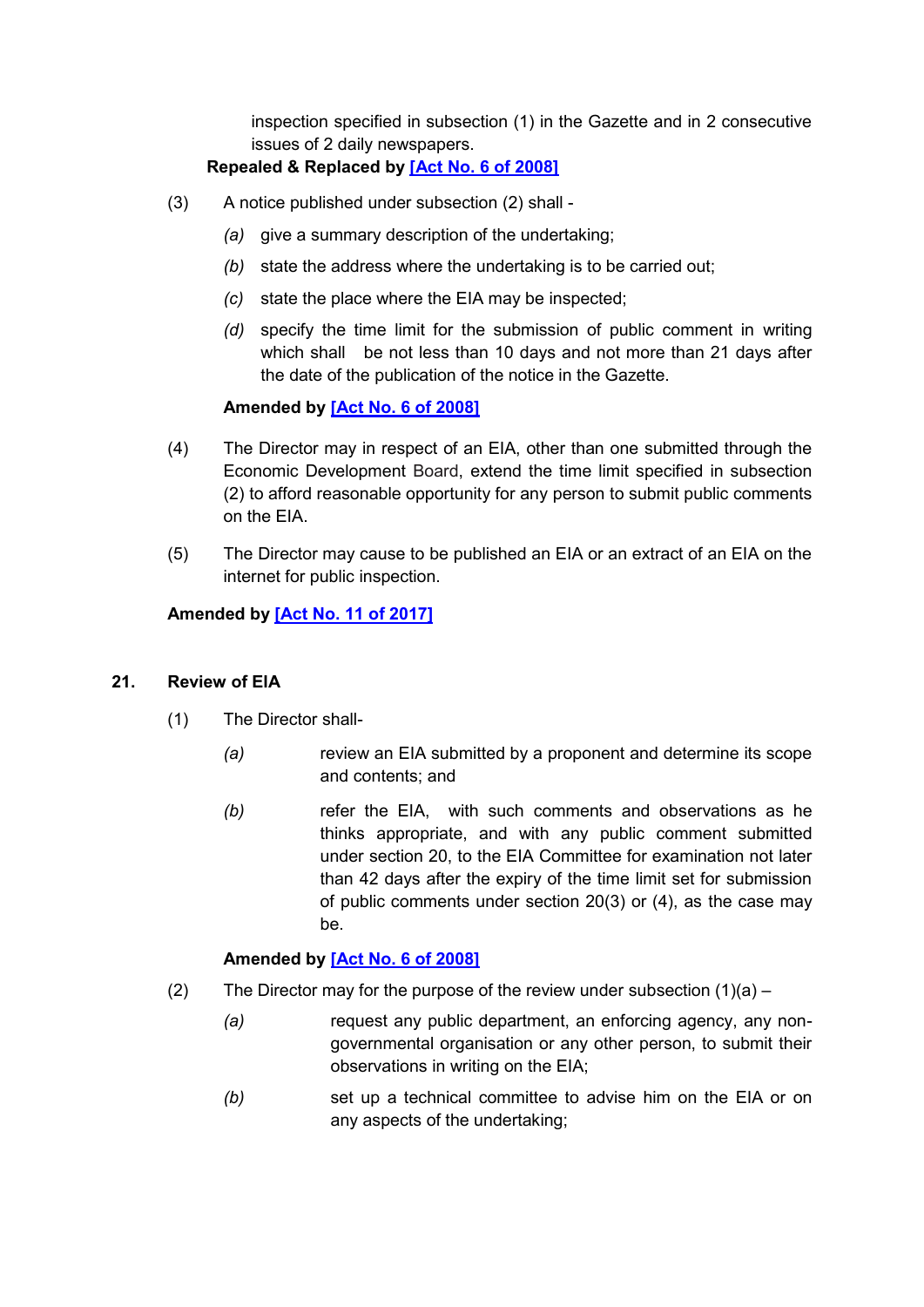inspection specified in subsection (1) in the Gazette and in 2 consecutive issues of 2 daily newspapers.

**Repealed & Replaced by [Act No. 6 of 2008]**

(3) A notice published under subsection (2) shall -

*(a)* give a summary description of the undertaking;

*(b)* state the address where the undertaking is to be carried out;

*(c)* state the place where the EIA may be inspected;

*(d)* specify the time limit for the submission of public comment in writing which shall be not less than 10 days and not more than 21 days after the date of the publication of the notice in the Gazette.

**Amended by [Act No. 6 of 2008]**

(4) The Director may in respect of an EIA, other than one submitted through the Economic Development Board, extend the time limit specified in subsection (2) to afford reasonable opportunity for any person to submit public comments on the EIA.

(5) The Director may cause to be published an EIA or an extract of an EIA on the internet for public inspection.

**Amended by [Act No. 11 of 2017]**

## 21. Review of EIA

(1) The Director shall-

*(a)* review an EIA submitted by a proponent and determine its scope and contents; and

*(b)* refer the EIA, with such comments and observations as he thinks appropriate, and with any public comment submitted under section 20, to the EIA Committee for examination not later than 42 days after the expiry of the time limit set for submission of public comments under section 20(3) or (4), as the case may be.

**Amended by [Act No. 6 of 2008]**

(2) The Director may for the purpose of the review under subsection (1)(a) –

*(a)* request any public department, an enforcing agency, any non-governmental organisation or any other person, to submit their observations in writing on the EIA;

*(b)* set up a technical committee to advise him on the EIA or on any aspects of the undertaking;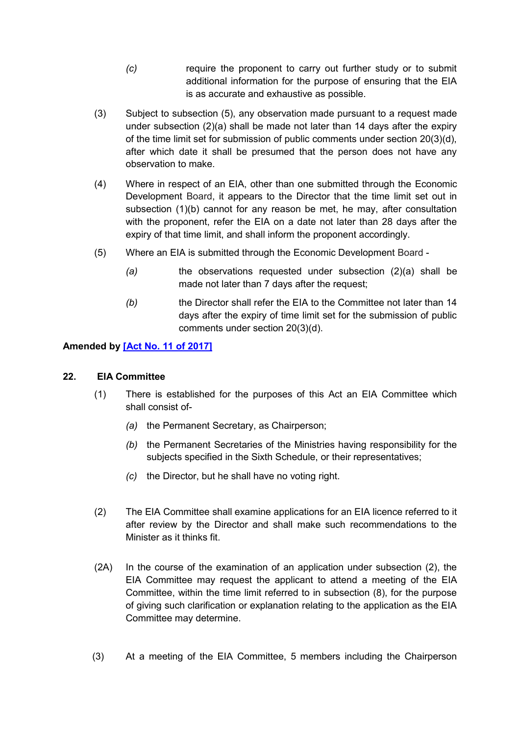(c) require the proponent to carry out further study or to submit additional information for the purpose of ensuring that the EIA is as accurate and exhaustive as possible.

(3) Subject to subsection (5), any observation made pursuant to a request made under subsection (2)(a) shall be made not later than 14 days after the expiry of the time limit set for submission of public comments under section 20(3)(d), after which date it shall be presumed that the person does not have any observation to make.

(4) Where in respect of an EIA, other than one submitted through the Economic Development Board, it appears to the Director that the time limit set out in subsection (1)(b) cannot for any reason be met, he may, after consultation with the proponent, refer the EIA on a date not later than 28 days after the expiry of that time limit, and shall inform the proponent accordingly.

(5) Where an EIA is submitted through the Economic Development Board -

(a) the observations requested under subsection (2)(a) shall be made not later than 7 days after the request;

(b) the Director shall refer the EIA to the Committee not later than 14 days after the expiry of time limit set for the submission of public comments under section 20(3)(d).

**Amended by [Act No. 11 of 2017]**

## 22. EIA Committee

(1) There is established for the purposes of this Act an EIA Committee which shall consist of-

(a) the Permanent Secretary, as Chairperson;

(b) the Permanent Secretaries of the Ministries having responsibility for the subjects specified in the Sixth Schedule, or their representatives;

(c) the Director, but he shall have no voting right.

(2) The EIA Committee shall examine applications for an EIA licence referred to it after review by the Director and shall make such recommendations to the Minister as it thinks fit.

(2A) In the course of the examination of an application under subsection (2), the EIA Committee may request the applicant to attend a meeting of the EIA Committee, within the time limit referred to in subsection (8), for the purpose of giving such clarification or explanation relating to the application as the EIA Committee may determine.

(3) At a meeting of the EIA Committee, 5 members including the Chairperson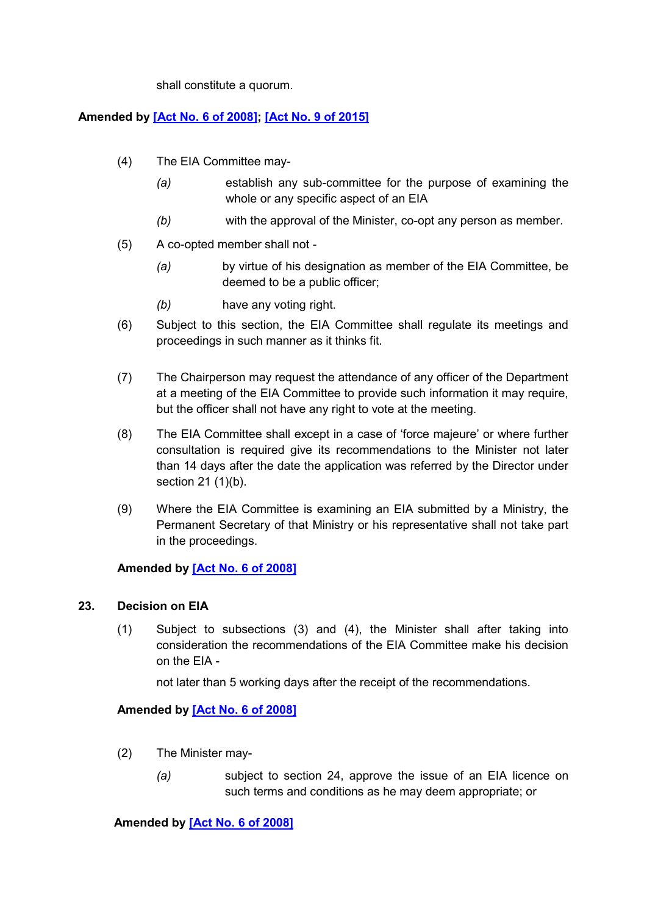shall constitute a quorum.

**Amended by [Act No. 6 of 2008]; [Act No. 9 of 2015]**

(4) The EIA Committee may-

*(a)* establish any sub-committee for the purpose of examining the whole or any specific aspect of an EIA

*(b)* with the approval of the Minister, co-opt any person as member.

(5) A co-opted member shall not -

*(a)* by virtue of his designation as member of the EIA Committee, be deemed to be a public officer;

*(b)* have any voting right.

(6) Subject to this section, the EIA Committee shall regulate its meetings and proceedings in such manner as it thinks fit.

(7) The Chairperson may request the attendance of any officer of the Department at a meeting of the EIA Committee to provide such information it may require, but the officer shall not have any right to vote at the meeting.

(8) The EIA Committee shall except in a case of 'force majeure' or where further consultation is required give its recommendations to the Minister not later than 14 days after the date the application was referred by the Director under section 21 (1)(b).

(9) Where the EIA Committee is examining an EIA submitted by a Ministry, the Permanent Secretary of that Ministry or his representative shall not take part in the proceedings.

**Amended by [Act No. 6 of 2008]**

## 23. Decision on EIA

(1) Subject to subsections (3) and (4), the Minister shall after taking into consideration the recommendations of the EIA Committee make his decision on the EIA -

not later than 5 working days after the receipt of the recommendations.

**Amended by [Act No. 6 of 2008]**

(2) The Minister may-

*(a)* subject to section 24, approve the issue of an EIA licence on such terms and conditions as he may deem appropriate; or

**Amended by [Act No. 6 of 2008]**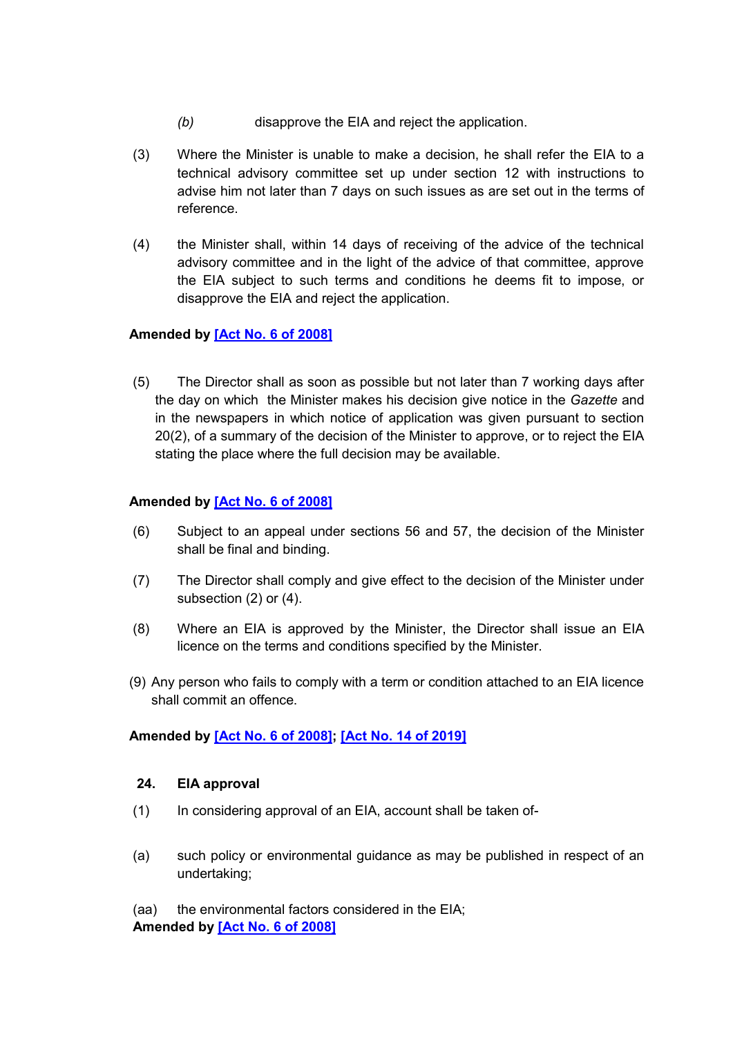*(b)* disapprove the EIA and reject the application.

(3) Where the Minister is unable to make a decision, he shall refer the EIA to a technical advisory committee set up under section 12 with instructions to advise him not later than 7 days on such issues as are set out in the terms of reference.

(4) the Minister shall, within 14 days of receiving of the advice of the technical advisory committee and in the light of the advice of that committee, approve the EIA subject to such terms and conditions he deems fit to impose, or disapprove the EIA and reject the application.

**Amended by [Act No. 6 of 2008]**

(5) The Director shall as soon as possible but not later than 7 working days after the day on which the Minister makes his decision give notice in the *Gazette* and in the newspapers in which notice of application was given pursuant to section 20(2), of a summary of the decision of the Minister to approve, or to reject the EIA stating the place where the full decision may be available.

**Amended by [Act No. 6 of 2008]**

(6) Subject to an appeal under sections 56 and 57, the decision of the Minister shall be final and binding.

(7) The Director shall comply and give effect to the decision of the Minister under subsection (2) or (4).

(8) Where an EIA is approved by the Minister, the Director shall issue an EIA licence on the terms and conditions specified by the Minister.

(9) Any person who fails to comply with a term or condition attached to an EIA licence shall commit an offence.

**Amended by [Act No. 6 of 2008]; [Act No. 14 of 2019]**

### 24. EIA approval

(1) In considering approval of an EIA, account shall be taken of-

(a) such policy or environmental guidance as may be published in respect of an undertaking;

(aa) the environmental factors considered in the EIA;
**Amended by [Act No. 6 of 2008]**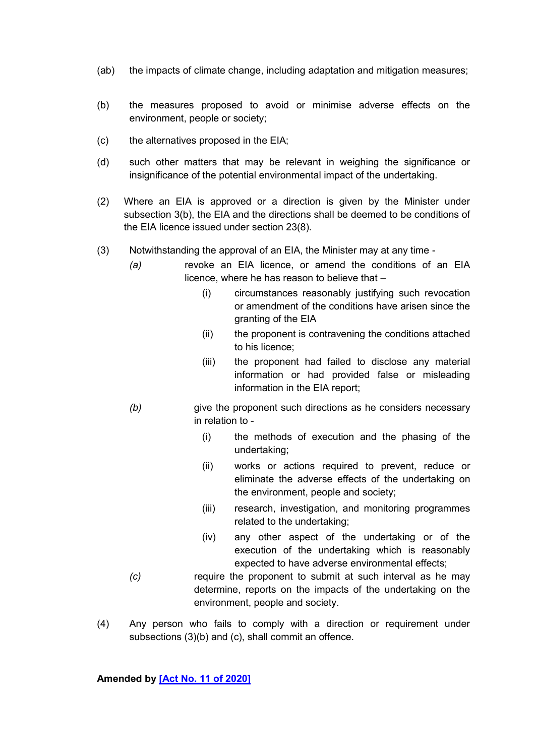(ab) the impacts of climate change, including adaptation and mitigation measures;

(b) the measures proposed to avoid or minimise adverse effects on the environment, people or society;

(c) the alternatives proposed in the EIA;

(d) such other matters that may be relevant in weighing the significance or insignificance of the potential environmental impact of the undertaking.

(2) Where an EIA is approved or a direction is given by the Minister under subsection 3(b), the EIA and the directions shall be deemed to be conditions of the EIA licence issued under section 23(8).

(3) Notwithstanding the approval of an EIA, the Minister may at any time -

*(a)* revoke an EIA licence, or amend the conditions of an EIA licence, where he has reason to believe that –

(i) circumstances reasonably justifying such revocation or amendment of the conditions have arisen since the granting of the EIA

(ii) the proponent is contravening the conditions attached to his licence;

(iii) the proponent had failed to disclose any material information or had provided false or misleading information in the EIA report;

*(b)* give the proponent such directions as he considers necessary in relation to -

(i) the methods of execution and the phasing of the undertaking;

(ii) works or actions required to prevent, reduce or eliminate the adverse effects of the undertaking on the environment, people and society;

(iii) research, investigation, and monitoring programmes related to the undertaking;

(iv) any other aspect of the undertaking or of the execution of the undertaking which is reasonably expected to have adverse environmental effects;

*(c)* require the proponent to submit at such interval as he may determine, reports on the impacts of the undertaking on the environment, people and society.

(4) Any person who fails to comply with a direction or requirement under subsections (3)(b) and (c), shall commit an offence.

**Amended by [Act No. 11 of 2020]**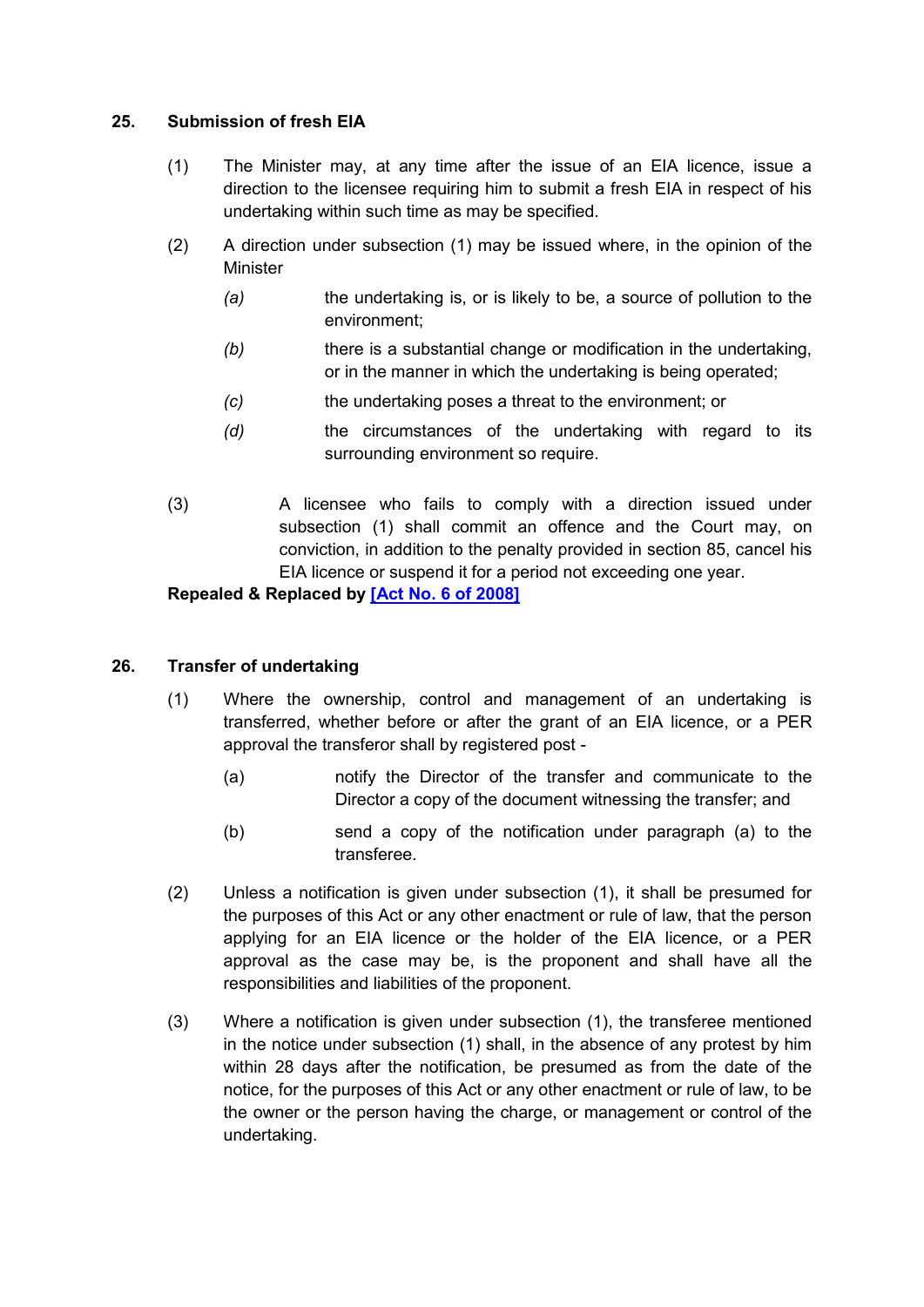### 25. Submission of fresh EIA

(1) The Minister may, at any time after the issue of an EIA licence, issue a direction to the licensee requiring him to submit a fresh EIA in respect of his undertaking within such time as may be specified.

(2) A direction under subsection (1) may be issued where, in the opinion of the Minister

*(a)* the undertaking is, or is likely to be, a source of pollution to the environment;

*(b)* there is a substantial change or modification in the undertaking, or in the manner in which the undertaking is being operated;

*(c)* the undertaking poses a threat to the environment; or

*(d)* the circumstances of the undertaking with regard to its surrounding environment so require.

(3) A licensee who fails to comply with a direction issued under subsection (1) shall commit an offence and the Court may, on conviction, in addition to the penalty provided in section 85, cancel his EIA licence or suspend it for a period not exceeding one year.

**Repealed & Replaced by [Act No. 6 of 2008]**

### 26. Transfer of undertaking

(1) Where the ownership, control and management of an undertaking is transferred, whether before or after the grant of an EIA licence, or a PER approval the transferor shall by registered post -

(a) notify the Director of the transfer and communicate to the Director a copy of the document witnessing the transfer; and

(b) send a copy of the notification under paragraph (a) to the transferee.

(2) Unless a notification is given under subsection (1), it shall be presumed for the purposes of this Act or any other enactment or rule of law, that the person applying for an EIA licence or the holder of the EIA licence, or a PER approval as the case may be, is the proponent and shall have all the responsibilities and liabilities of the proponent.

(3) Where a notification is given under subsection (1), the transferee mentioned in the notice under subsection (1) shall, in the absence of any protest by him within 28 days after the notification, be presumed as from the date of the notice, for the purposes of this Act or any other enactment or rule of law, to be the owner or the person having the charge, or management or control of the undertaking.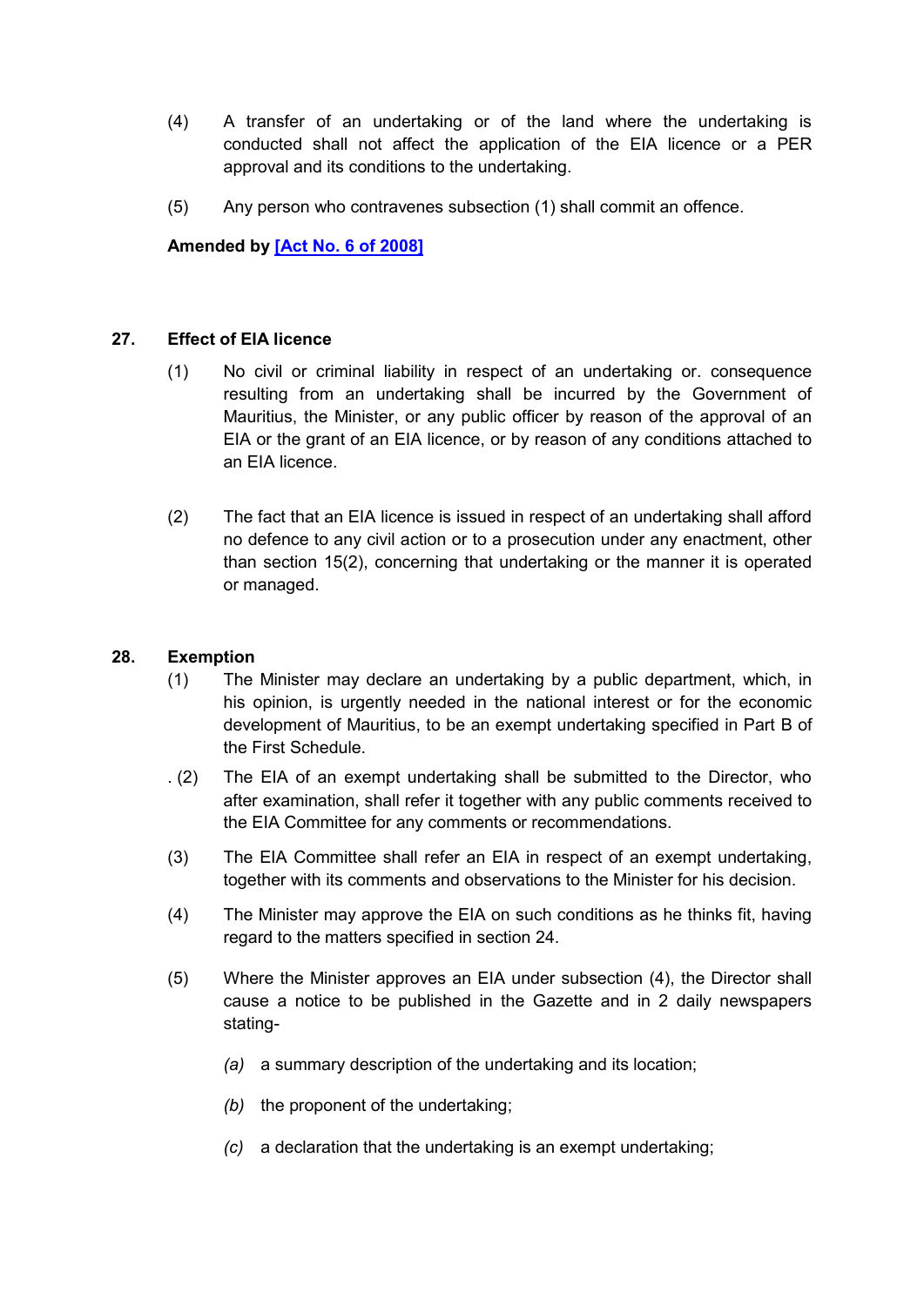(4) A transfer of an undertaking or of the land where the undertaking is conducted shall not affect the application of the EIA licence or a PER approval and its conditions to the undertaking.

(5) Any person who contravenes subsection (1) shall commit an offence.

**Amended by [Act No. 6 of 2008]**

### 27. Effect of EIA licence

(1) No civil or criminal liability in respect of an undertaking or. consequence resulting from an undertaking shall be incurred by the Government of Mauritius, the Minister, or any public officer by reason of the approval of an EIA or the grant of an EIA licence, or by reason of any conditions attached to an EIA licence.

(2) The fact that an EIA licence is issued in respect of an undertaking shall afford no defence to any civil action or to a prosecution under any enactment, other than section 15(2), concerning that undertaking or the manner it is operated or managed.

### 28. Exemption

(1) The Minister may declare an undertaking by a public department, which, in his opinion, is urgently needed in the national interest or for the economic development of Mauritius, to be an exempt undertaking specified in Part B of the First Schedule.

. (2) The EIA of an exempt undertaking shall be submitted to the Director, who after examination, shall refer it together with any public comments received to the EIA Committee for any comments or recommendations.

(3) The EIA Committee shall refer an EIA in respect of an exempt undertaking, together with its comments and observations to the Minister for his decision.

(4) The Minister may approve the EIA on such conditions as he thinks fit, having regard to the matters specified in section 24.

(5) Where the Minister approves an EIA under subsection (4), the Director shall cause a notice to be published in the Gazette and in 2 daily newspapers stating-

*(a)* a summary description of the undertaking and its location;

*(b)* the proponent of the undertaking;

*(c)* a declaration that the undertaking is an exempt undertaking;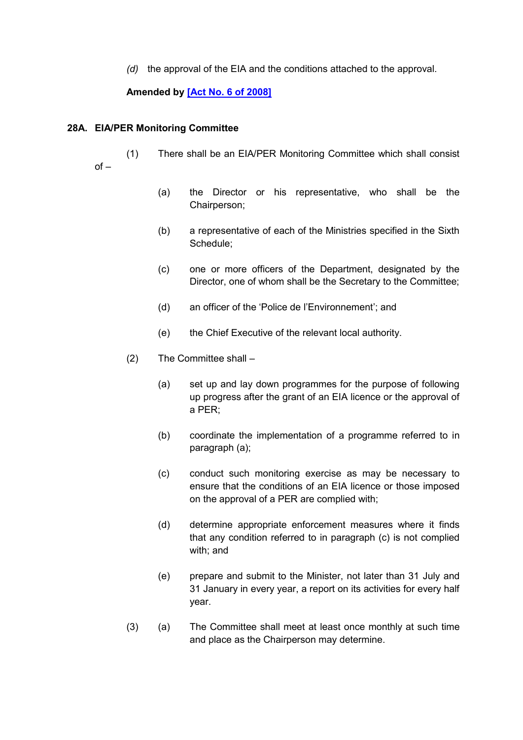*(d)* the approval of the EIA and the conditions attached to the approval.

**Amended by [Act No. 6 of 2008]**

### 28A. EIA/PER Monitoring Committee

(1) There shall be an EIA/PER Monitoring Committee which shall consist of –

(a) the Director or his representative, who shall be the Chairperson;

(b) a representative of each of the Ministries specified in the Sixth Schedule;

(c) one or more officers of the Department, designated by the Director, one of whom shall be the Secretary to the Committee;

(d) an officer of the 'Police de l'Environnement'; and

(e) the Chief Executive of the relevant local authority.

(2) The Committee shall –

(a) set up and lay down programmes for the purpose of following up progress after the grant of an EIA licence or the approval of a PER;

(b) coordinate the implementation of a programme referred to in paragraph (a);

(c) conduct such monitoring exercise as may be necessary to ensure that the conditions of an EIA licence or those imposed on the approval of a PER are complied with;

(d) determine appropriate enforcement measures where it finds that any condition referred to in paragraph (c) is not complied with; and

(e) prepare and submit to the Minister, not later than 31 July and 31 January in every year, a report on its activities for every half year.

(3) (a) The Committee shall meet at least once monthly at such time and place as the Chairperson may determine.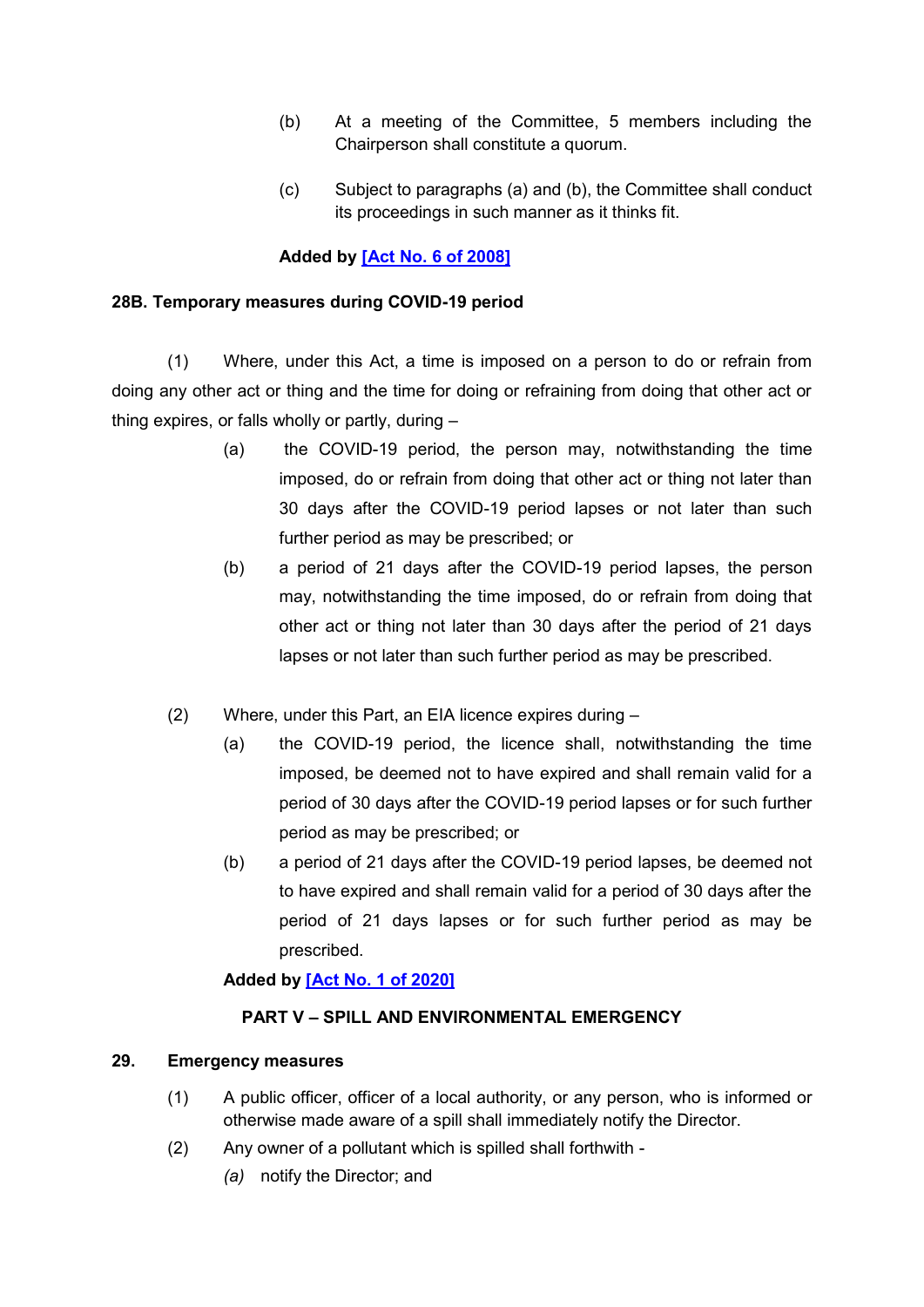(b) At a meeting of the Committee, 5 members including the Chairperson shall constitute a quorum.

(c) Subject to paragraphs (a) and (b), the Committee shall conduct its proceedings in such manner as it thinks fit.

**Added by [Act No. 6 of 2008]**

### 28B. Temporary measures during COVID-19 period

(1) Where, under this Act, a time is imposed on a person to do or refrain from doing any other act or thing and the time for doing or refraining from doing that other act or thing expires, or falls wholly or partly, during –

(a) the COVID-19 period, the person may, notwithstanding the time imposed, do or refrain from doing that other act or thing not later than 30 days after the COVID-19 period lapses or not later than such further period as may be prescribed; or

(b) a period of 21 days after the COVID-19 period lapses, the person may, notwithstanding the time imposed, do or refrain from doing that other act or thing not later than 30 days after the period of 21 days lapses or not later than such further period as may be prescribed.

(2) Where, under this Part, an EIA licence expires during –

(a) the COVID-19 period, the licence shall, notwithstanding the time imposed, be deemed not to have expired and shall remain valid for a period of 30 days after the COVID-19 period lapses or for such further period as may be prescribed; or

(b) a period of 21 days after the COVID-19 period lapses, be deemed not to have expired and shall remain valid for a period of 30 days after the period of 21 days lapses or for such further period as may be prescribed.

**Added by [Act No. 1 of 2020]**

## PART V – SPILL AND ENVIRONMENTAL EMERGENCY

### 29. Emergency measures

(1) A public officer, officer of a local authority, or any person, who is informed or otherwise made aware of a spill shall immediately notify the Director.

(2) Any owner of a pollutant which is spilled shall forthwith -

*(a)* notify the Director; and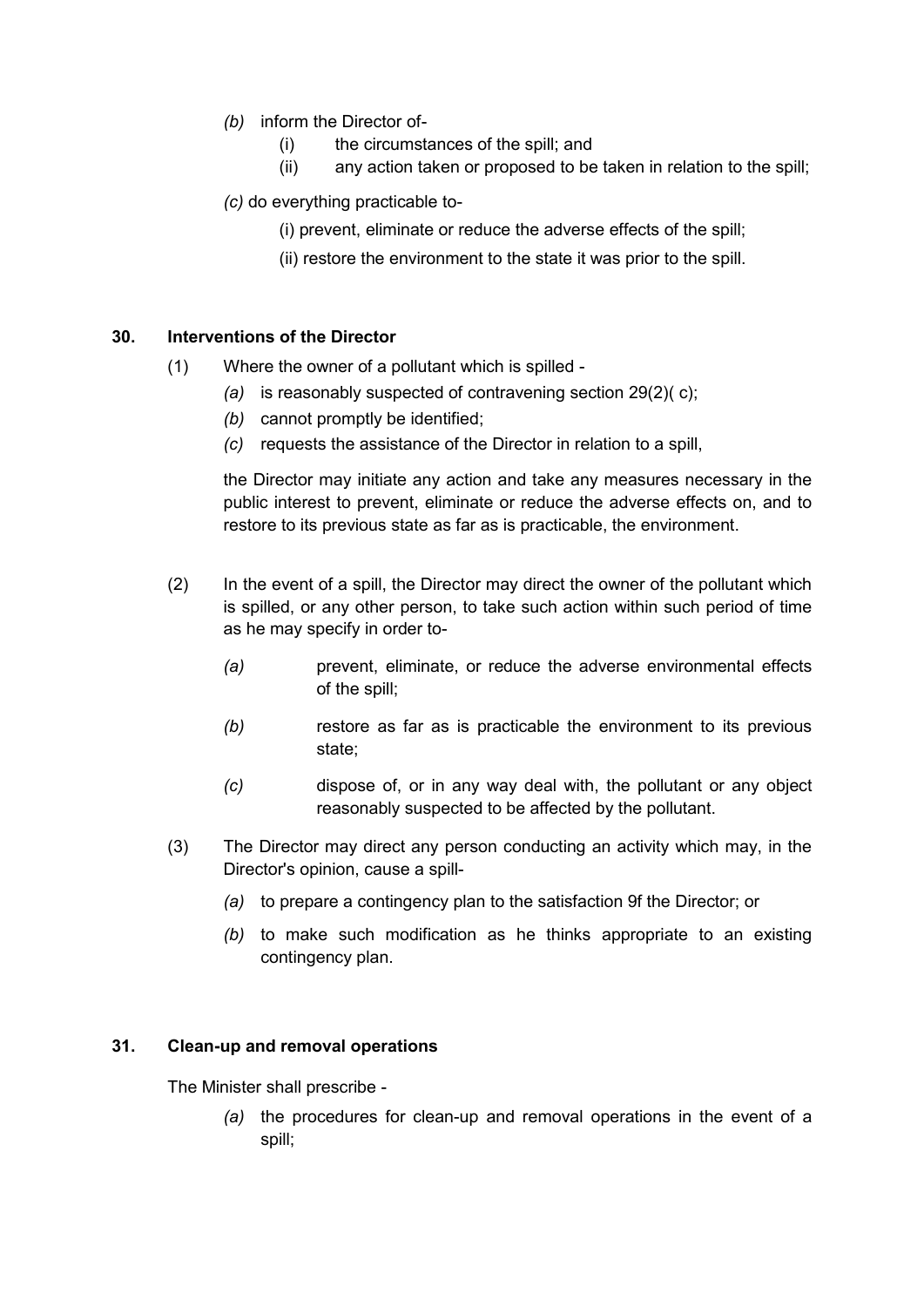*(b)* inform the Director of-

(i) the circumstances of the spill; and

(ii) any action taken or proposed to be taken in relation to the spill;

*(c)* do everything practicable to-

(i) prevent, eliminate or reduce the adverse effects of the spill;

(ii) restore the environment to the state it was prior to the spill.

## 30. Interventions of the Director

(1) Where the owner of a pollutant which is spilled -

*(a)* is reasonably suspected of contravening section 29(2)( c);

*(b)* cannot promptly be identified;

*(c)* requests the assistance of the Director in relation to a spill,

the Director may initiate any action and take any measures necessary in the public interest to prevent, eliminate or reduce the adverse effects on, and to restore to its previous state as far as is practicable, the environment.

(2) In the event of a spill, the Director may direct the owner of the pollutant which is spilled, or any other person, to take such action within such period of time as he may specify in order to-

*(a)* prevent, eliminate, or reduce the adverse environmental effects of the spill;

*(b)* restore as far as is practicable the environment to its previous state;

*(c)* dispose of, or in any way deal with, the pollutant or any object reasonably suspected to be affected by the pollutant.

(3) The Director may direct any person conducting an activity which may, in the Director's opinion, cause a spill-

*(a)* to prepare a contingency plan to the satisfaction 9f the Director; or

*(b)* to make such modification as he thinks appropriate to an existing contingency plan.

## 31. Clean-up and removal operations

The Minister shall prescribe -

*(a)* the procedures for clean-up and removal operations in the event of a spill;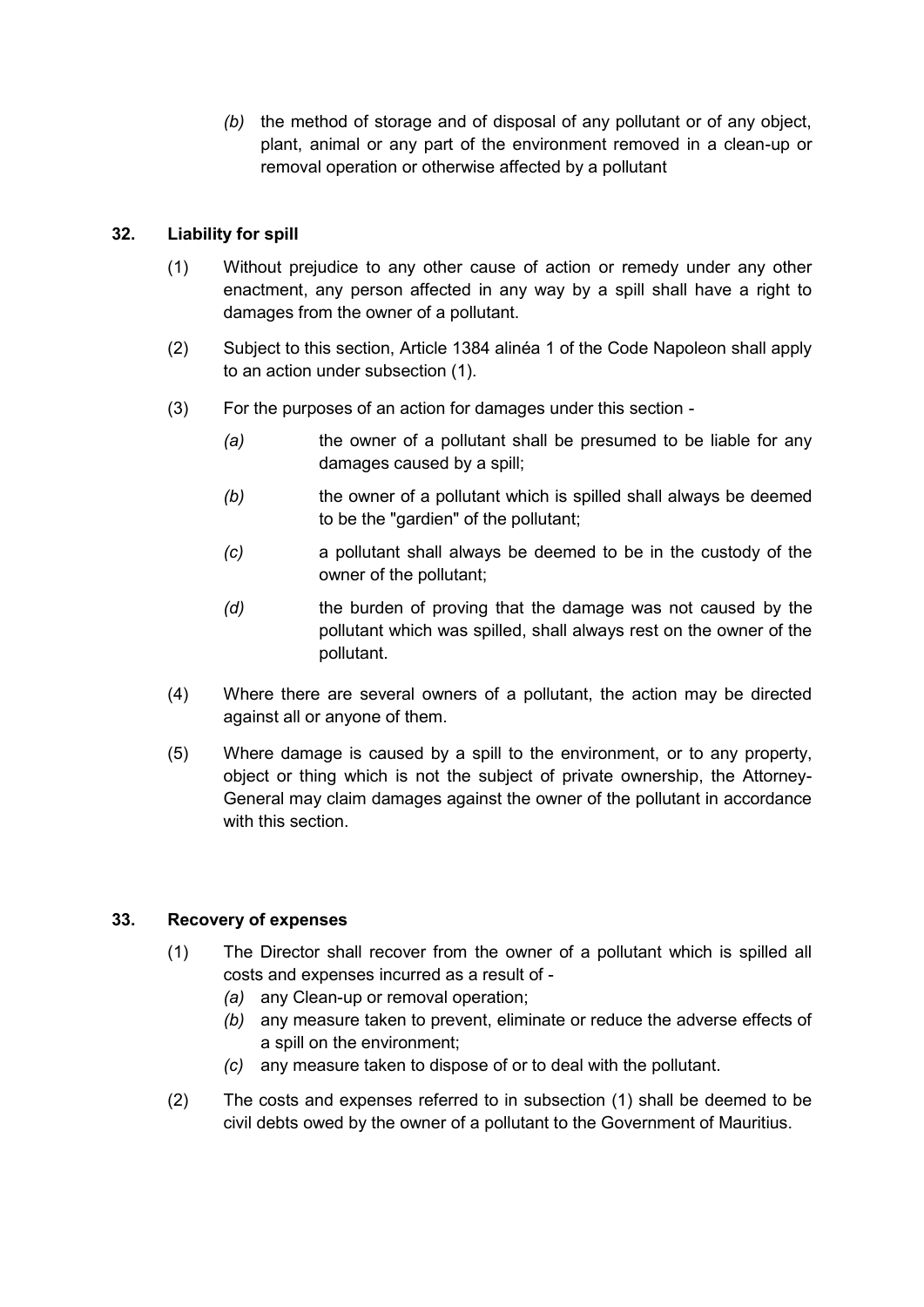*(b)* the method of storage and of disposal of any pollutant or of any object, plant, animal or any part of the environment removed in a clean-up or removal operation or otherwise affected by a pollutant

### 32. Liability for spill

(1) Without prejudice to any other cause of action or remedy under any other enactment, any person affected in any way by a spill shall have a right to damages from the owner of a pollutant.

(2) Subject to this section, Article 1384 alinéa 1 of the Code Napoleon shall apply to an action under subsection (1).

(3) For the purposes of an action for damages under this section -

*(a)* the owner of a pollutant shall be presumed to be liable for any damages caused by a spill;

*(b)* the owner of a pollutant which is spilled shall always be deemed to be the "gardien" of the pollutant;

*(c)* a pollutant shall always be deemed to be in the custody of the owner of the pollutant;

*(d)* the burden of proving that the damage was not caused by the pollutant which was spilled, shall always rest on the owner of the pollutant.

(4) Where there are several owners of a pollutant, the action may be directed against all or anyone of them.

(5) Where damage is caused by a spill to the environment, or to any property, object or thing which is not the subject of private ownership, the Attorney-General may claim damages against the owner of the pollutant in accordance with this section.

### 33. Recovery of expenses

(1) The Director shall recover from the owner of a pollutant which is spilled all costs and expenses incurred as a result of -

*(a)* any Clean-up or removal operation;

*(b)* any measure taken to prevent, eliminate or reduce the adverse effects of a spill on the environment;

*(c)* any measure taken to dispose of or to deal with the pollutant.

(2) The costs and expenses referred to in subsection (1) shall be deemed to be civil debts owed by the owner of a pollutant to the Government of Mauritius.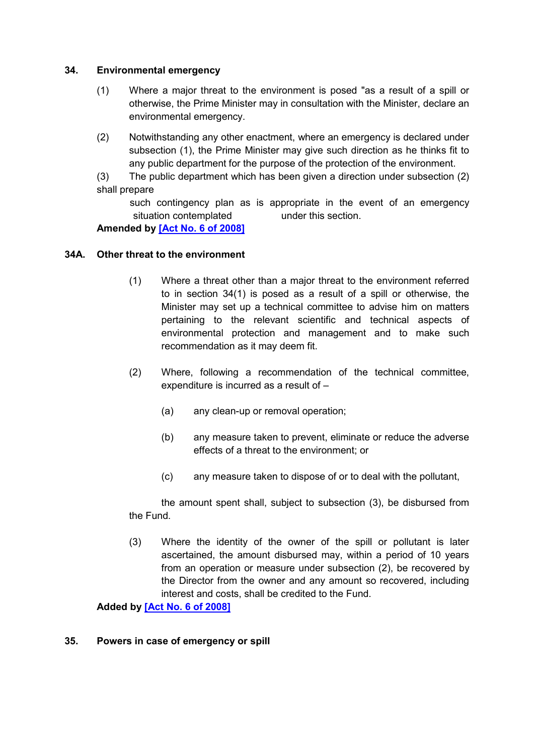### 34. Environmental emergency

(1) Where a major threat to the environment is posed "as a result of a spill or otherwise, the Prime Minister may in consultation with the Minister, declare an environmental emergency.

(2) Notwithstanding any other enactment, where an emergency is declared under subsection (1), the Prime Minister may give such direction as he thinks fit to any public department for the purpose of the protection of the environment.

(3) The public department which has been given a direction under subsection (2) shall prepare such contingency plan as is appropriate in the event of an emergency situation contemplated under this section.

**Amended by [Act No. 6 of 2008]**

### 34A. Other threat to the environment

(1) Where a threat other than a major threat to the environment referred to in section 34(1) is posed as a result of a spill or otherwise, the Minister may set up a technical committee to advise him on matters pertaining to the relevant scientific and technical aspects of environmental protection and management and to make such recommendation as it may deem fit.

(2) Where, following a recommendation of the technical committee, expenditure is incurred as a result of –

(a) any clean-up or removal operation;

(b) any measure taken to prevent, eliminate or reduce the adverse effects of a threat to the environment; or

(c) any measure taken to dispose of or to deal with the pollutant,

the amount spent shall, subject to subsection (3), be disbursed from the Fund.

(3) Where the identity of the owner of the spill or pollutant is later ascertained, the amount disbursed may, within a period of 10 years from an operation or measure under subsection (2), be recovered by the Director from the owner and any amount so recovered, including interest and costs, shall be credited to the Fund.

**Added by [Act No. 6 of 2008]**

### 35. Powers in case of emergency or spill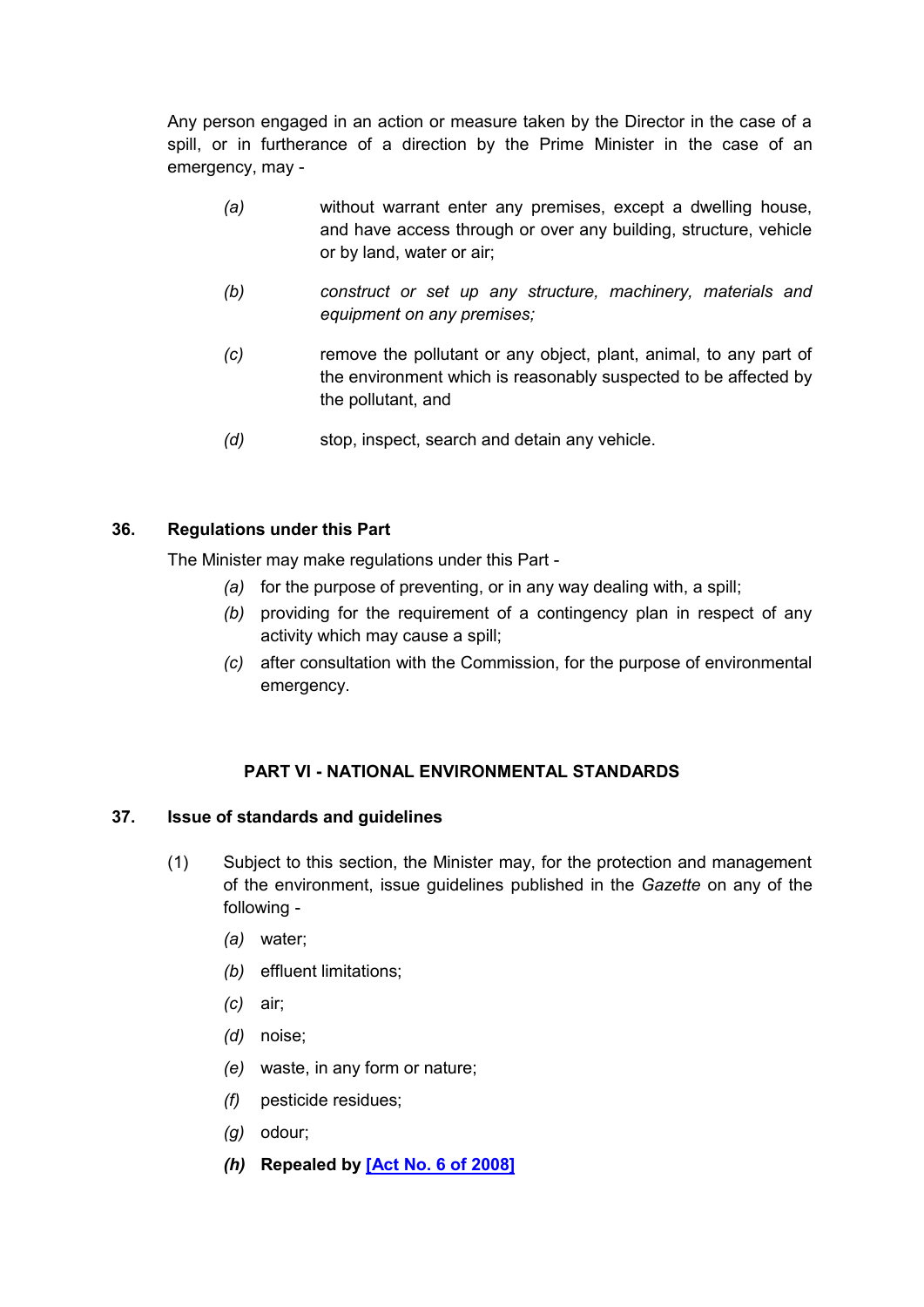Any person engaged in an action or measure taken by the Director in the case of a spill, or in furtherance of a direction by the Prime Minister in the case of an emergency, may -

*(a)* without warrant enter any premises, except a dwelling house, and have access through or over any building, structure, vehicle or by land, water or air;

*(b)* *construct or set up any structure, machinery, materials and equipment on any premises;*

*(c)* remove the pollutant or any object, plant, animal, to any part of the environment which is reasonably suspected to be affected by the pollutant, and

*(d)* stop, inspect, search and detain any vehicle.

### 36. Regulations under this Part

The Minister may make regulations under this Part -

*(a)* for the purpose of preventing, or in any way dealing with, a spill;

*(b)* providing for the requirement of a contingency plan in respect of any activity which may cause a spill;

*(c)* after consultation with the Commission, for the purpose of environmental emergency.

## PART VI - NATIONAL ENVIRONMENTAL STANDARDS

### 37. Issue of standards and guidelines

(1) Subject to this section, the Minister may, for the protection and management of the environment, issue guidelines published in the *Gazette* on any of the following -

*(a)* water;

*(b)* effluent limitations;

*(c)* air;

*(d)* noise;

*(e)* waste, in any form or nature;

*(f)* pesticide residues;

*(g)* odour;

***(h)*** **Repealed by [Act No. 6 of 2008]**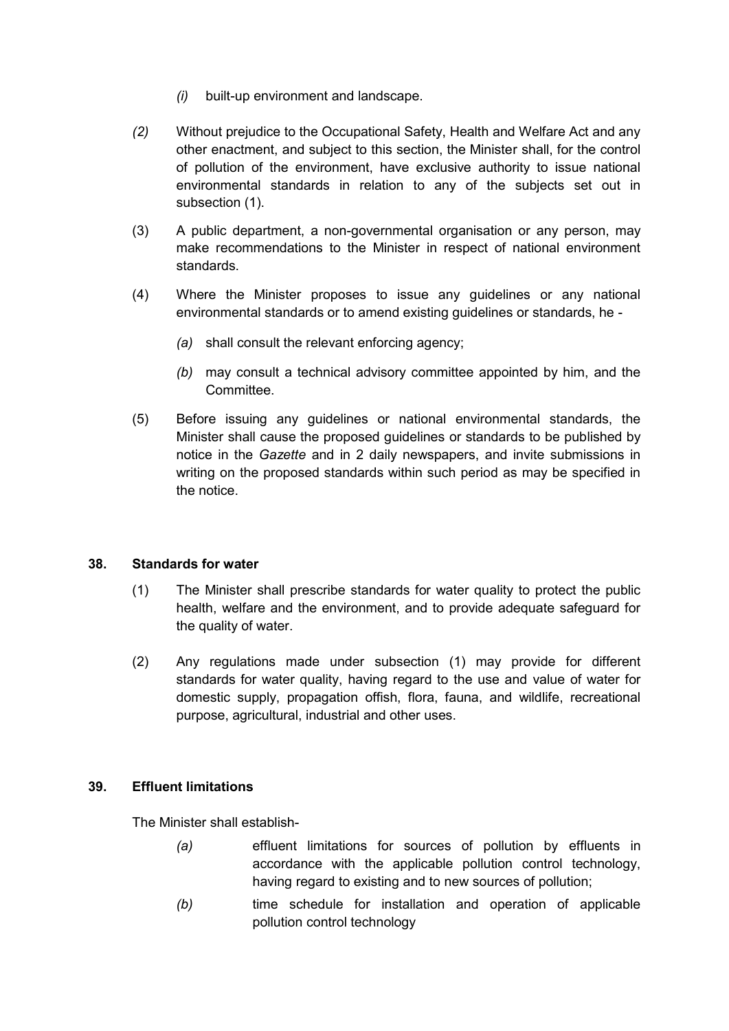*(i)* built-up environment and landscape.

*(2)* Without prejudice to the Occupational Safety, Health and Welfare Act and any other enactment, and subject to this section, the Minister shall, for the control of pollution of the environment, have exclusive authority to issue national environmental standards in relation to any of the subjects set out in subsection (1).

(3) A public department, a non-governmental organisation or any person, may make recommendations to the Minister in respect of national environment standards.

(4) Where the Minister proposes to issue any guidelines or any national environmental standards or to amend existing guidelines or standards, he -

*(a)* shall consult the relevant enforcing agency;

*(b)* may consult a technical advisory committee appointed by him, and the Committee.

(5) Before issuing any guidelines or national environmental standards, the Minister shall cause the proposed guidelines or standards to be published by notice in the *Gazette* and in 2 daily newspapers, and invite submissions in writing on the proposed standards within such period as may be specified in the notice.

### 38. Standards for water

(1) The Minister shall prescribe standards for water quality to protect the public health, welfare and the environment, and to provide adequate safeguard for the quality of water.

(2) Any regulations made under subsection (1) may provide for different standards for water quality, having regard to the use and value of water for domestic supply, propagation offish, flora, fauna, and wildlife, recreational purpose, agricultural, industrial and other uses.

### 39. Effluent limitations

The Minister shall establish-

*(a)* effluent limitations for sources of pollution by effluents in accordance with the applicable pollution control technology, having regard to existing and to new sources of pollution;

*(b)* time schedule for installation and operation of applicable pollution control technology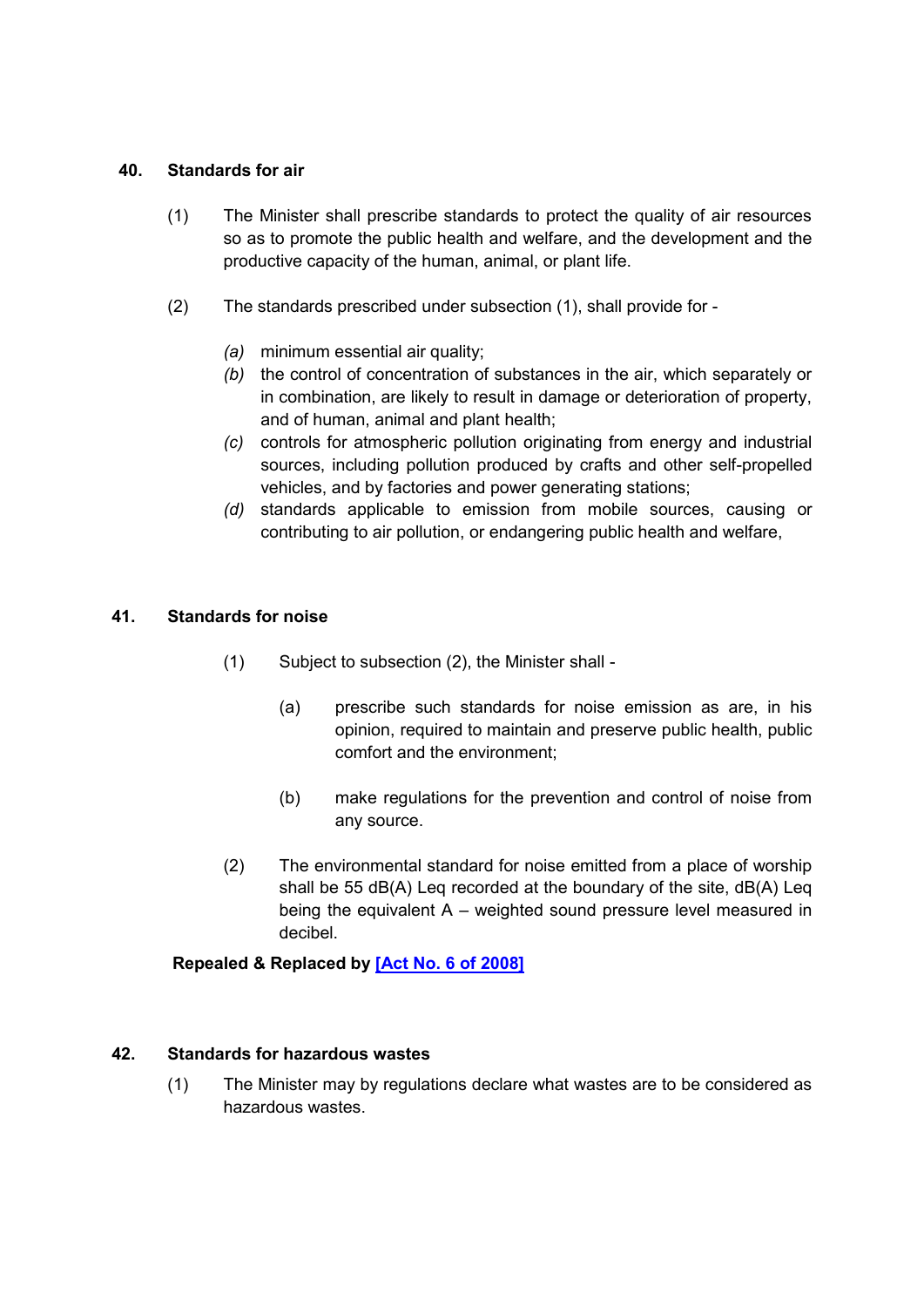## 40. Standards for air

(1) The Minister shall prescribe standards to protect the quality of air resources so as to promote the public health and welfare, and the development and the productive capacity of the human, animal, or plant life.

(2) The standards prescribed under subsection (1), shall provide for -

*(a)* minimum essential air quality;

*(b)* the control of concentration of substances in the air, which separately or in combination, are likely to result in damage or deterioration of property, and of human, animal and plant health;

*(c)* controls for atmospheric pollution originating from energy and industrial sources, including pollution produced by crafts and other self-propelled vehicles, and by factories and power generating stations;

*(d)* standards applicable to emission from mobile sources, causing or contributing to air pollution, or endangering public health and welfare,

## 41. Standards for noise

(1) Subject to subsection (2), the Minister shall -

(a) prescribe such standards for noise emission as are, in his opinion, required to maintain and preserve public health, public comfort and the environment;

(b) make regulations for the prevention and control of noise from any source.

(2) The environmental standard for noise emitted from a place of worship shall be 55 dB(A) Leq recorded at the boundary of the site, dB(A) Leq being the equivalent A – weighted sound pressure level measured in decibel.

**Repealed & Replaced by [Act No. 6 of 2008]**

## 42. Standards for hazardous wastes

(1) The Minister may by regulations declare what wastes are to be considered as hazardous wastes.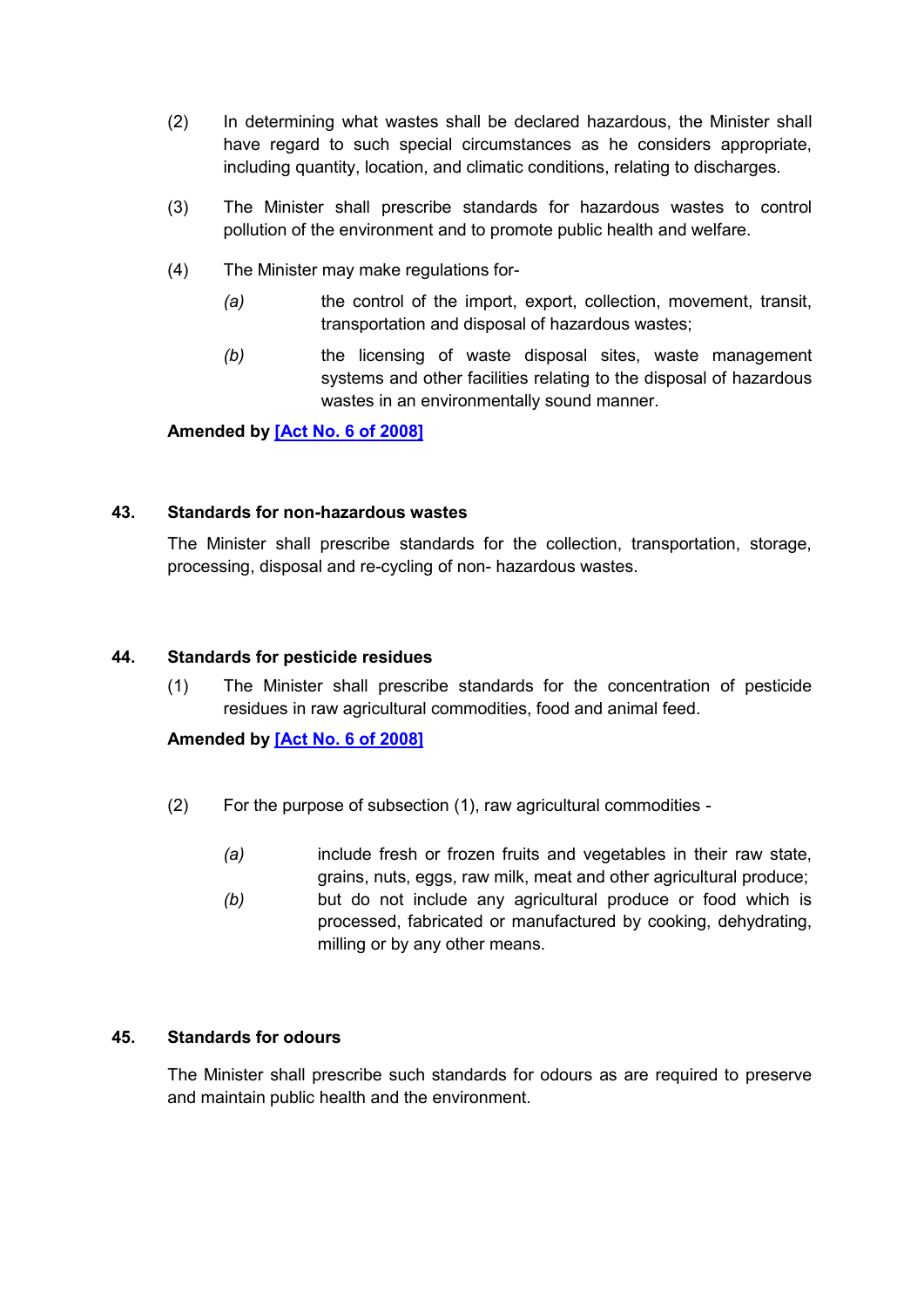(2) In determining what wastes shall be declared hazardous, the Minister shall have regard to such special circumstances as he considers appropriate, including quantity, location, and climatic conditions, relating to discharges.

(3) The Minister shall prescribe standards for hazardous wastes to control pollution of the environment and to promote public health and welfare.

(4) The Minister may make regulations for-

*(a)* the control of the import, export, collection, movement, transit, transportation and disposal of hazardous wastes;

*(b)* the licensing of waste disposal sites, waste management systems and other facilities relating to the disposal of hazardous wastes in an environmentally sound manner.

**Amended by [Act No. 6 of 2008]**

### 43. Standards for non-hazardous wastes

The Minister shall prescribe standards for the collection, transportation, storage, processing, disposal and re-cycling of non- hazardous wastes.

### 44. Standards for pesticide residues

(1) The Minister shall prescribe standards for the concentration of pesticide residues in raw agricultural commodities, food and animal feed.

**Amended by [Act No. 6 of 2008]**

(2) For the purpose of subsection (1), raw agricultural commodities -

*(a)* include fresh or frozen fruits and vegetables in their raw state, grains, nuts, eggs, raw milk, meat and other agricultural produce;

*(b)* but do not include any agricultural produce or food which is processed, fabricated or manufactured by cooking, dehydrating, milling or by any other means.

### 45. Standards for odours

The Minister shall prescribe such standards for odours as are required to preserve and maintain public health and the environment.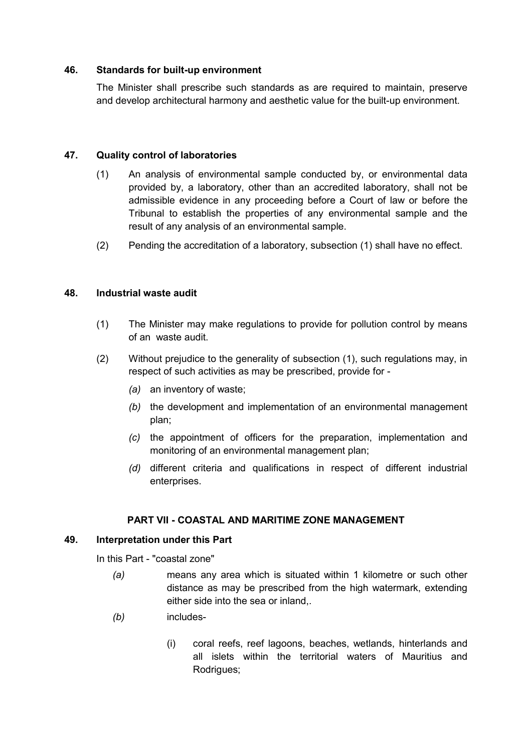### 46. Standards for built-up environment

The Minister shall prescribe such standards as are required to maintain, preserve and develop architectural harmony and aesthetic value for the built-up environment.

### 47. Quality control of laboratories

(1) An analysis of environmental sample conducted by, or environmental data provided by, a laboratory, other than an accredited laboratory, shall not be admissible evidence in any proceeding before a Court of law or before the Tribunal to establish the properties of any environmental sample and the result of any analysis of an environmental sample.

(2) Pending the accreditation of a laboratory, subsection (1) shall have no effect.

### 48. Industrial waste audit

(1) The Minister may make regulations to provide for pollution control by means of an waste audit.

(2) Without prejudice to the generality of subsection (1), such regulations may, in respect of such activities as may be prescribed, provide for -

*(a)* an inventory of waste;

*(b)* the development and implementation of an environmental management plan;

*(c)* the appointment of officers for the preparation, implementation and monitoring of an environmental management plan;

*(d)* different criteria and qualifications in respect of different industrial enterprises.

## PART VII - COASTAL AND MARITIME ZONE MANAGEMENT

### 49. Interpretation under this Part

In this Part - "coastal zone"

*(a)* means any area which is situated within 1 kilometre or such other distance as may be prescribed from the high watermark, extending either side into the sea or inland,.

*(b)* includes-

(i) coral reefs, reef lagoons, beaches, wetlands, hinterlands and all islets within the territorial waters of Mauritius and Rodrigues;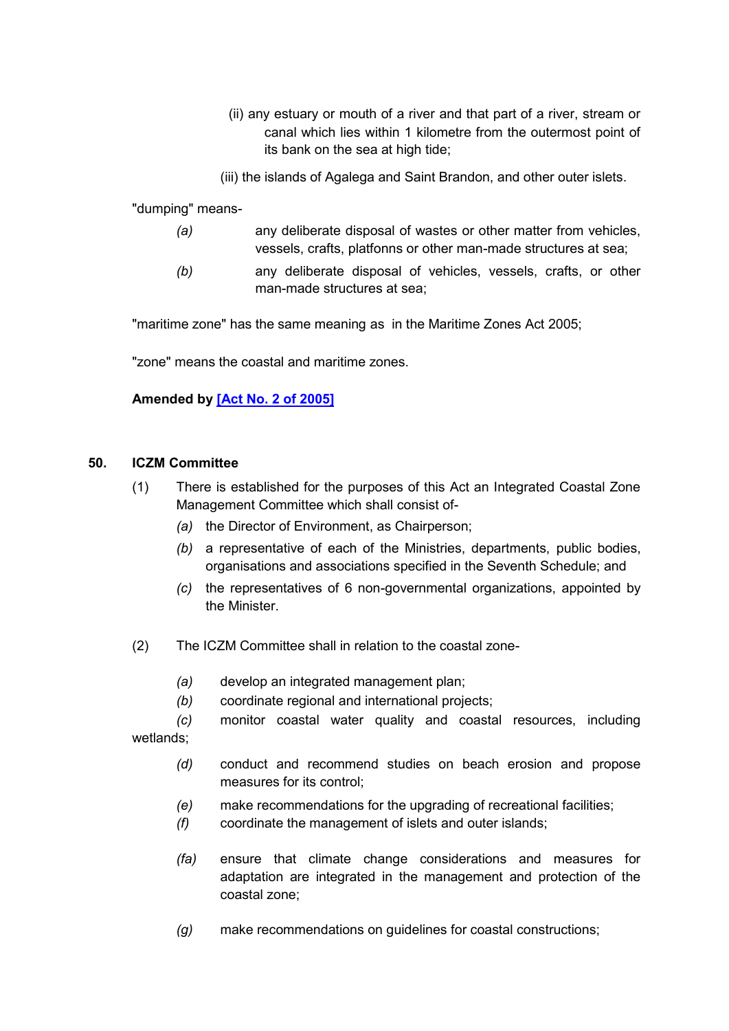(ii) any estuary or mouth of a river and that part of a river, stream or canal which lies within 1 kilometre from the outermost point of its bank on the sea at high tide;

(iii) the islands of Agalega and Saint Brandon, and other outer islets.

"dumping" means-

*(a)* any deliberate disposal of wastes or other matter from vehicles, vessels, crafts, platfonns or other man-made structures at sea;

*(b)* any deliberate disposal of vehicles, vessels, crafts, or other man-made structures at sea;

"maritime zone" has the same meaning as in the Maritime Zones Act 2005;

"zone" means the coastal and maritime zones.

**Amended by [Act No. 2 of 2005]**

## 50. ICZM Committee

(1) There is established for the purposes of this Act an Integrated Coastal Zone Management Committee which shall consist of-

*(a)* the Director of Environment, as Chairperson;

*(b)* a representative of each of the Ministries, departments, public bodies, organisations and associations specified in the Seventh Schedule; and

*(c)* the representatives of 6 non-governmental organizations, appointed by the Minister.

(2) The ICZM Committee shall in relation to the coastal zone-

*(a)* develop an integrated management plan;

*(b)* coordinate regional and international projects;

*(c)* monitor coastal water quality and coastal resources, including wetlands;

*(d)* conduct and recommend studies on beach erosion and propose measures for its control;

*(e)* make recommendations for the upgrading of recreational facilities;

*(f)* coordinate the management of islets and outer islands;

*(fa)* ensure that climate change considerations and measures for adaptation are integrated in the management and protection of the coastal zone;

*(g)* make recommendations on guidelines for coastal constructions;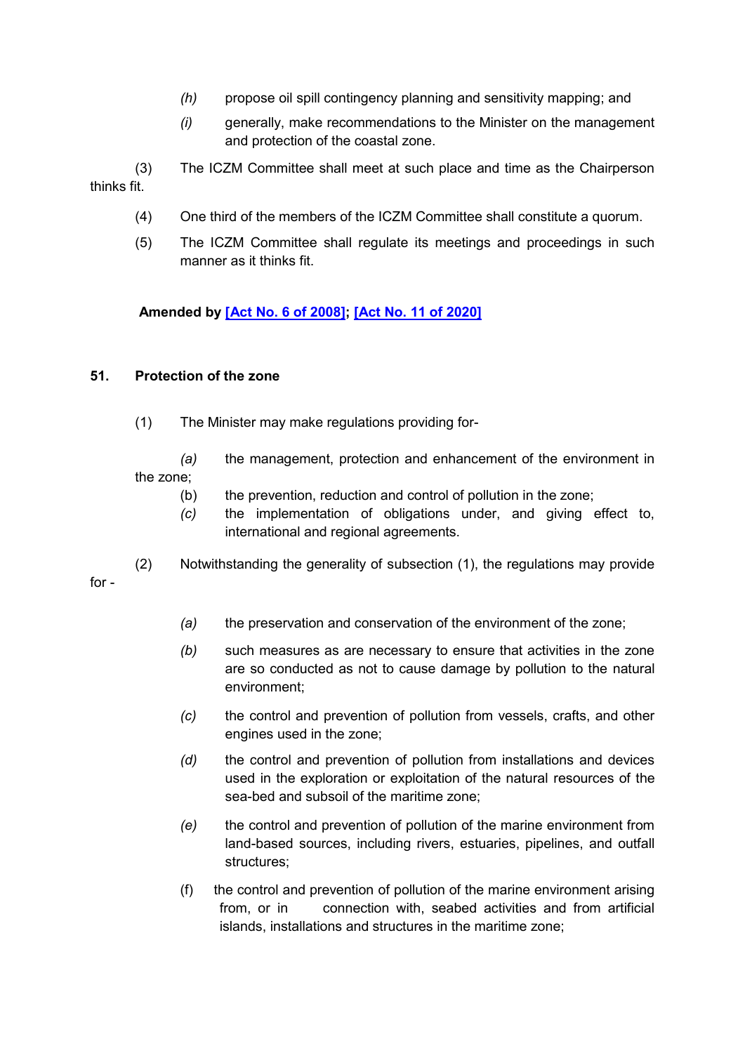(h) propose oil spill contingency planning and sensitivity mapping; and

(i) generally, make recommendations to the Minister on the management and protection of the coastal zone.

(3) The ICZM Committee shall meet at such place and time as the Chairperson thinks fit.

(4) One third of the members of the ICZM Committee shall constitute a quorum.

(5) The ICZM Committee shall regulate its meetings and proceedings in such manner as it thinks fit.

**Amended by [Act No. 6 of 2008]; [Act No. 11 of 2020]**

### 51. Protection of the zone

(1) The Minister may make regulations providing for-

(a) the management, protection and enhancement of the environment in the zone;

(b) the prevention, reduction and control of pollution in the zone;

(c) the implementation of obligations under, and giving effect to, international and regional agreements.

(2) Notwithstanding the generality of subsection (1), the regulations may provide for -

(a) the preservation and conservation of the environment of the zone;

(b) such measures as are necessary to ensure that activities in the zone are so conducted as not to cause damage by pollution to the natural environment;

(c) the control and prevention of pollution from vessels, crafts, and other engines used in the zone;

(d) the control and prevention of pollution from installations and devices used in the exploration or exploitation of the natural resources of the sea-bed and subsoil of the maritime zone;

(e) the control and prevention of pollution of the marine environment from land-based sources, including rivers, estuaries, pipelines, and outfall structures;

(f) the control and prevention of pollution of the marine environment arising from, or in connection with, seabed activities and from artificial islands, installations and structures in the maritime zone;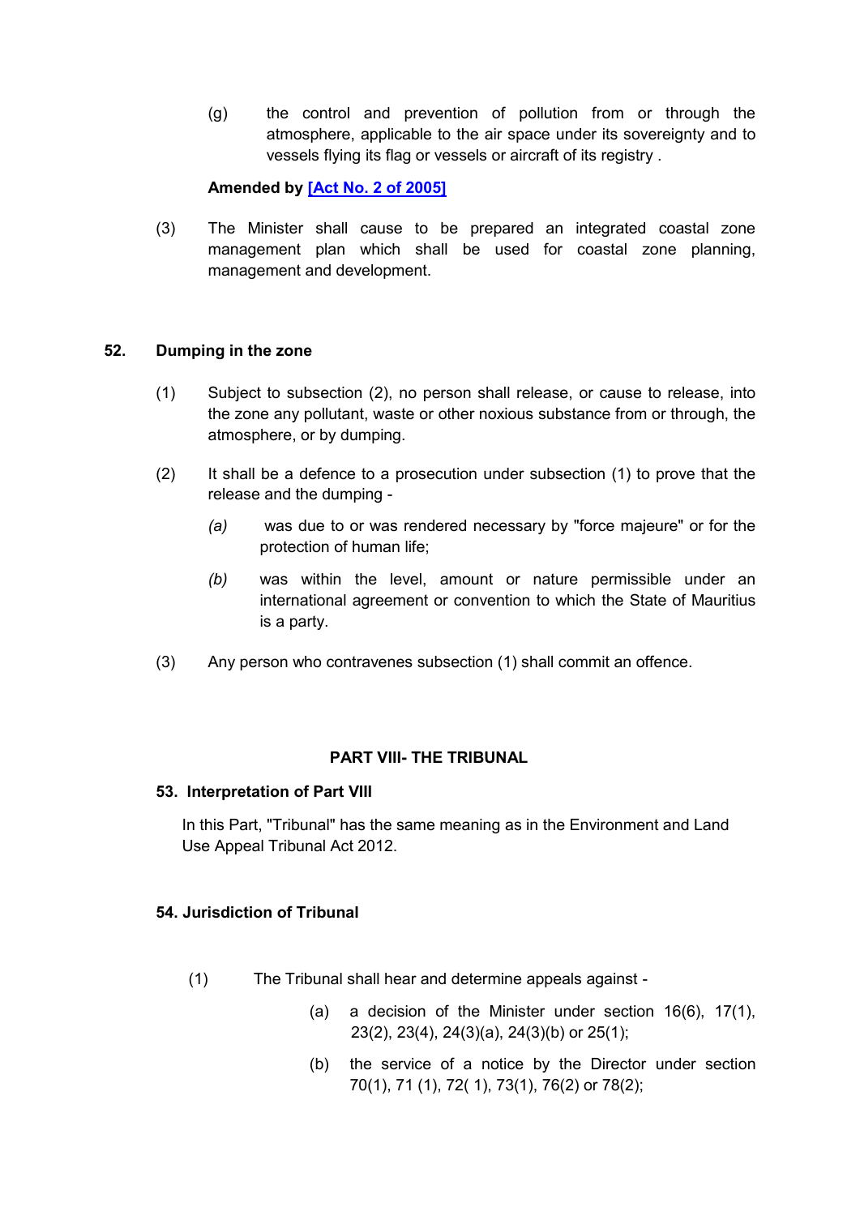(g) the control and prevention of pollution from or through the atmosphere, applicable to the air space under its sovereignty and to vessels flying its flag or vessels or aircraft of its registry .

**Amended by [Act No. 2 of 2005]**

(3) The Minister shall cause to be prepared an integrated coastal zone management plan which shall be used for coastal zone planning, management and development.

### 52. Dumping in the zone

(1) Subject to subsection (2), no person shall release, or cause to release, into the zone any pollutant, waste or other noxious substance from or through, the atmosphere, or by dumping.

(2) It shall be a defence to a prosecution under subsection (1) to prove that the release and the dumping -

*(a)* was due to or was rendered necessary by "force majeure" or for the protection of human life;

*(b)* was within the level, amount or nature permissible under an international agreement or convention to which the State of Mauritius is a party.

(3) Any person who contravenes subsection (1) shall commit an offence.

## PART VIII- THE TRIBUNAL

### 53. Interpretation of Part VIII

In this Part, "Tribunal" has the same meaning as in the Environment and Land Use Appeal Tribunal Act 2012.

### 54. Jurisdiction of Tribunal

(1) The Tribunal shall hear and determine appeals against -

(a) a decision of the Minister under section 16(6), 17(1), 23(2), 23(4), 24(3)(a), 24(3)(b) or 25(1);

(b) the service of a notice by the Director under section 70(1), 71 (1), 72( 1), 73(1), 76(2) or 78(2);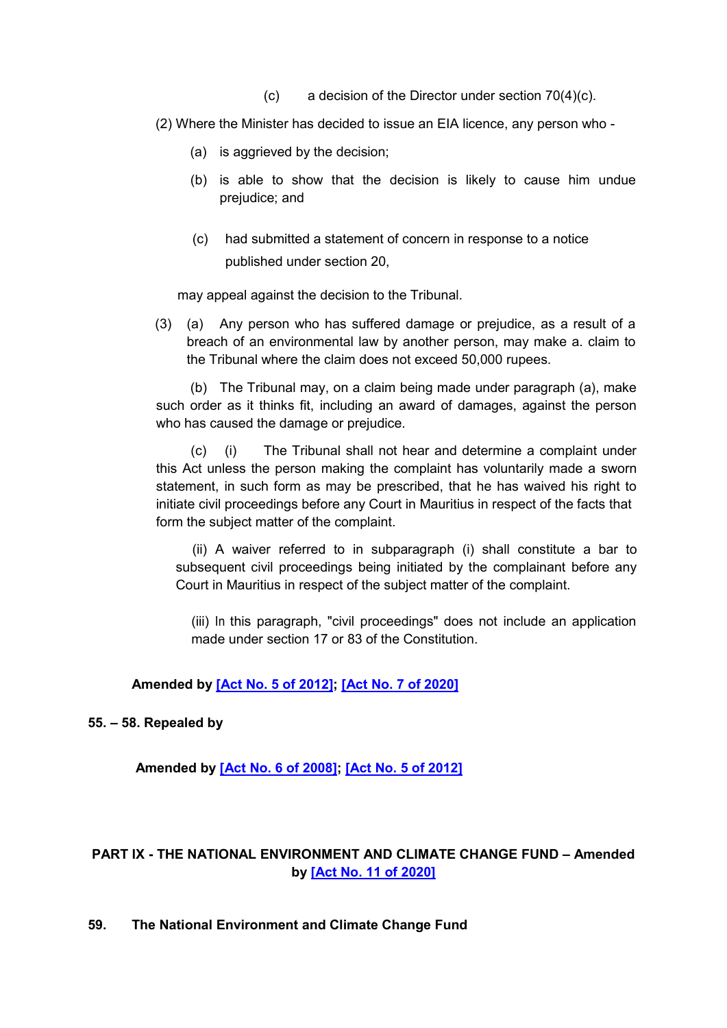(c) a decision of the Director under section 70(4)(c).

(2) Where the Minister has decided to issue an EIA licence, any person who -

(a) is aggrieved by the decision;

(b) is able to show that the decision is likely to cause him undue prejudice; and

(c) had submitted a statement of concern in response to a notice published under section 20,

may appeal against the decision to the Tribunal.

(3) (a) Any person who has suffered damage or prejudice, as a result of a breach of an environmental law by another person, may make a. claim to the Tribunal where the claim does not exceed 50,000 rupees.

(b) The Tribunal may, on a claim being made under paragraph (a), make such order as it thinks fit, including an award of damages, against the person who has caused the damage or prejudice.

(c) (i) The Tribunal shall not hear and determine a complaint under this Act unless the person making the complaint has voluntarily made a sworn statement, in such form as may be prescribed, that he has waived his right to initiate civil proceedings before any Court in Mauritius in respect of the facts that form the subject matter of the complaint.

(ii) A waiver referred to in subparagraph (i) shall constitute a bar to subsequent civil proceedings being initiated by the complainant before any Court in Mauritius in respect of the subject matter of the complaint.

(iii) In this paragraph, "civil proceedings" does not include an application made under section 17 or 83 of the Constitution.

**Amended by [Act No. 5 of 2012]; [Act No. 7 of 2020]**

**55. – 58. Repealed by**

**Amended by [Act No. 6 of 2008]; [Act No. 5 of 2012]**

## PART IX - THE NATIONAL ENVIRONMENT AND CLIMATE CHANGE FUND – Amended by [Act No. 11 of 2020]

**59. The National Environment and Climate Change Fund**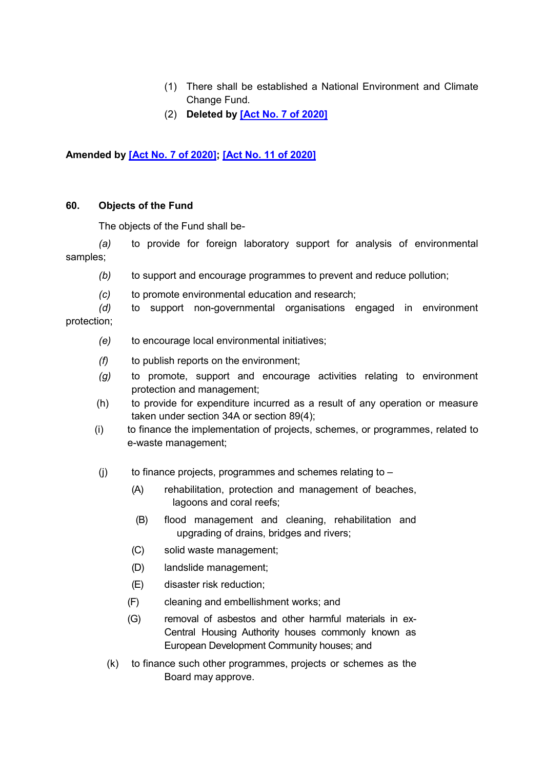(1) There shall be established a National Environment and Climate Change Fund.

(2) **Deleted by [Act No. 7 of 2020]**

**Amended by [Act No. 7 of 2020]; [Act No. 11 of 2020]**

## 60. Objects of the Fund

The objects of the Fund shall be-

*(a)* to provide for foreign laboratory support for analysis of environmental samples;

*(b)* to support and encourage programmes to prevent and reduce pollution;

*(c)* to promote environmental education and research;

*(d)* to support non-governmental organisations engaged in environment protection;

*(e)* to encourage local environmental initiatives;

*(f)* to publish reports on the environment;

*(g)* to promote, support and encourage activities relating to environment protection and management;

(h) to provide for expenditure incurred as a result of any operation or measure taken under section 34A or section 89(4);

(i) to finance the implementation of projects, schemes, or programmes, related to e-waste management;

(j) to finance projects, programmes and schemes relating to –

(A) rehabilitation, protection and management of beaches, lagoons and coral reefs;

(B) flood management and cleaning, rehabilitation and upgrading of drains, bridges and rivers;

(C) solid waste management;

(D) landslide management;

(E) disaster risk reduction;

(F) cleaning and embellishment works; and

(G) removal of asbestos and other harmful materials in ex-Central Housing Authority houses commonly known as European Development Community houses; and

(k) to finance such other programmes, projects or schemes as the Board may approve.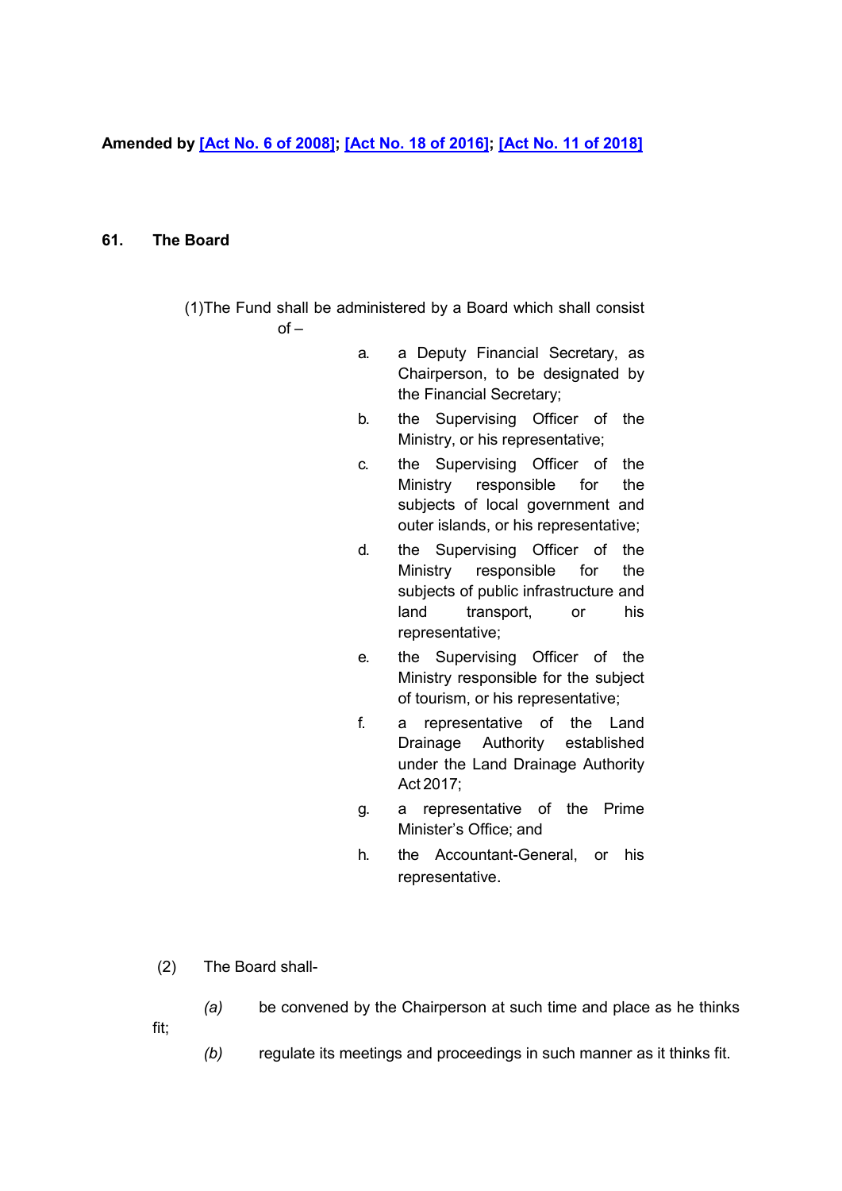**Amended by [Act No. 6 of 2008]; [Act No. 18 of 2016]; [Act No. 11 of 2018]**

**61. The Board**

(1)The Fund shall be administered by a Board which shall consist of –

a. a Deputy Financial Secretary, as Chairperson, to be designated by the Financial Secretary;

b. the Supervising Officer of the Ministry, or his representative;

c. the Supervising Officer of the Ministry responsible for the subjects of local government and outer islands, or his representative;

d. the Supervising Officer of the Ministry responsible for the subjects of public infrastructure and land transport, or his representative;

e. the Supervising Officer of the Ministry responsible for the subject of tourism, or his representative;

f. a representative of the Land Drainage Authority established under the Land Drainage Authority Act 2017;

g. a representative of the Prime Minister's Office; and

h. the Accountant-General, or his representative.

(2) The Board shall-

*(a)* be convened by the Chairperson at such time and place as he thinks fit;

*(b)* regulate its meetings and proceedings in such manner as it thinks fit.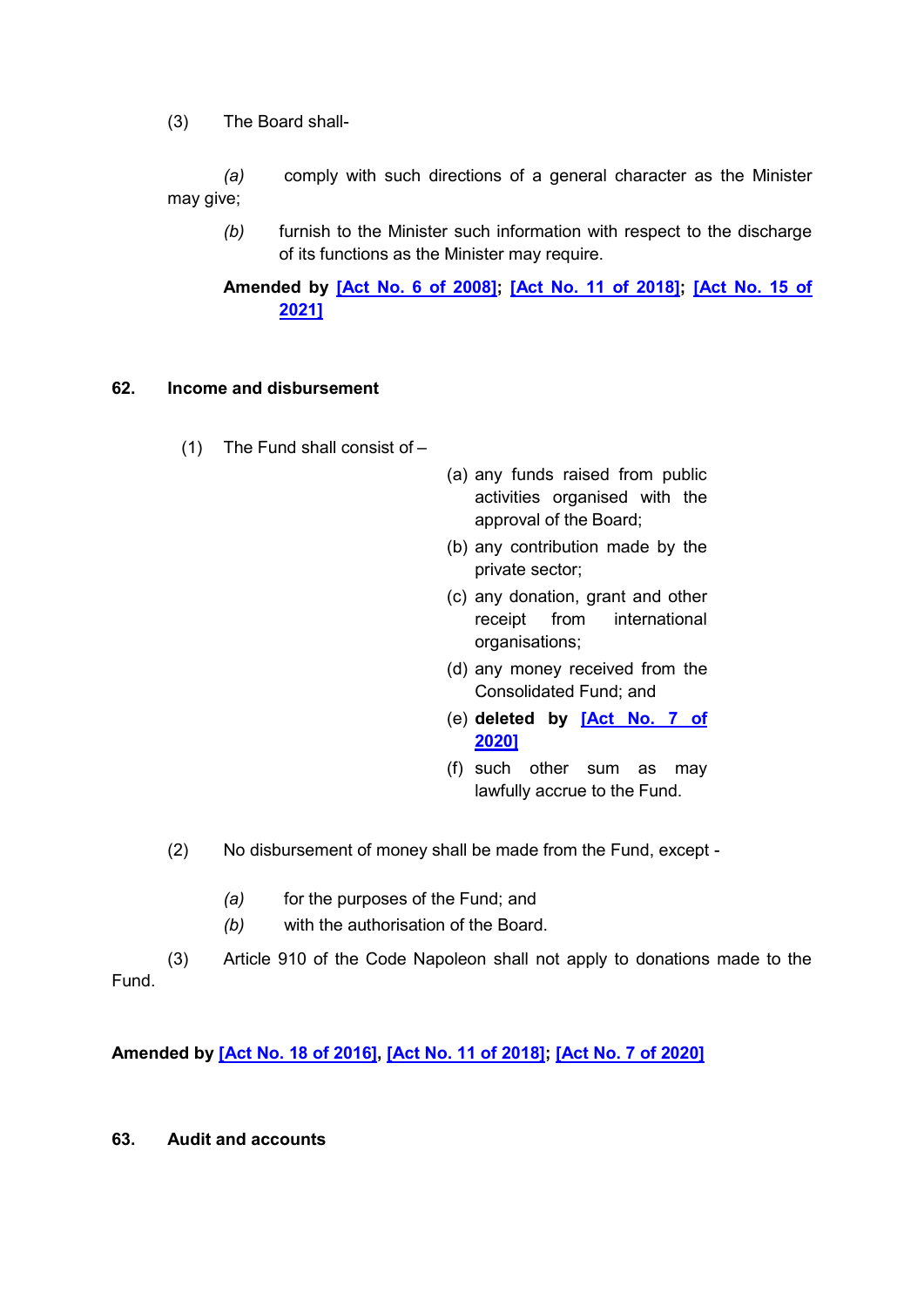(3) The Board shall-

*(a)* comply with such directions of a general character as the Minister may give;

*(b)* furnish to the Minister such information with respect to the discharge of its functions as the Minister may require.

**Amended by [Act No. 6 of 2008]; [Act No. 11 of 2018]; [Act No. 15 of 2021]**

## 62. Income and disbursement

(1) The Fund shall consist of –

(a) any funds raised from public activities organised with the approval of the Board;

(b) any contribution made by the private sector;

(c) any donation, grant and other receipt from international organisations;

(d) any money received from the Consolidated Fund; and

(e) **deleted by [Act No. 7 of 2020]**

(f) such other sum as may lawfully accrue to the Fund.

(2) No disbursement of money shall be made from the Fund, except -

*(a)* for the purposes of the Fund; and

*(b)* with the authorisation of the Board.

(3) Article 910 of the Code Napoleon shall not apply to donations made to the Fund.

**Amended by [Act No. 18 of 2016], [Act No. 11 of 2018]; [Act No. 7 of 2020]**

## 63. Audit and accounts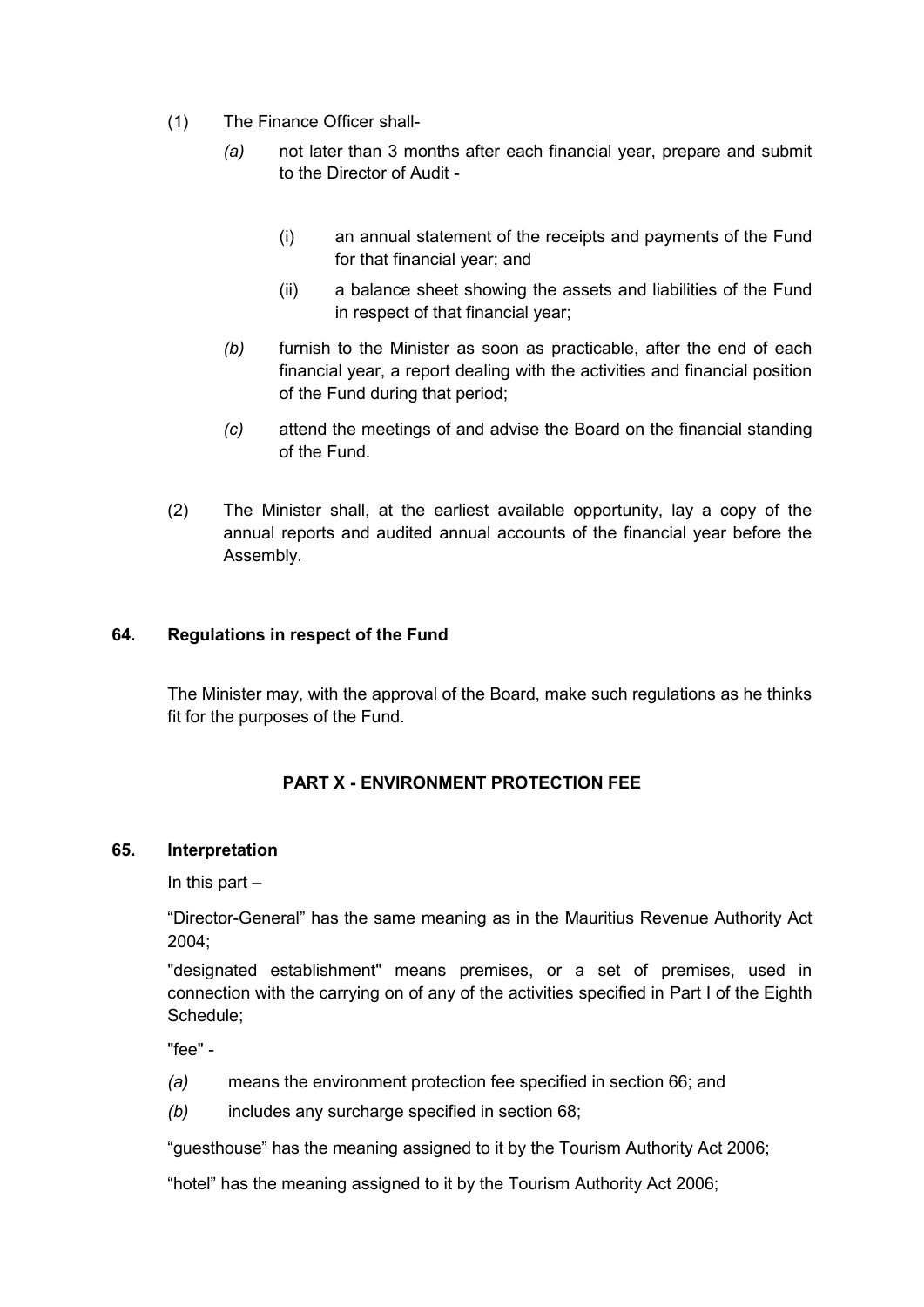(1) The Finance Officer shall-

*(a)* not later than 3 months after each financial year, prepare and submit to the Director of Audit -

(i) an annual statement of the receipts and payments of the Fund for that financial year; and

(ii) a balance sheet showing the assets and liabilities of the Fund in respect of that financial year;

*(b)* furnish to the Minister as soon as practicable, after the end of each financial year, a report dealing with the activities and financial position of the Fund during that period;

*(c)* attend the meetings of and advise the Board on the financial standing of the Fund.

(2) The Minister shall, at the earliest available opportunity, lay a copy of the annual reports and audited annual accounts of the financial year before the Assembly.

### 64. Regulations in respect of the Fund

The Minister may, with the approval of the Board, make such regulations as he thinks fit for the purposes of the Fund.

## PART X - ENVIRONMENT PROTECTION FEE

### 65. Interpretation

In this part –

“Director-General” has the same meaning as in the Mauritius Revenue Authority Act 2004;

"designated establishment" means premises, or a set of premises, used in connection with the carrying on of any of the activities specified in Part I of the Eighth Schedule;

"fee" -

*(a)* means the environment protection fee specified in section 66; and

*(b)* includes any surcharge specified in section 68;

“guesthouse” has the meaning assigned to it by the Tourism Authority Act 2006;

“hotel” has the meaning assigned to it by the Tourism Authority Act 2006;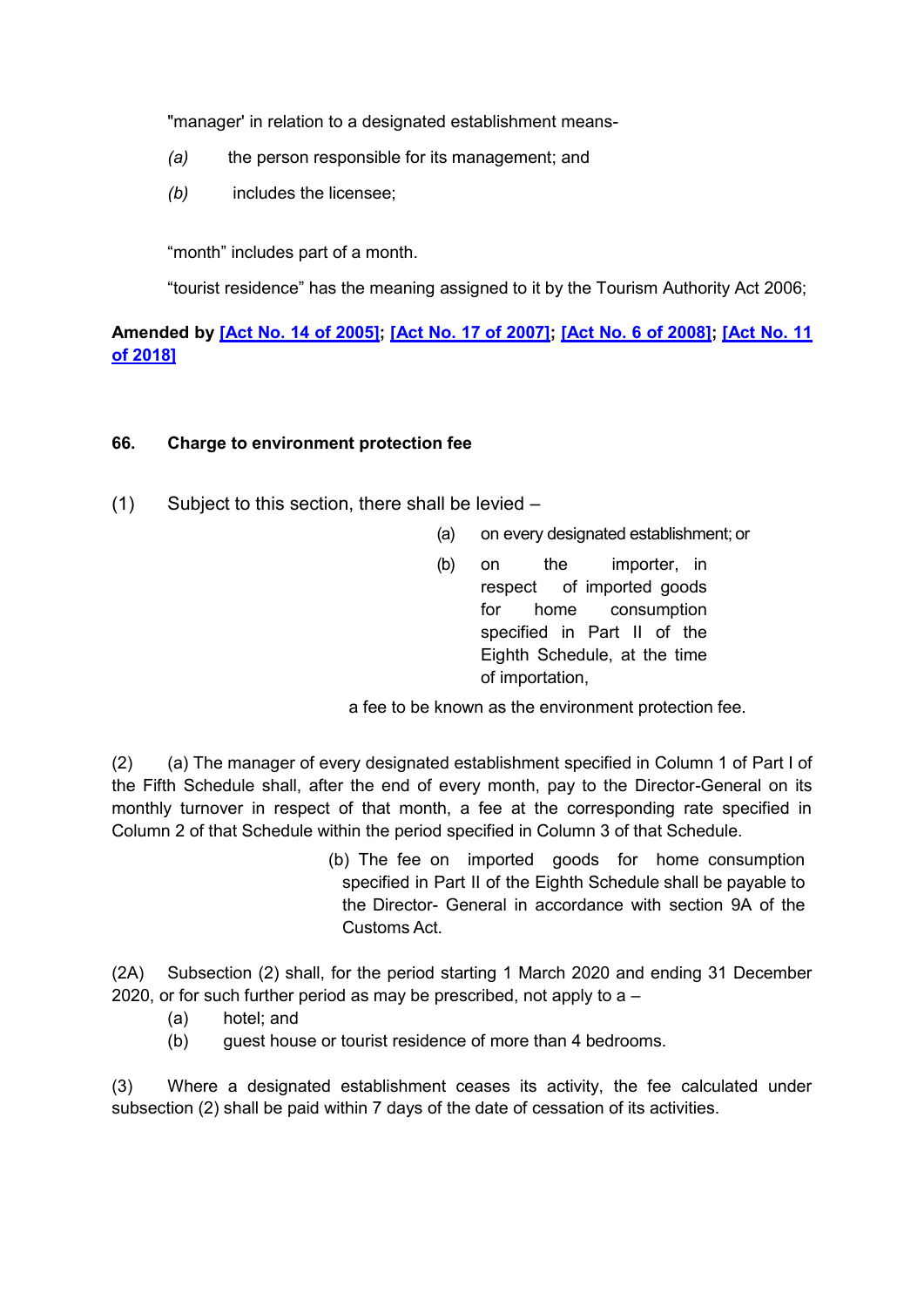"manager' in relation to a designated establishment means-

*(a)* the person responsible for its management; and

*(b)* includes the licensee;

"month" includes part of a month.

"tourist residence" has the meaning assigned to it by the Tourism Authority Act 2006;

**Amended by [Act No. 14 of 2005]; [Act No. 17 of 2007]; [Act No. 6 of 2008]; [Act No. 11 of 2018]**

### 66. Charge to environment protection fee

(1) Subject to this section, there shall be levied –

(a) on every designated establishment; or

(b) on the importer, in respect of imported goods for home consumption specified in Part II of the Eighth Schedule, at the time of importation,

a fee to be known as the environment protection fee.

(2) (a) The manager of every designated establishment specified in Column 1 of Part I of the Fifth Schedule shall, after the end of every month, pay to the Director-General on its monthly turnover in respect of that month, a fee at the corresponding rate specified in Column 2 of that Schedule within the period specified in Column 3 of that Schedule.

(b) The fee on imported goods for home consumption specified in Part II of the Eighth Schedule shall be payable to the Director- General in accordance with section 9A of the Customs Act.

(2A) Subsection (2) shall, for the period starting 1 March 2020 and ending 31 December 2020, or for such further period as may be prescribed, not apply to a –

(a) hotel; and

(b) guest house or tourist residence of more than 4 bedrooms.

(3) Where a designated establishment ceases its activity, the fee calculated under subsection (2) shall be paid within 7 days of the date of cessation of its activities.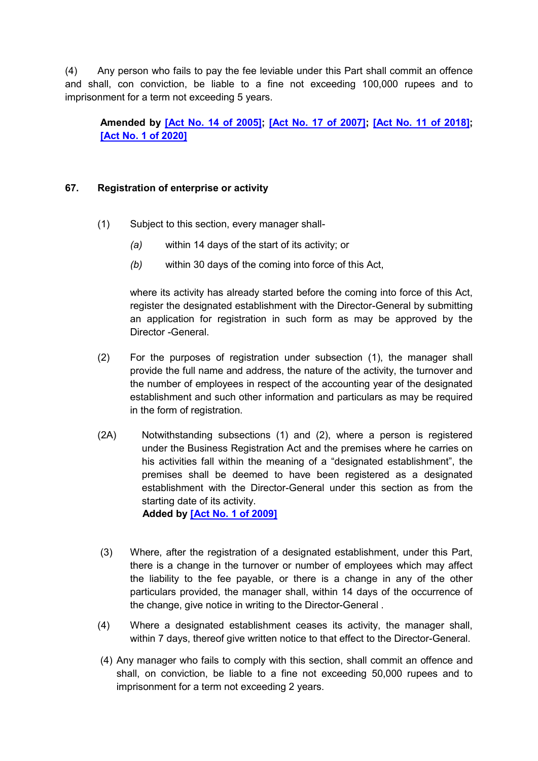(4) Any person who fails to pay the fee leviable under this Part shall commit an offence and shall, con conviction, be liable to a fine not exceeding 100,000 rupees and to imprisonment for a term not exceeding 5 years.

**Amended by [Act No. 14 of 2005]; [Act No. 17 of 2007]; [Act No. 11 of 2018]; [Act No. 1 of 2020]**

### 67. Registration of enterprise or activity

(1) Subject to this section, every manager shall-

*(a)* within 14 days of the start of its activity; or

*(b)* within 30 days of the coming into force of this Act,

where its activity has already started before the coming into force of this Act, register the designated establishment with the Director-General by submitting an application for registration in such form as may be approved by the Director -General.

(2) For the purposes of registration under subsection (1), the manager shall provide the full name and address, the nature of the activity, the turnover and the number of employees in respect of the accounting year of the designated establishment and such other information and particulars as may be required in the form of registration.

(2A) Notwithstanding subsections (1) and (2), where a person is registered under the Business Registration Act and the premises where he carries on his activities fall within the meaning of a "designated establishment", the premises shall be deemed to have been registered as a designated establishment with the Director-General under this section as from the starting date of its activity.
**Added by [Act No. 1 of 2009]**

(3) Where, after the registration of a designated establishment, under this Part, there is a change in the turnover or number of employees which may affect the liability to the fee payable, or there is a change in any of the other particulars provided, the manager shall, within 14 days of the occurrence of the change, give notice in writing to the Director-General .

(4) Where a designated establishment ceases its activity, the manager shall, within 7 days, thereof give written notice to that effect to the Director-General.

(4) Any manager who fails to comply with this section, shall commit an offence and shall, on conviction, be liable to a fine not exceeding 50,000 rupees and to imprisonment for a term not exceeding 2 years.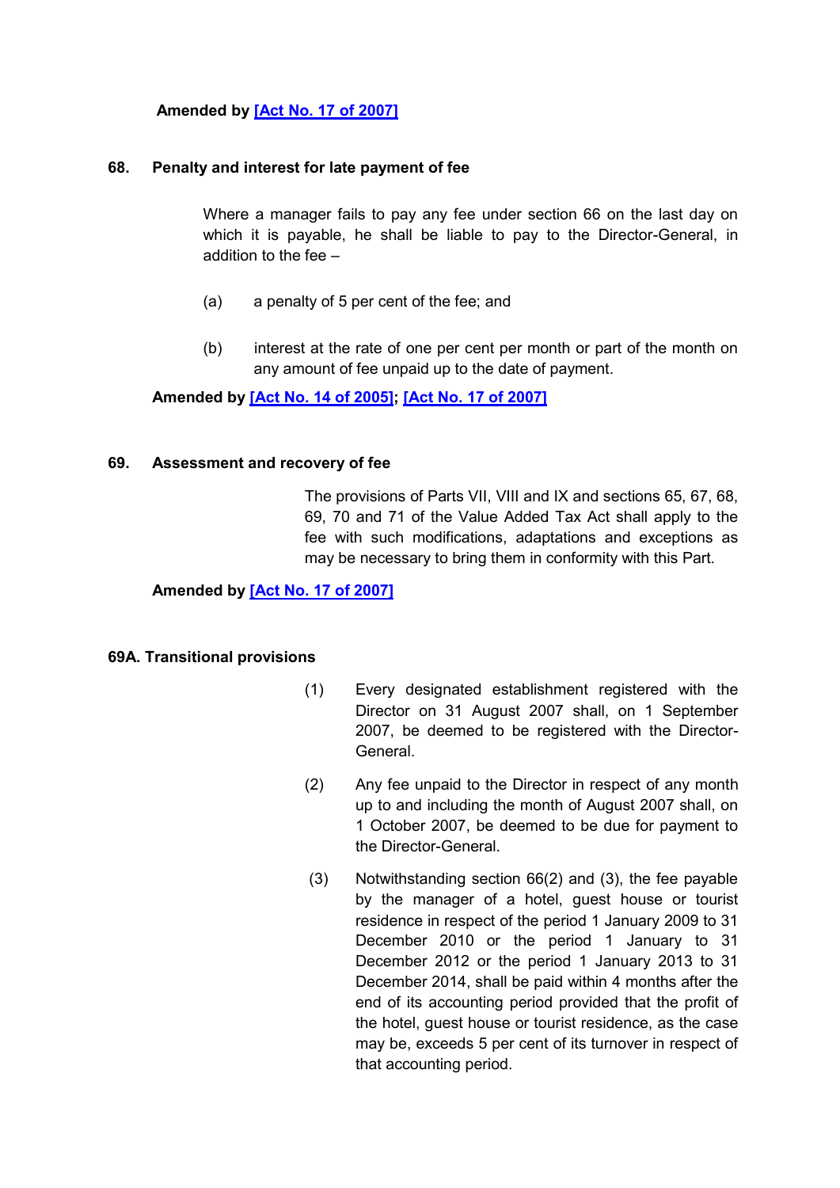**Amended by [Act No. 17 of 2007]**

### 68. Penalty and interest for late payment of fee

Where a manager fails to pay any fee under section 66 on the last day on which it is payable, he shall be liable to pay to the Director-General, in addition to the fee –

(a) a penalty of 5 per cent of the fee; and

(b) interest at the rate of one per cent per month or part of the month on any amount of fee unpaid up to the date of payment.

**Amended by [Act No. 14 of 2005]; [Act No. 17 of 2007]**

### 69. Assessment and recovery of fee

The provisions of Parts VII, VIII and IX and sections 65, 67, 68, 69, 70 and 71 of the Value Added Tax Act shall apply to the fee with such modifications, adaptations and exceptions as may be necessary to bring them in conformity with this Part.

**Amended by [Act No. 17 of 2007]**

### 69A. Transitional provisions

(1) Every designated establishment registered with the Director on 31 August 2007 shall, on 1 September 2007, be deemed to be registered with the Director-General.

(2) Any fee unpaid to the Director in respect of any month up to and including the month of August 2007 shall, on 1 October 2007, be deemed to be due for payment to the Director-General.

(3) Notwithstanding section 66(2) and (3), the fee payable by the manager of a hotel, guest house or tourist residence in respect of the period 1 January 2009 to 31 December 2010 or the period 1 January to 31 December 2012 or the period 1 January 2013 to 31 December 2014, shall be paid within 4 months after the end of its accounting period provided that the profit of the hotel, guest house or tourist residence, as the case may be, exceeds 5 per cent of its turnover in respect of that accounting period.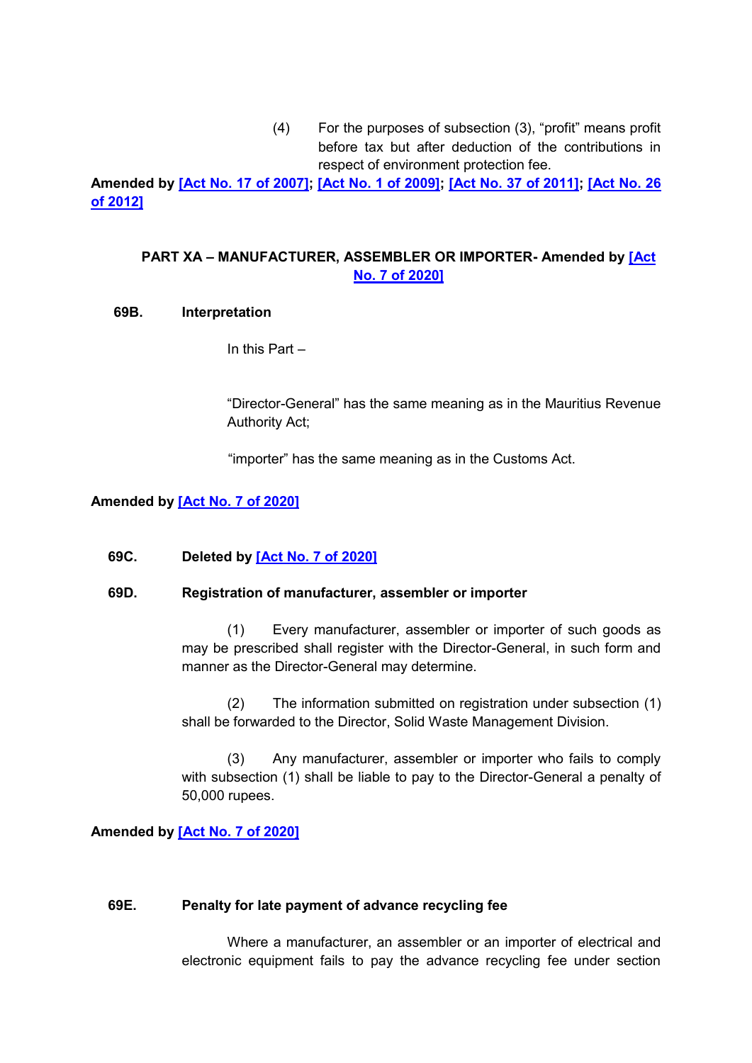(4) For the purposes of subsection (3), "profit" means profit before tax but after deduction of the contributions in respect of environment protection fee.

**Amended by [Act No. 17 of 2007]; [Act No. 1 of 2009]; [Act No. 37 of 2011]; [Act No. 26 of 2012]**

## PART XA – MANUFACTURER, ASSEMBLER OR IMPORTER- Amended by [Act No. 7 of 2020]

### 69B. Interpretation

In this Part –

"Director-General" has the same meaning as in the Mauritius Revenue Authority Act;

"importer" has the same meaning as in the Customs Act.

**Amended by [Act No. 7 of 2020]**

### 69C. Deleted by [Act No. 7 of 2020]

### 69D. Registration of manufacturer, assembler or importer

(1) Every manufacturer, assembler or importer of such goods as may be prescribed shall register with the Director-General, in such form and manner as the Director-General may determine.

(2) The information submitted on registration under subsection (1) shall be forwarded to the Director, Solid Waste Management Division.

(3) Any manufacturer, assembler or importer who fails to comply with subsection (1) shall be liable to pay to the Director-General a penalty of 50,000 rupees.

**Amended by [Act No. 7 of 2020]**

### 69E. Penalty for late payment of advance recycling fee

Where a manufacturer, an assembler or an importer of electrical and electronic equipment fails to pay the advance recycling fee under section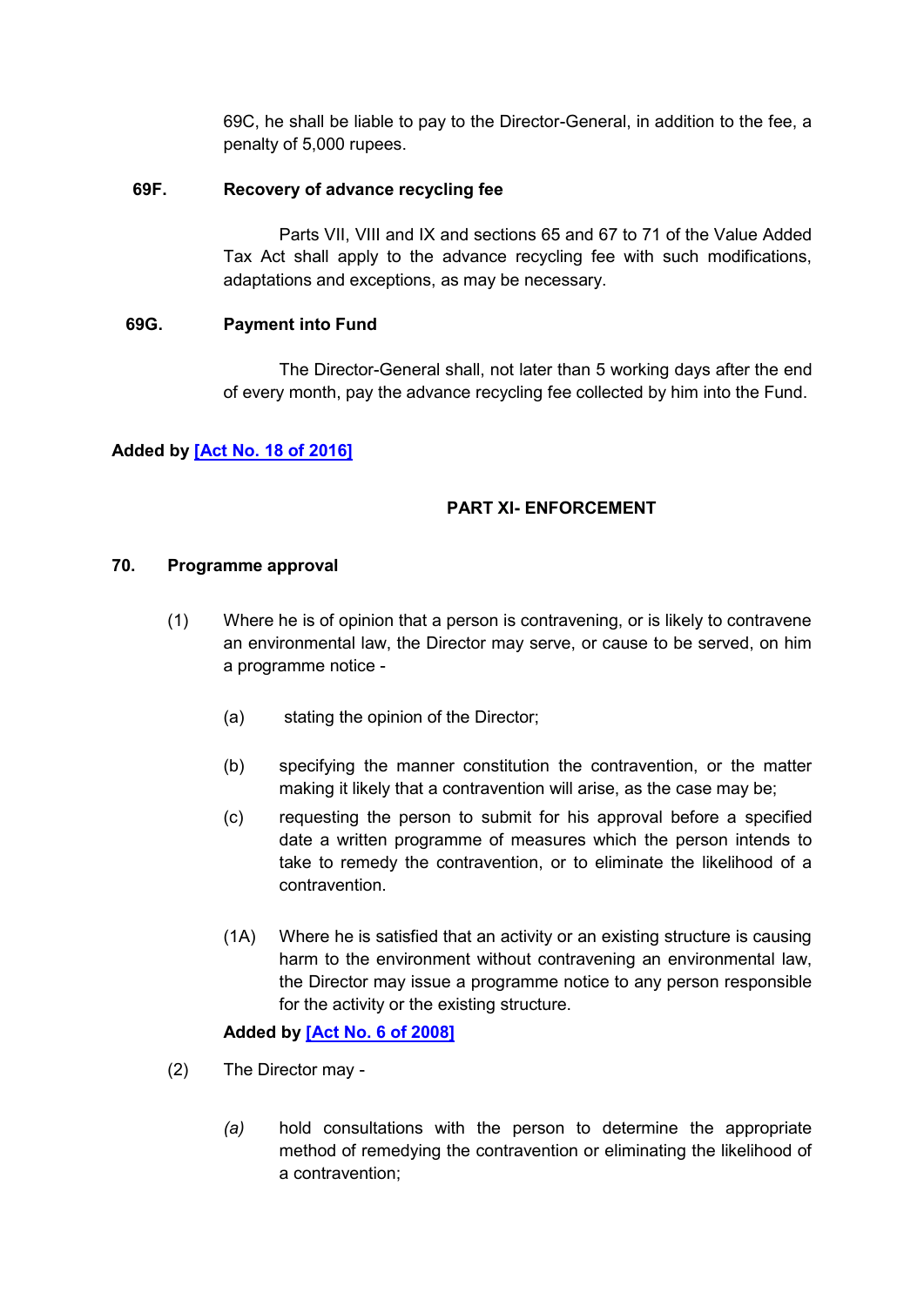69C, he shall be liable to pay to the Director-General, in addition to the fee, a penalty of 5,000 rupees.

**69F. Recovery of advance recycling fee**

Parts VII, VIII and IX and sections 65 and 67 to 71 of the Value Added Tax Act shall apply to the advance recycling fee with such modifications, adaptations and exceptions, as may be necessary.

**69G. Payment into Fund**

The Director-General shall, not later than 5 working days after the end of every month, pay the advance recycling fee collected by him into the Fund.

**Added by [Act No. 18 of 2016]**

## PART XI- ENFORCEMENT

**70. Programme approval**

(1) Where he is of opinion that a person is contravening, or is likely to contravene an environmental law, the Director may serve, or cause to be served, on him a programme notice -

(a) stating the opinion of the Director;

(b) specifying the manner constitution the contravention, or the matter making it likely that a contravention will arise, as the case may be;

(c) requesting the person to submit for his approval before a specified date a written programme of measures which the person intends to take to remedy the contravention, or to eliminate the likelihood of a contravention.

(1A) Where he is satisfied that an activity or an existing structure is causing harm to the environment without contravening an environmental law, the Director may issue a programme notice to any person responsible for the activity or the existing structure.

**Added by [Act No. 6 of 2008]**

(2) The Director may -

*(a)* hold consultations with the person to determine the appropriate method of remedying the contravention or eliminating the likelihood of a contravention;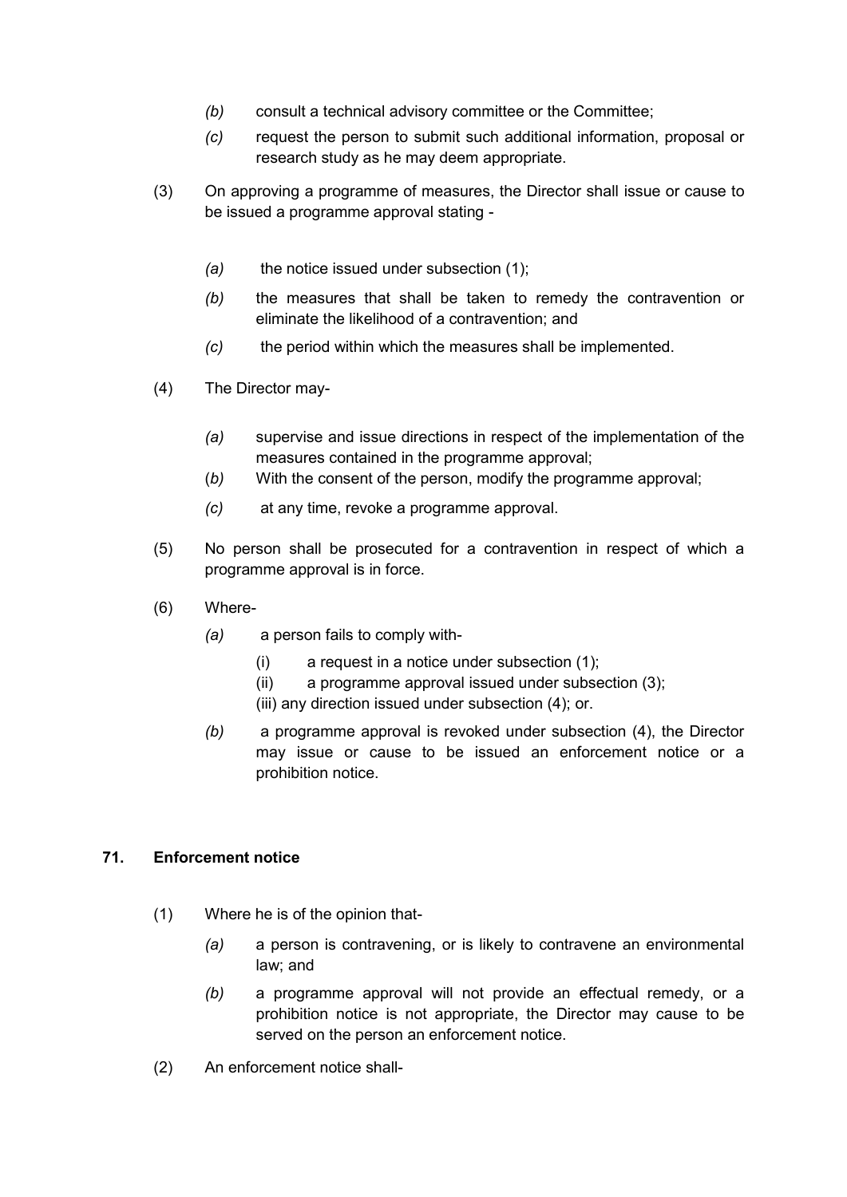*(b)* consult a technical advisory committee or the Committee;

*(c)* request the person to submit such additional information, proposal or research study as he may deem appropriate.

(3) On approving a programme of measures, the Director shall issue or cause to be issued a programme approval stating -

*(a)* the notice issued under subsection (1);

*(b)* the measures that shall be taken to remedy the contravention or eliminate the likelihood of a contravention; and

*(c)* the period within which the measures shall be implemented.

(4) The Director may-

*(a)* supervise and issue directions in respect of the implementation of the measures contained in the programme approval;

(*b*) With the consent of the person, modify the programme approval;

*(c)* at any time, revoke a programme approval.

(5) No person shall be prosecuted for a contravention in respect of which a programme approval is in force.

(6) Where-

*(a)* a person fails to comply with-

(i) a request in a notice under subsection (1);

(ii) a programme approval issued under subsection (3);

(iii) any direction issued under subsection (4); or.

*(b)* a programme approval is revoked under subsection (4), the Director may issue or cause to be issued an enforcement notice or a prohibition notice.

## 71. Enforcement notice

(1) Where he is of the opinion that-

*(a)* a person is contravening, or is likely to contravene an environmental law; and

*(b)* a programme approval will not provide an effectual remedy, or a prohibition notice is not appropriate, the Director may cause to be served on the person an enforcement notice.

(2) An enforcement notice shall-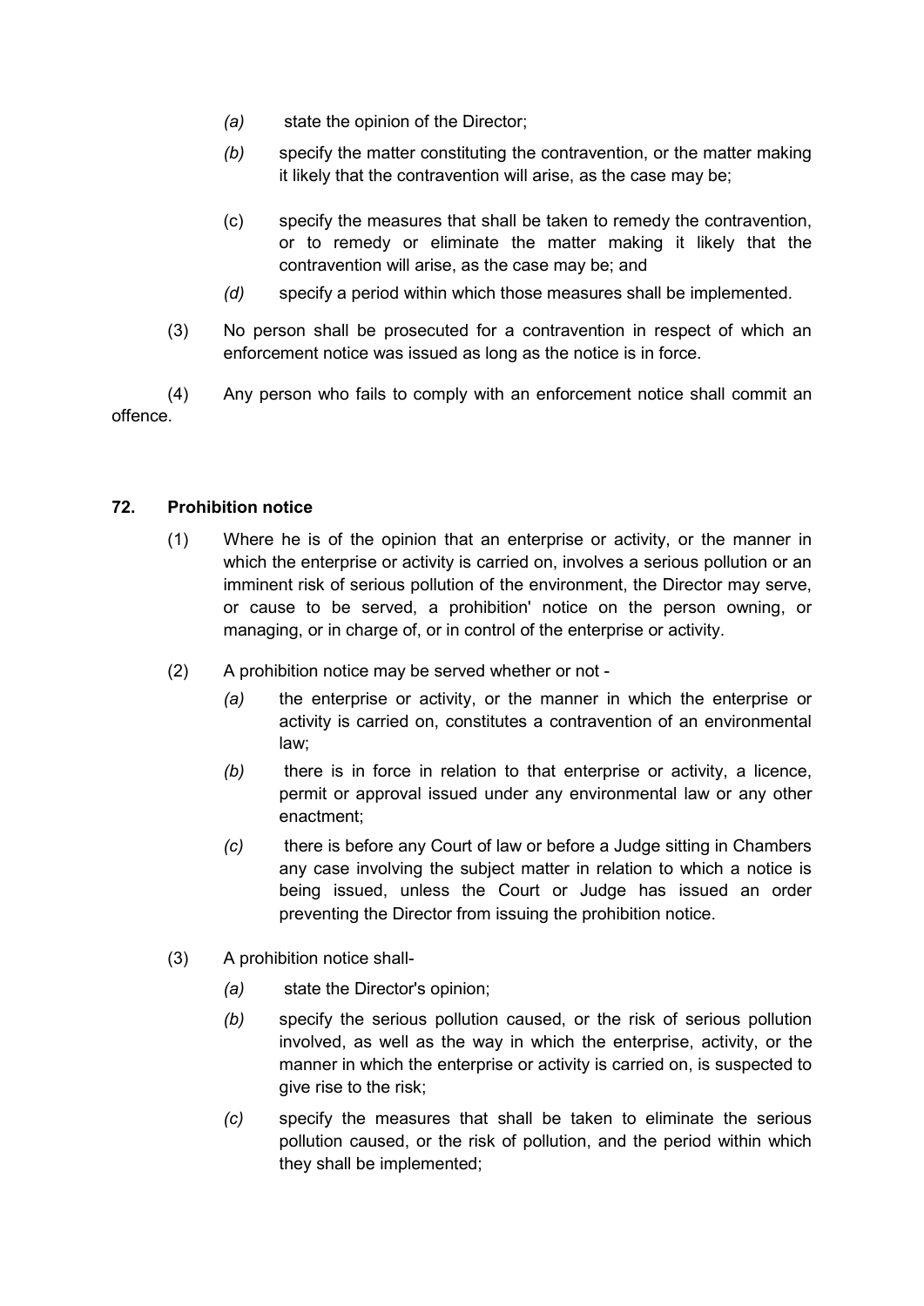*(a)* state the opinion of the Director;

*(b)* specify the matter constituting the contravention, or the matter making it likely that the contravention will arise, as the case may be;

(c) specify the measures that shall be taken to remedy the contravention, or to remedy or eliminate the matter making it likely that the contravention will arise, as the case may be; and

*(d)* specify a period within which those measures shall be implemented.

(3) No person shall be prosecuted for a contravention in respect of which an enforcement notice was issued as long as the notice is in force.

(4) Any person who fails to comply with an enforcement notice shall commit an offence.

**72. Prohibition notice**

(1) Where he is of the opinion that an enterprise or activity, or the manner in which the enterprise or activity is carried on, involves a serious pollution or an imminent risk of serious pollution of the environment, the Director may serve, or cause to be served, a prohibition' notice on the person owning, or managing, or in charge of, or in control of the enterprise or activity.

(2) A prohibition notice may be served whether or not -

*(a)* the enterprise or activity, or the manner in which the enterprise or activity is carried on, constitutes a contravention of an environmental law;

*(b)* there is in force in relation to that enterprise or activity, a licence, permit or approval issued under any environmental law or any other enactment;

*(c)* there is before any Court of law or before a Judge sitting in Chambers any case involving the subject matter in relation to which a notice is being issued, unless the Court or Judge has issued an order preventing the Director from issuing the prohibition notice.

(3) A prohibition notice shall-

*(a)* state the Director's opinion;

*(b)* specify the serious pollution caused, or the risk of serious pollution involved, as well as the way in which the enterprise, activity, or the manner in which the enterprise or activity is carried on, is suspected to give rise to the risk;

*(c)* specify the measures that shall be taken to eliminate the serious pollution caused, or the risk of pollution, and the period within which they shall be implemented;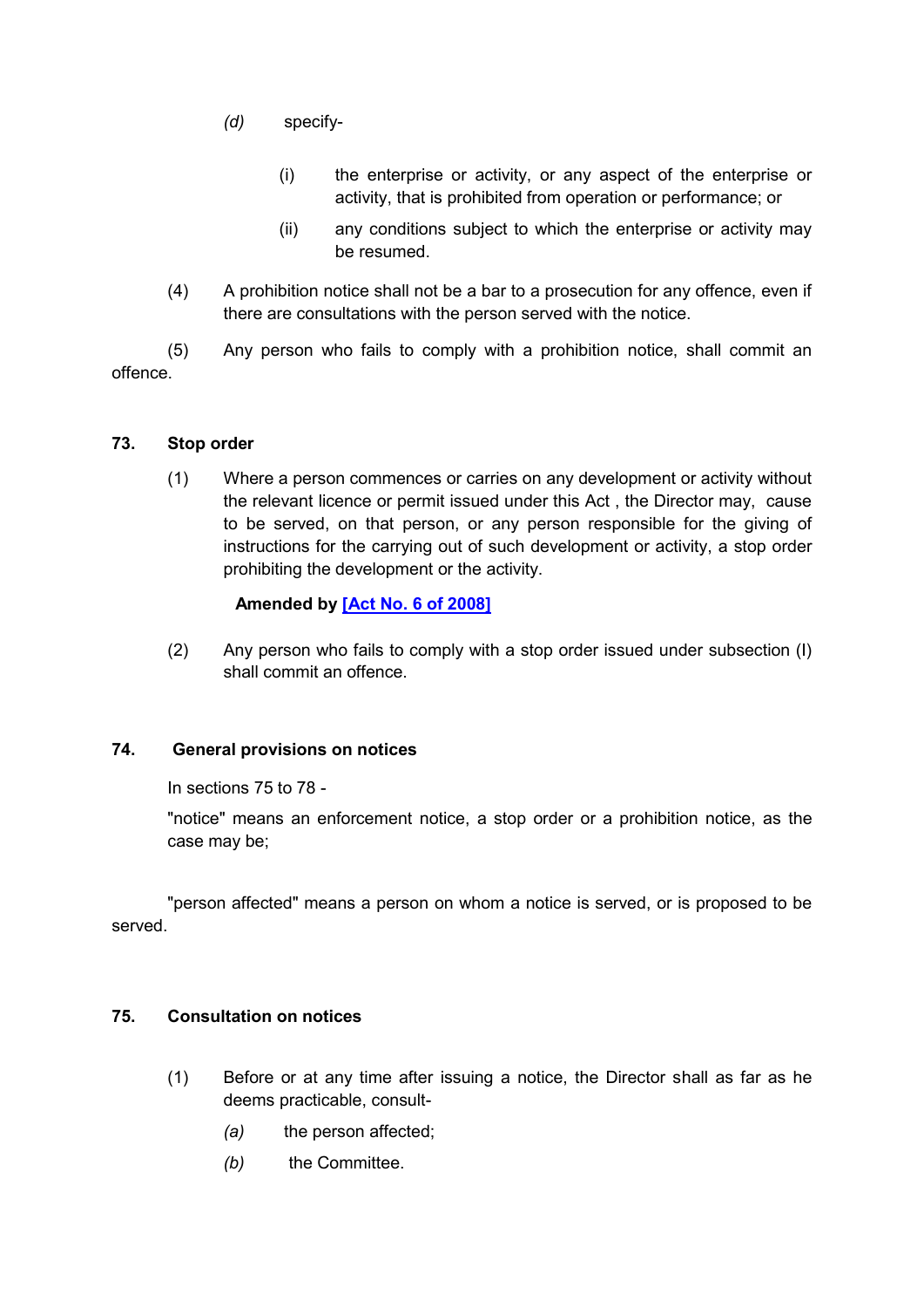(d) specify-

(i) the enterprise or activity, or any aspect of the enterprise or activity, that is prohibited from operation or performance; or

(ii) any conditions subject to which the enterprise or activity may be resumed.

(4) A prohibition notice shall not be a bar to a prosecution for any offence, even if there are consultations with the person served with the notice.

(5) Any person who fails to comply with a prohibition notice, shall commit an offence.

### 73. Stop order

(1) Where a person commences or carries on any development or activity without the relevant licence or permit issued under this Act , the Director may, cause to be served, on that person, or any person responsible for the giving of instructions for the carrying out of such development or activity, a stop order prohibiting the development or the activity.

**Amended by [Act No. 6 of 2008]**

(2) Any person who fails to comply with a stop order issued under subsection (I) shall commit an offence.

### 74. General provisions on notices

In sections 75 to 78 -

"notice" means an enforcement notice, a stop order or a prohibition notice, as the case may be;

"person affected" means a person on whom a notice is served, or is proposed to be served.

### 75. Consultation on notices

(1) Before or at any time after issuing a notice, the Director shall as far as he deems practicable, consult-

(a) the person affected;

(b) the Committee.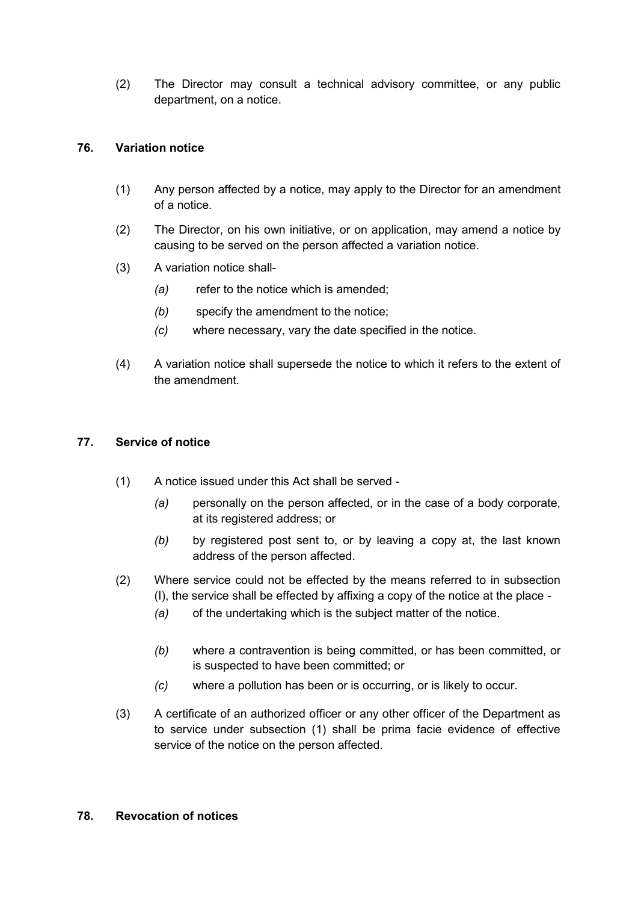(2) The Director may consult a technical advisory committee, or any public department, on a notice.

## 76. Variation notice

(1) Any person affected by a notice, may apply to the Director for an amendment of a notice.

(2) The Director, on his own initiative, or on application, may amend a notice by causing to be served on the person affected a variation notice.

(3) A variation notice shall-

*(a)* refer to the notice which is amended;

*(b)* specify the amendment to the notice;

*(c)* where necessary, vary the date specified in the notice.

(4) A variation notice shall supersede the notice to which it refers to the extent of the amendment.

## 77. Service of notice

(1) A notice issued under this Act shall be served -

*(a)* personally on the person affected, or in the case of a body corporate, at its registered address; or

*(b)* by registered post sent to, or by leaving a copy at, the last known address of the person affected.

(2) Where service could not be effected by the means referred to in subsection (l), the service shall be effected by affixing a copy of the notice at the place -

*(a)* of the undertaking which is the subject matter of the notice.

*(b)* where a contravention is being committed, or has been committed, or is suspected to have been committed; or

*(c)* where a pollution has been or is occurring, or is likely to occur.

(3) A certificate of an authorized officer or any other officer of the Department as to service under subsection (1) shall be prima facie evidence of effective service of the notice on the person affected.

## 78. Revocation of notices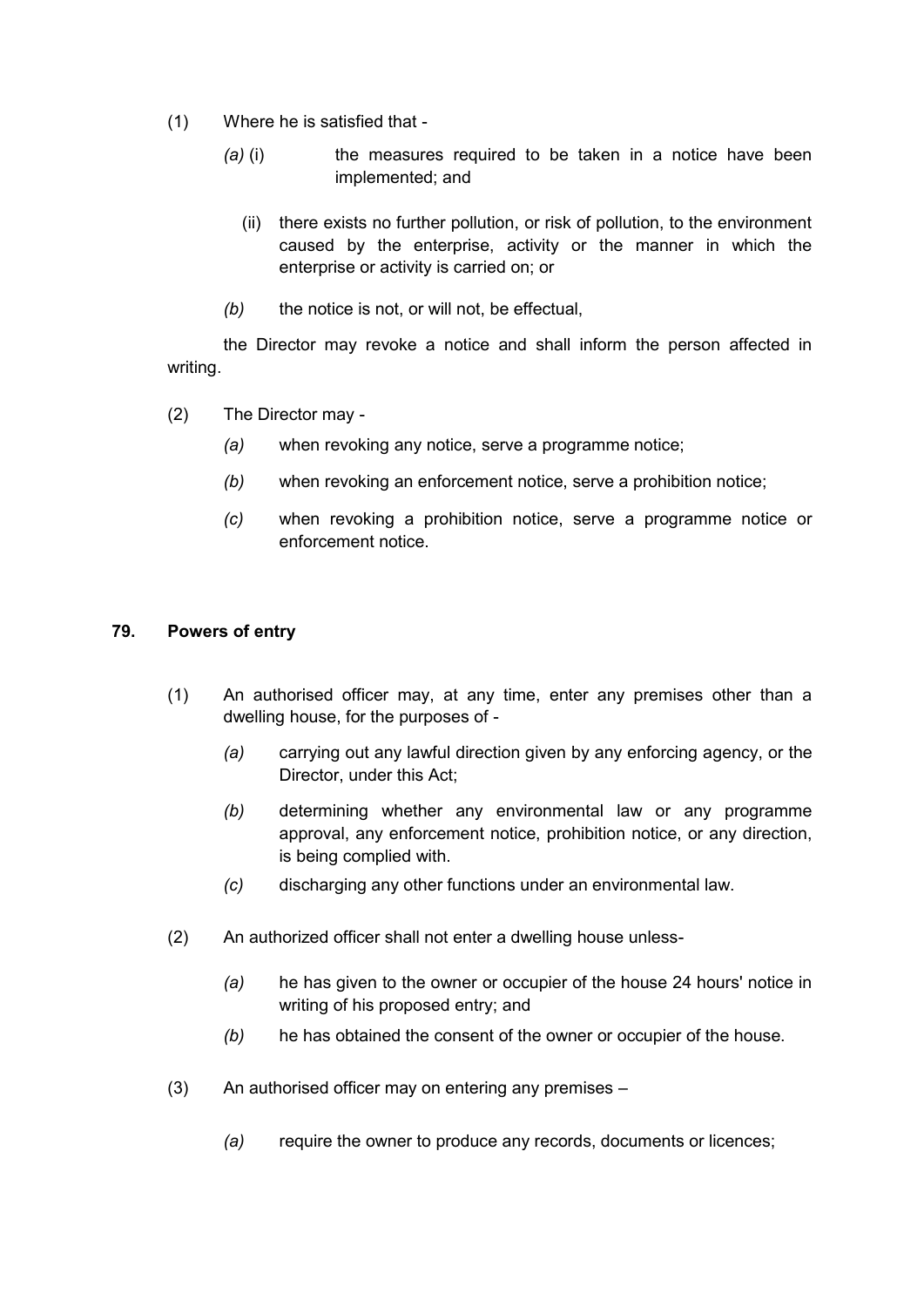(1) Where he is satisfied that -

*(a)* (i) the measures required to be taken in a notice have been implemented; and

(ii) there exists no further pollution, or risk of pollution, to the environment caused by the enterprise, activity or the manner in which the enterprise or activity is carried on; or

*(b)* the notice is not, or will not, be effectual,

the Director may revoke a notice and shall inform the person affected in writing.

(2) The Director may -

*(a)* when revoking any notice, serve a programme notice;

*(b)* when revoking an enforcement notice, serve a prohibition notice;

*(c)* when revoking a prohibition notice, serve a programme notice or enforcement notice.

## 79. Powers of entry

(1) An authorised officer may, at any time, enter any premises other than a dwelling house, for the purposes of -

*(a)* carrying out any lawful direction given by any enforcing agency, or the Director, under this Act;

*(b)* determining whether any environmental law or any programme approval, any enforcement notice, prohibition notice, or any direction, is being complied with.

*(c)* discharging any other functions under an environmental law.

(2) An authorized officer shall not enter a dwelling house unless-

*(a)* he has given to the owner or occupier of the house 24 hours' notice in writing of his proposed entry; and

*(b)* he has obtained the consent of the owner or occupier of the house.

(3) An authorised officer may on entering any premises –

*(a)* require the owner to produce any records, documents or licences;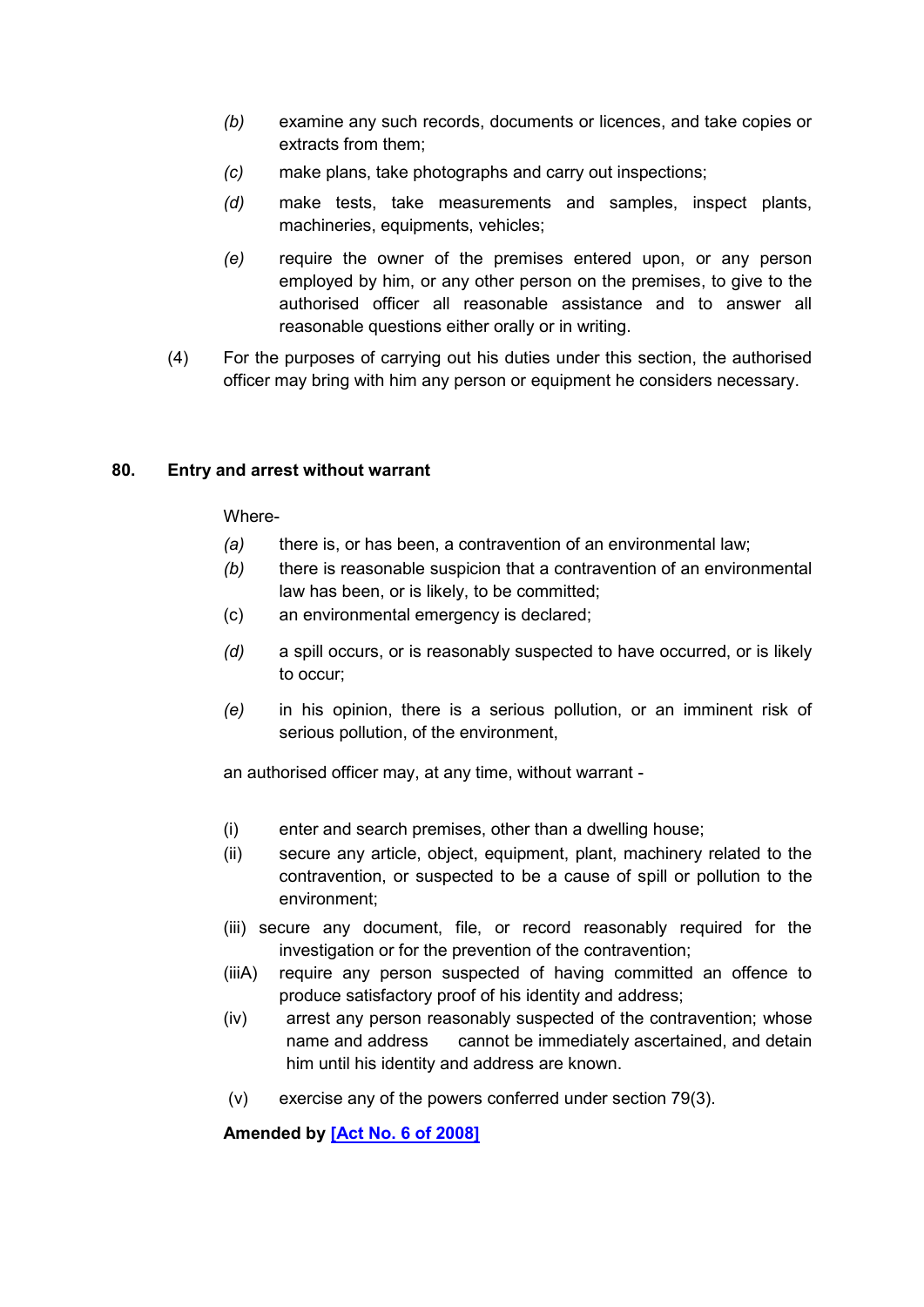(b) examine any such records, documents or licences, and take copies or extracts from them;

(c) make plans, take photographs and carry out inspections;

(d) make tests, take measurements and samples, inspect plants, machineries, equipments, vehicles;

(e) require the owner of the premises entered upon, or any person employed by him, or any other person on the premises, to give to the authorised officer all reasonable assistance and to answer all reasonable questions either orally or in writing.

(4) For the purposes of carrying out his duties under this section, the authorised officer may bring with him any person or equipment he considers necessary.

## 80. Entry and arrest without warrant

Where-

(a) there is, or has been, a contravention of an environmental law;

(b) there is reasonable suspicion that a contravention of an environmental law has been, or is likely, to be committed;

(c) an environmental emergency is declared;

(d) a spill occurs, or is reasonably suspected to have occurred, or is likely to occur;

(e) in his opinion, there is a serious pollution, or an imminent risk of serious pollution, of the environment,

an authorised officer may, at any time, without warrant -

(i) enter and search premises, other than a dwelling house;

(ii) secure any article, object, equipment, plant, machinery related to the contravention, or suspected to be a cause of spill or pollution to the environment;

(iii) secure any document, file, or record reasonably required for the investigation or for the prevention of the contravention;

(iiiA) require any person suspected of having committed an offence to produce satisfactory proof of his identity and address;

(iv) arrest any person reasonably suspected of the contravention; whose name and address cannot be immediately ascertained, and detain him until his identity and address are known.

(v) exercise any of the powers conferred under section 79(3).

**Amended by [Act No. 6 of 2008]**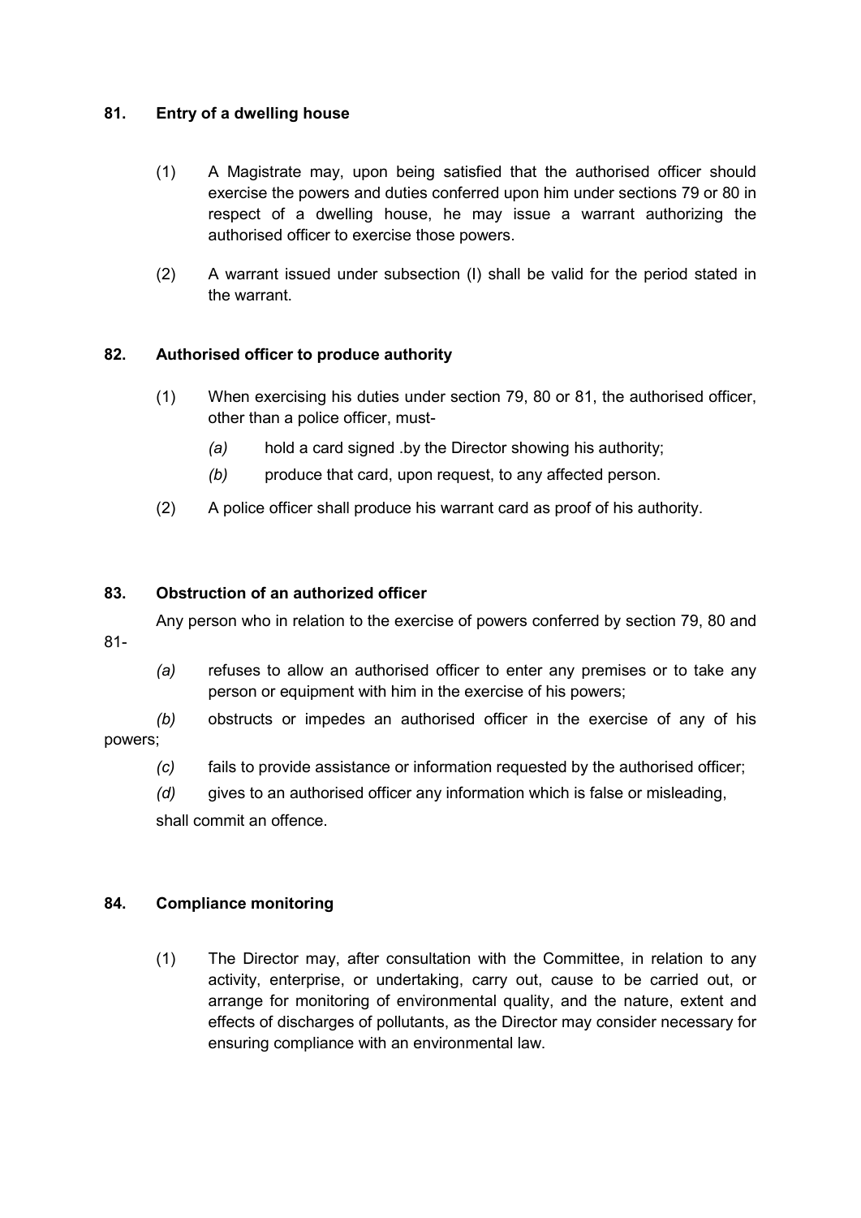### 81. Entry of a dwelling house

(1) A Magistrate may, upon being satisfied that the authorised officer should exercise the powers and duties conferred upon him under sections 79 or 80 in respect of a dwelling house, he may issue a warrant authorizing the authorised officer to exercise those powers.

(2) A warrant issued under subsection (I) shall be valid for the period stated in the warrant.

### 82. Authorised officer to produce authority

(1) When exercising his duties under section 79, 80 or 81, the authorised officer, other than a police officer, must-

*(a)* hold a card signed .by the Director showing his authority;

*(b)* produce that card, upon request, to any affected person.

(2) A police officer shall produce his warrant card as proof of his authority.

### 83. Obstruction of an authorized officer

Any person who in relation to the exercise of powers conferred by section 79, 80 and 81-

*(a)* refuses to allow an authorised officer to enter any premises or to take any person or equipment with him in the exercise of his powers;

*(b)* obstructs or impedes an authorised officer in the exercise of any of his powers;

*(c)* fails to provide assistance or information requested by the authorised officer;

*(d)* gives to an authorised officer any information which is false or misleading,

shall commit an offence.

### 84. Compliance monitoring

(1) The Director may, after consultation with the Committee, in relation to any activity, enterprise, or undertaking, carry out, cause to be carried out, or arrange for monitoring of environmental quality, and the nature, extent and effects of discharges of pollutants, as the Director may consider necessary for ensuring compliance with an environmental law.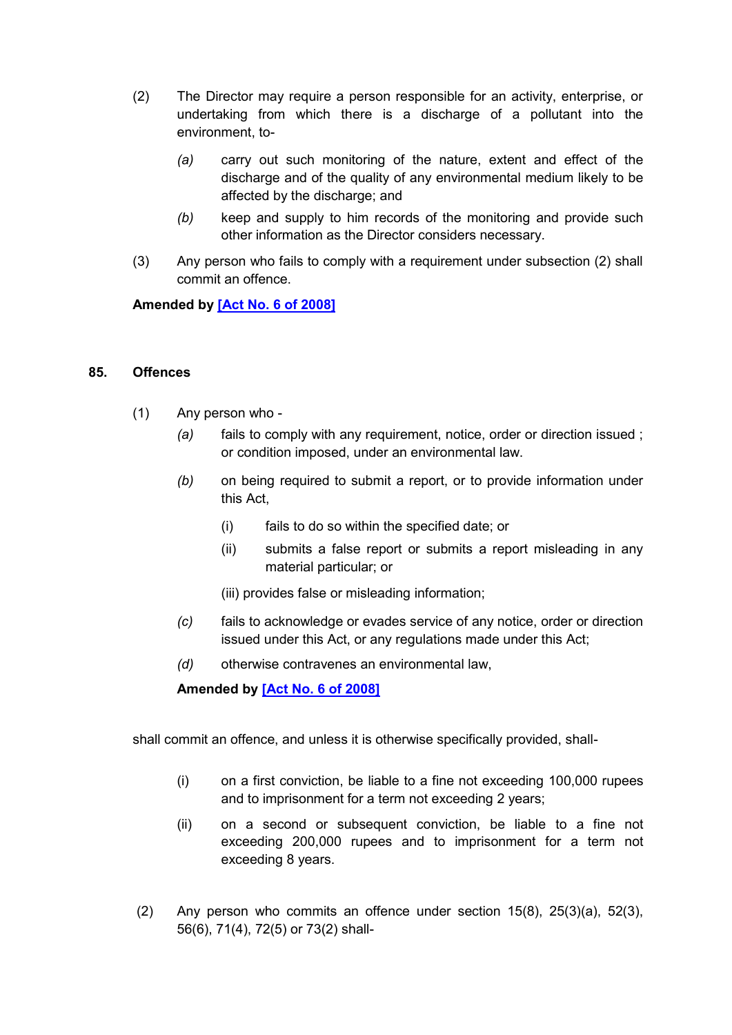(2) The Director may require a person responsible for an activity, enterprise, or undertaking from which there is a discharge of a pollutant into the environment, to-

*(a)* carry out such monitoring of the nature, extent and effect of the discharge and of the quality of any environmental medium likely to be affected by the discharge; and

*(b)* keep and supply to him records of the monitoring and provide such other information as the Director considers necessary.

(3) Any person who fails to comply with a requirement under subsection (2) shall commit an offence.

**Amended by [Act No. 6 of 2008]**

### 85. Offences

(1) Any person who -

*(a)* fails to comply with any requirement, notice, order or direction issued ; or condition imposed, under an environmental law.

*(b)* on being required to submit a report, or to provide information under this Act,

(i) fails to do so within the specified date; or

(ii) submits a false report or submits a report misleading in any material particular; or

(iii) provides false or misleading information;

*(c)* fails to acknowledge or evades service of any notice, order or direction issued under this Act, or any regulations made under this Act;

*(d)* otherwise contravenes an environmental law,

**Amended by [Act No. 6 of 2008]**

shall commit an offence, and unless it is otherwise specifically provided, shall-

(i) on a first conviction, be liable to a fine not exceeding 100,000 rupees and to imprisonment for a term not exceeding 2 years;

(ii) on a second or subsequent conviction, be liable to a fine not exceeding 200,000 rupees and to imprisonment for a term not exceeding 8 years.

(2) Any person who commits an offence under section 15(8), 25(3)(a), 52(3), 56(6), 71(4), 72(5) or 73(2) shall-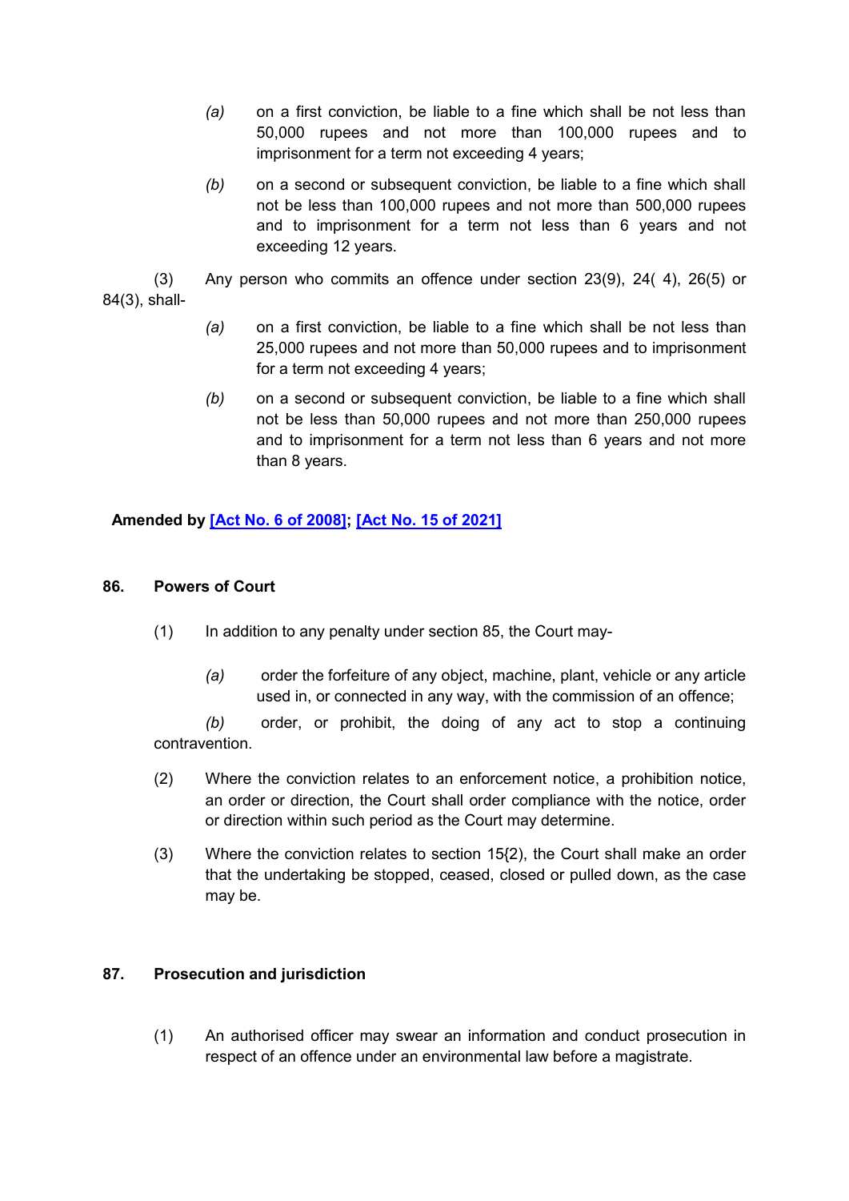(a) on a first conviction, be liable to a fine which shall be not less than 50,000 rupees and not more than 100,000 rupees and to imprisonment for a term not exceeding 4 years;

(b) on a second or subsequent conviction, be liable to a fine which shall not be less than 100,000 rupees and not more than 500,000 rupees and to imprisonment for a term not less than 6 years and not exceeding 12 years.

(3) Any person who commits an offence under section 23(9), 24( 4), 26(5) or 84(3), shall-

(a) on a first conviction, be liable to a fine which shall be not less than 25,000 rupees and not more than 50,000 rupees and to imprisonment for a term not exceeding 4 years;

(b) on a second or subsequent conviction, be liable to a fine which shall not be less than 50,000 rupees and not more than 250,000 rupees and to imprisonment for a term not less than 6 years and not more than 8 years.

**Amended by [Act No. 6 of 2008]; [Act No. 15 of 2021]**

### 86. Powers of Court

(1) In addition to any penalty under section 85, the Court may-

(a) order the forfeiture of any object, machine, plant, vehicle or any article used in, or connected in any way, with the commission of an offence;

(b) order, or prohibit, the doing of any act to stop a continuing contravention.

(2) Where the conviction relates to an enforcement notice, a prohibition notice, an order or direction, the Court shall order compliance with the notice, order or direction within such period as the Court may determine.

(3) Where the conviction relates to section 15{2), the Court shall make an order that the undertaking be stopped, ceased, closed or pulled down, as the case may be.

### 87. Prosecution and jurisdiction

(1) An authorised officer may swear an information and conduct prosecution in respect of an offence under an environmental law before a magistrate.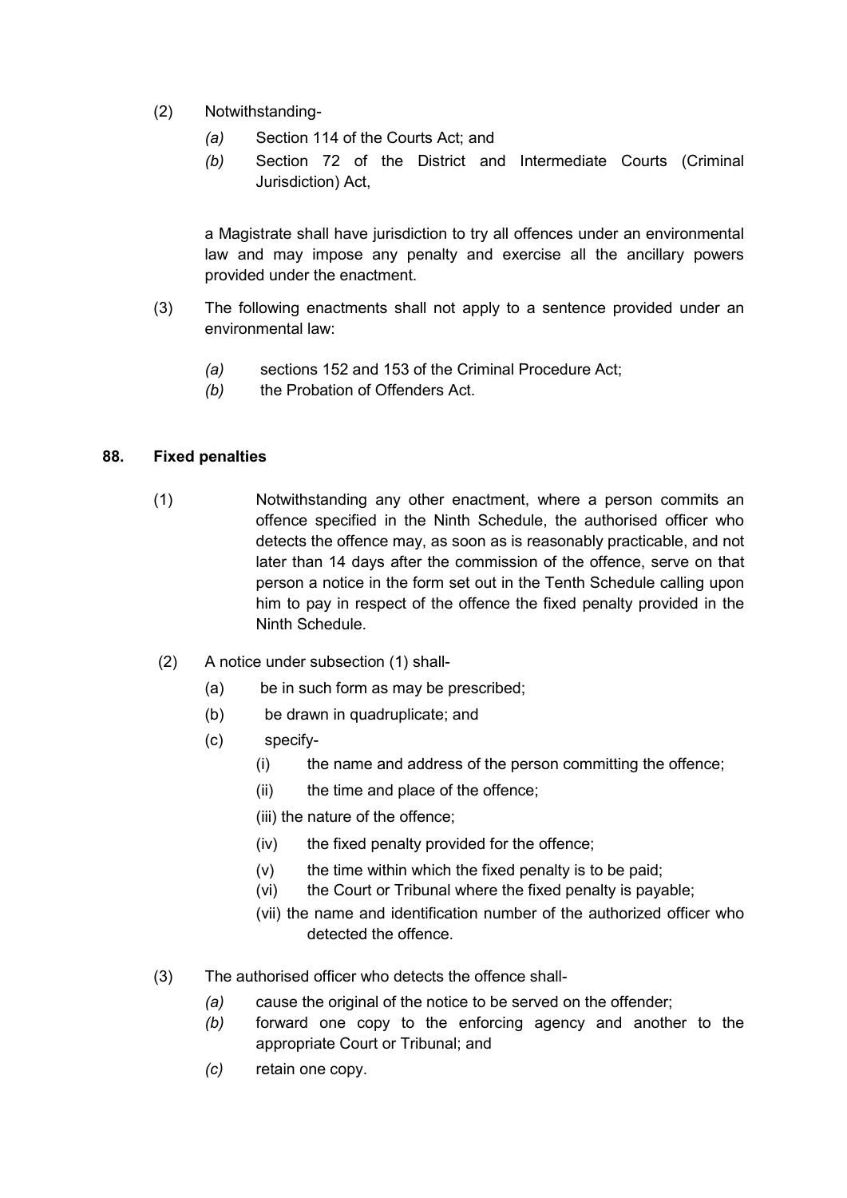(2) Notwithstanding-

*(a)* Section 114 of the Courts Act; and

*(b)* Section 72 of the District and Intermediate Courts (Criminal Jurisdiction) Act,

a Magistrate shall have jurisdiction to try all offences under an environmental law and may impose any penalty and exercise all the ancillary powers provided under the enactment.

(3) The following enactments shall not apply to a sentence provided under an environmental law:

*(a)* sections 152 and 153 of the Criminal Procedure Act;

*(b)* the Probation of Offenders Act.

**88. Fixed penalties**

(1) Notwithstanding any other enactment, where a person commits an offence specified in the Ninth Schedule, the authorised officer who detects the offence may, as soon as is reasonably practicable, and not later than 14 days after the commission of the offence, serve on that person a notice in the form set out in the Tenth Schedule calling upon him to pay in respect of the offence the fixed penalty provided in the Ninth Schedule.

(2) A notice under subsection (1) shall-

(a) be in such form as may be prescribed;

(b) be drawn in quadruplicate; and

(c) specify-

(i) the name and address of the person committing the offence;

(ii) the time and place of the offence;

(iii) the nature of the offence;

(iv) the fixed penalty provided for the offence;

(v) the time within which the fixed penalty is to be paid;

(vi) the Court or Tribunal where the fixed penalty is payable;

(vii) the name and identification number of the authorized officer who detected the offence.

(3) The authorised officer who detects the offence shall-

*(a)* cause the original of the notice to be served on the offender;

*(b)* forward one copy to the enforcing agency and another to the appropriate Court or Tribunal; and

*(c)* retain one copy.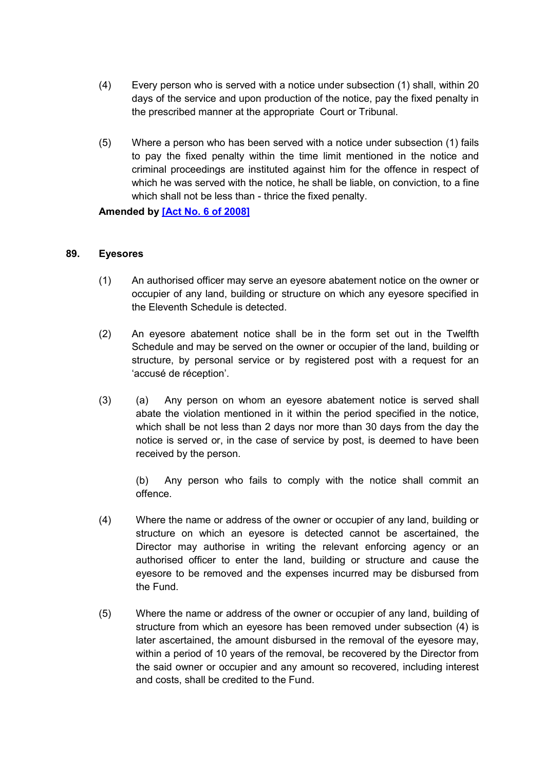(4) Every person who is served with a notice under subsection (1) shall, within 20 days of the service and upon production of the notice, pay the fixed penalty in the prescribed manner at the appropriate Court or Tribunal.

(5) Where a person who has been served with a notice under subsection (1) fails to pay the fixed penalty within the time limit mentioned in the notice and criminal proceedings are instituted against him for the offence in respect of which he was served with the notice, he shall be liable, on conviction, to a fine which shall not be less than - thrice the fixed penalty.

**Amended by [Act No. 6 of 2008]**

### 89. Eyesores

(1) An authorised officer may serve an eyesore abatement notice on the owner or occupier of any land, building or structure on which any eyesore specified in the Eleventh Schedule is detected.

(2) An eyesore abatement notice shall be in the form set out in the Twelfth Schedule and may be served on the owner or occupier of the land, building or structure, by personal service or by registered post with a request for an 'accusé de réception'.

(3) (a) Any person on whom an eyesore abatement notice is served shall abate the violation mentioned in it within the period specified in the notice, which shall be not less than 2 days nor more than 30 days from the day the notice is served or, in the case of service by post, is deemed to have been received by the person.

(b) Any person who fails to comply with the notice shall commit an offence.

(4) Where the name or address of the owner or occupier of any land, building or structure on which an eyesore is detected cannot be ascertained, the Director may authorise in writing the relevant enforcing agency or an authorised officer to enter the land, building or structure and cause the eyesore to be removed and the expenses incurred may be disbursed from the Fund.

(5) Where the name or address of the owner or occupier of any land, building of structure from which an eyesore has been removed under subsection (4) is later ascertained, the amount disbursed in the removal of the eyesore may, within a period of 10 years of the removal, be recovered by the Director from the said owner or occupier and any amount so recovered, including interest and costs, shall be credited to the Fund.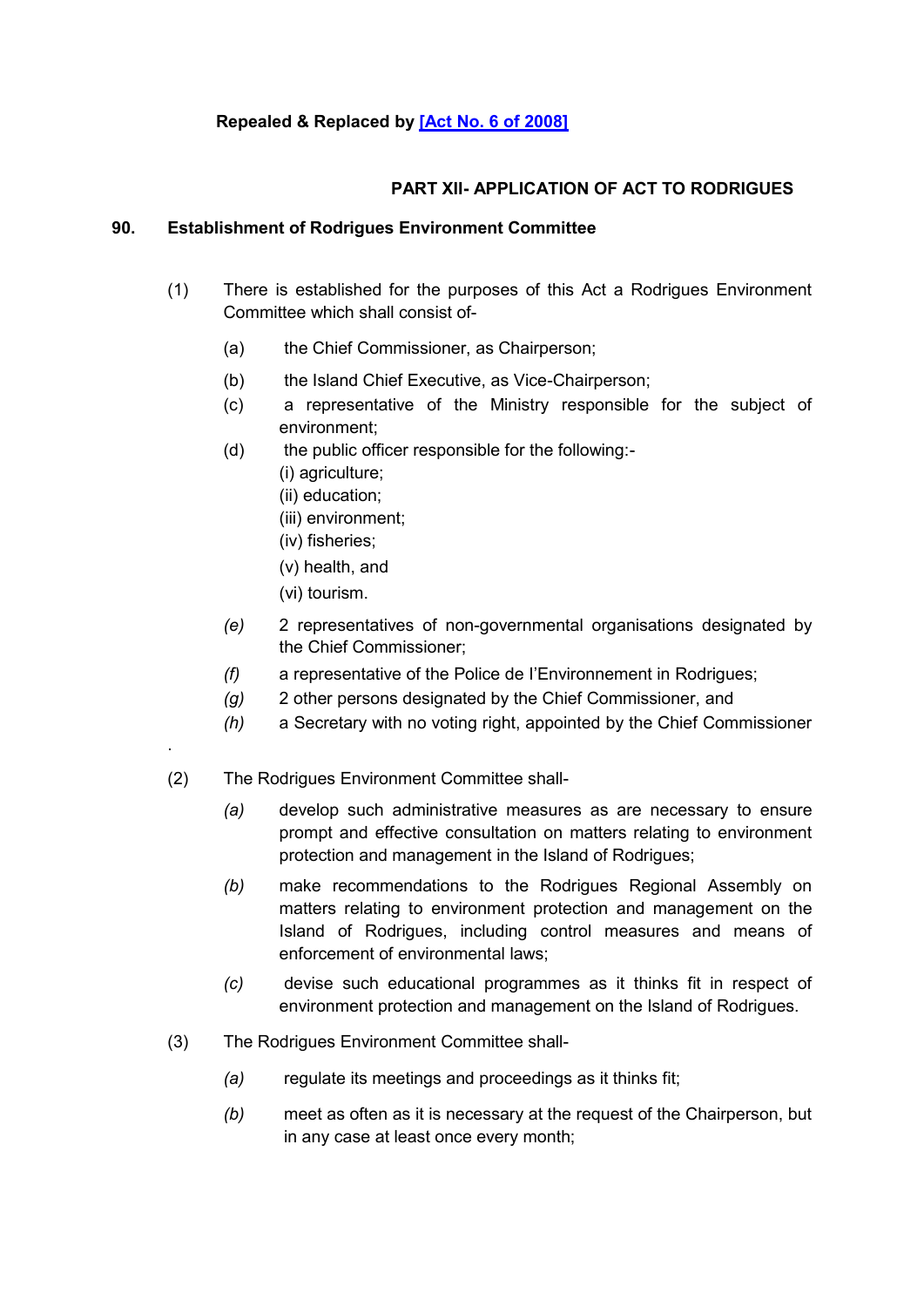**Repealed & Replaced by [Act No. 6 of 2008]**

## PART XII- APPLICATION OF ACT TO RODRIGUES

### 90. Establishment of Rodrigues Environment Committee

(1) There is established for the purposes of this Act a Rodrigues Environment Committee which shall consist of-

(a) the Chief Commissioner, as Chairperson;

(b) the Island Chief Executive, as Vice-Chairperson;

(c) a representative of the Ministry responsible for the subject of environment;

(d) the public officer responsible for the following:-

(i) agriculture;

(ii) education;

(iii) environment;

(iv) fisheries;

(v) health, and

(vi) tourism.

*(e)* 2 representatives of non-governmental organisations designated by the Chief Commissioner;

*(f)* a representative of the Police de l'Environnement in Rodrigues;

*(g)* 2 other persons designated by the Chief Commissioner, and

*(h)* a Secretary with no voting right, appointed by the Chief Commissioner

.

(2) The Rodrigues Environment Committee shall-

*(a)* develop such administrative measures as are necessary to ensure prompt and effective consultation on matters relating to environment protection and management in the Island of Rodrigues;

*(b)* make recommendations to the Rodrigues Regional Assembly on matters relating to environment protection and management on the Island of Rodrigues, including control measures and means of enforcement of environmental laws;

*(c)* devise such educational programmes as it thinks fit in respect of environment protection and management on the Island of Rodrigues.

(3) The Rodrigues Environment Committee shall-

*(a)* regulate its meetings and proceedings as it thinks fit;

*(b)* meet as often as it is necessary at the request of the Chairperson, but in any case at least once every month;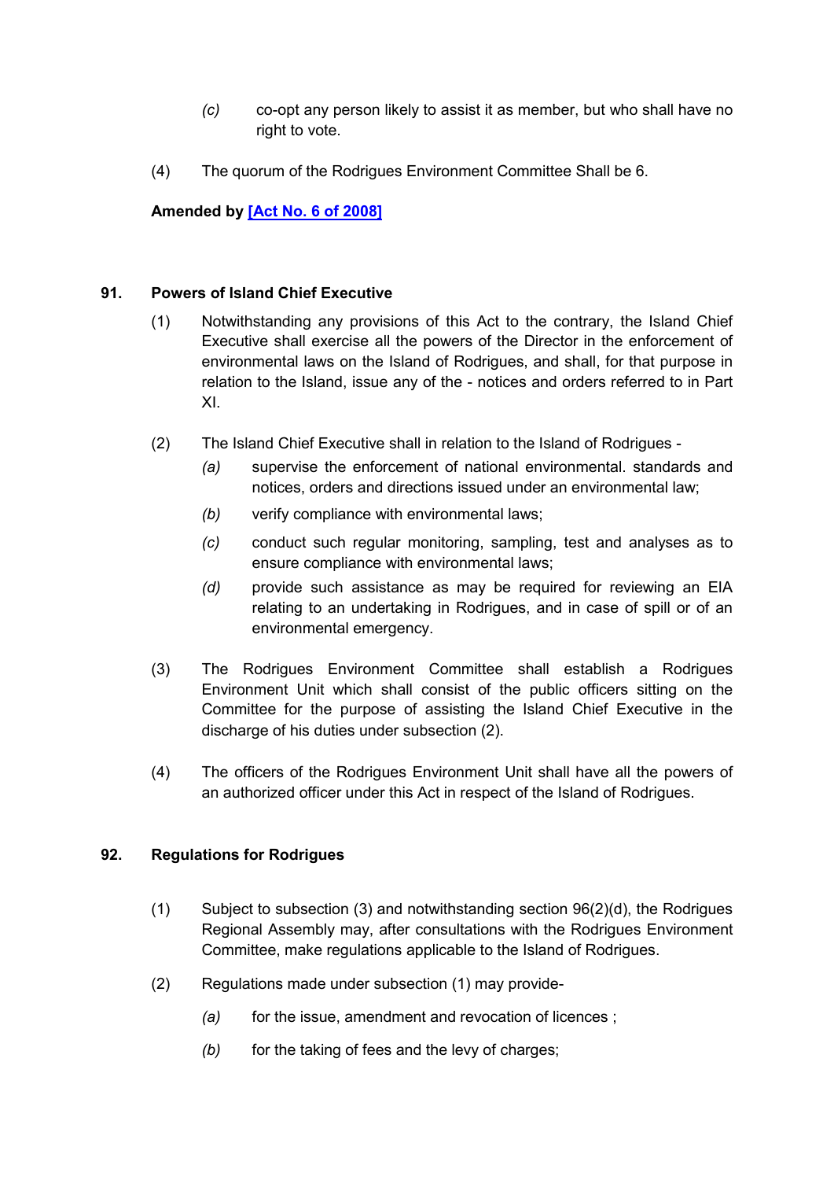(c) co-opt any person likely to assist it as member, but who shall have no right to vote.

(4) The quorum of the Rodrigues Environment Committee Shall be 6.

**Amended by [Act No. 6 of 2008]**

### 91. Powers of Island Chief Executive

(1) Notwithstanding any provisions of this Act to the contrary, the Island Chief Executive shall exercise all the powers of the Director in the enforcement of environmental laws on the Island of Rodrigues, and shall, for that purpose in relation to the Island, issue any of the - notices and orders referred to in Part XI.

(2) The Island Chief Executive shall in relation to the Island of Rodrigues -

*(a)* supervise the enforcement of national environmental. standards and notices, orders and directions issued under an environmental law;

*(b)* verify compliance with environmental laws;

*(c)* conduct such regular monitoring, sampling, test and analyses as to ensure compliance with environmental laws;

*(d)* provide such assistance as may be required for reviewing an EIA relating to an undertaking in Rodrigues, and in case of spill or of an environmental emergency.

(3) The Rodrigues Environment Committee shall establish a Rodrigues Environment Unit which shall consist of the public officers sitting on the Committee for the purpose of assisting the Island Chief Executive in the discharge of his duties under subsection (2).

(4) The officers of the Rodrigues Environment Unit shall have all the powers of an authorized officer under this Act in respect of the Island of Rodrigues.

### 92. Regulations for Rodrigues

(1) Subject to subsection (3) and notwithstanding section 96(2)(d), the Rodrigues Regional Assembly may, after consultations with the Rodrigues Environment Committee, make regulations applicable to the Island of Rodrigues.

(2) Regulations made under subsection (1) may provide-

*(a)* for the issue, amendment and revocation of licences ;

*(b)* for the taking of fees and the levy of charges;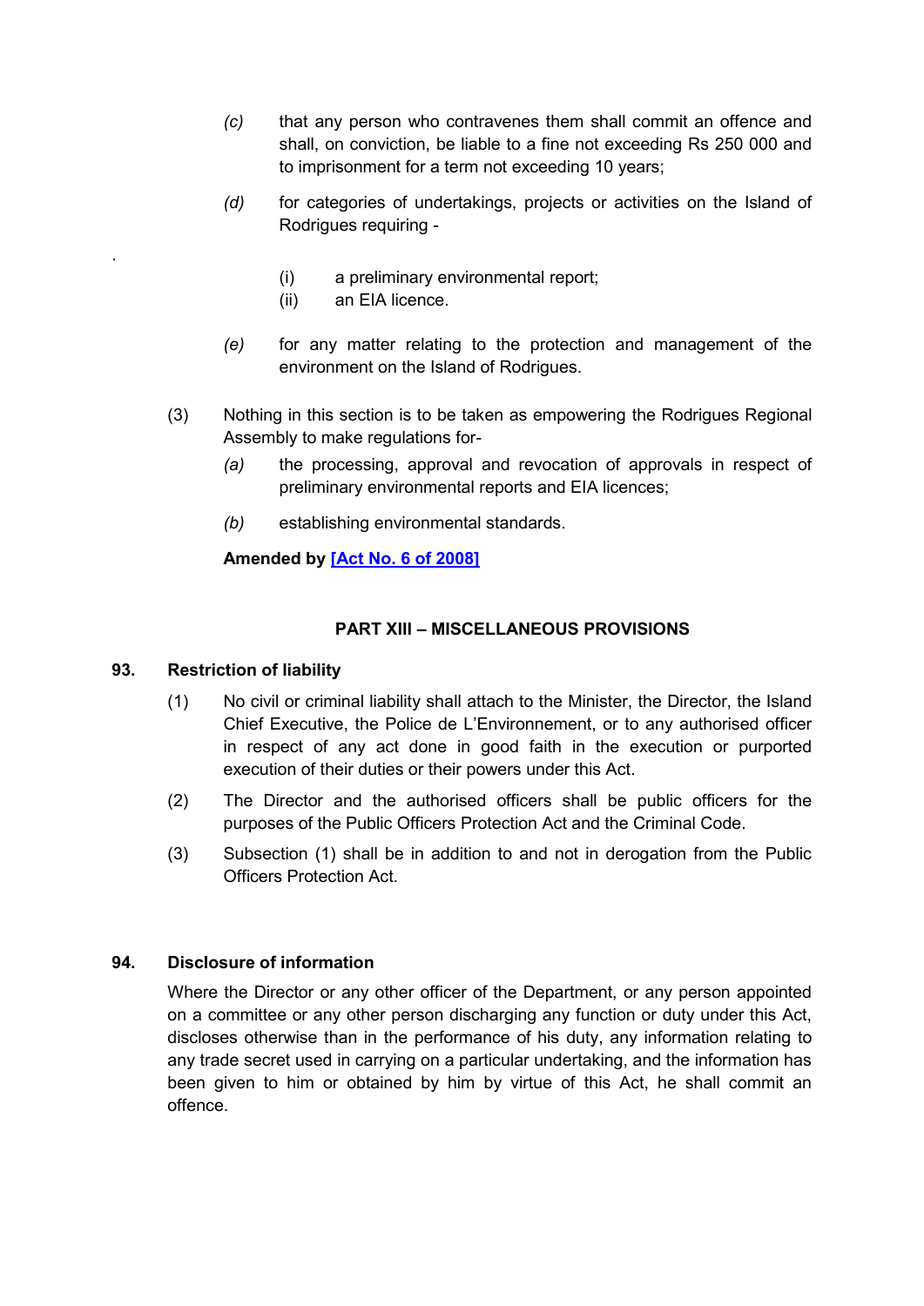*(c)* that any person who contravenes them shall commit an offence and shall, on conviction, be liable to a fine not exceeding Rs 250 000 and to imprisonment for a term not exceeding 10 years;

*(d)* for categories of undertakings, projects or activities on the Island of Rodrigues requiring -

(i) a preliminary environmental report;

(ii) an EIA licence.

*(e)* for any matter relating to the protection and management of the environment on the Island of Rodrigues.

(3) Nothing in this section is to be taken as empowering the Rodrigues Regional Assembly to make regulations for-

*(a)* the processing, approval and revocation of approvals in respect of preliminary environmental reports and EIA licences;

*(b)* establishing environmental standards.

**Amended by [Act No. 6 of 2008]**

## PART XIII – MISCELLANEOUS PROVISIONS

### 93. Restriction of liability

(1) No civil or criminal liability shall attach to the Minister, the Director, the Island Chief Executive, the Police de L'Environnement, or to any authorised officer in respect of any act done in good faith in the execution or purported execution of their duties or their powers under this Act.

(2) The Director and the authorised officers shall be public officers for the purposes of the Public Officers Protection Act and the Criminal Code.

(3) Subsection (1) shall be in addition to and not in derogation from the Public Officers Protection Act.

### 94. Disclosure of information

Where the Director or any other officer of the Department, or any person appointed on a committee or any other person discharging any function or duty under this Act, discloses otherwise than in the performance of his duty, any information relating to any trade secret used in carrying on a particular undertaking, and the information has been given to him or obtained by him by virtue of this Act, he shall commit an offence.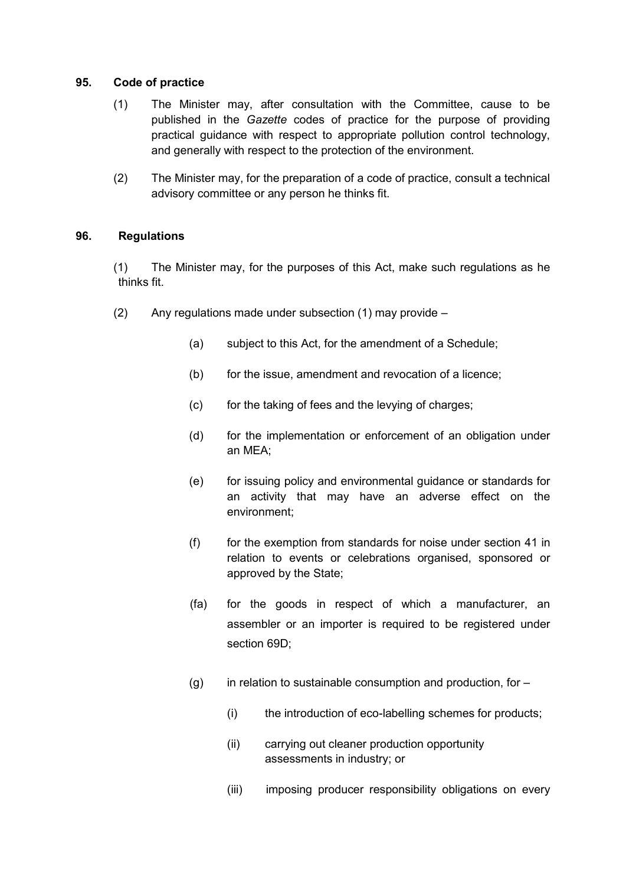**95. Code of practice**

(1) The Minister may, after consultation with the Committee, cause to be published in the *Gazette* codes of practice for the purpose of providing practical guidance with respect to appropriate pollution control technology, and generally with respect to the protection of the environment.

(2) The Minister may, for the preparation of a code of practice, consult a technical advisory committee or any person he thinks fit.

**96. Regulations**

(1) The Minister may, for the purposes of this Act, make such regulations as he thinks fit.

(2) Any regulations made under subsection (1) may provide –

(a) subject to this Act, for the amendment of a Schedule;

(b) for the issue, amendment and revocation of a licence;

(c) for the taking of fees and the levying of charges;

(d) for the implementation or enforcement of an obligation under an MEA;

(e) for issuing policy and environmental guidance or standards for an activity that may have an adverse effect on the environment;

(f) for the exemption from standards for noise under section 41 in relation to events or celebrations organised, sponsored or approved by the State;

(fa) for the goods in respect of which a manufacturer, an assembler or an importer is required to be registered under section 69D;

(g) in relation to sustainable consumption and production, for –

(i) the introduction of eco-labelling schemes for products;

(ii) carrying out cleaner production opportunity assessments in industry; or

(iii) imposing producer responsibility obligations on every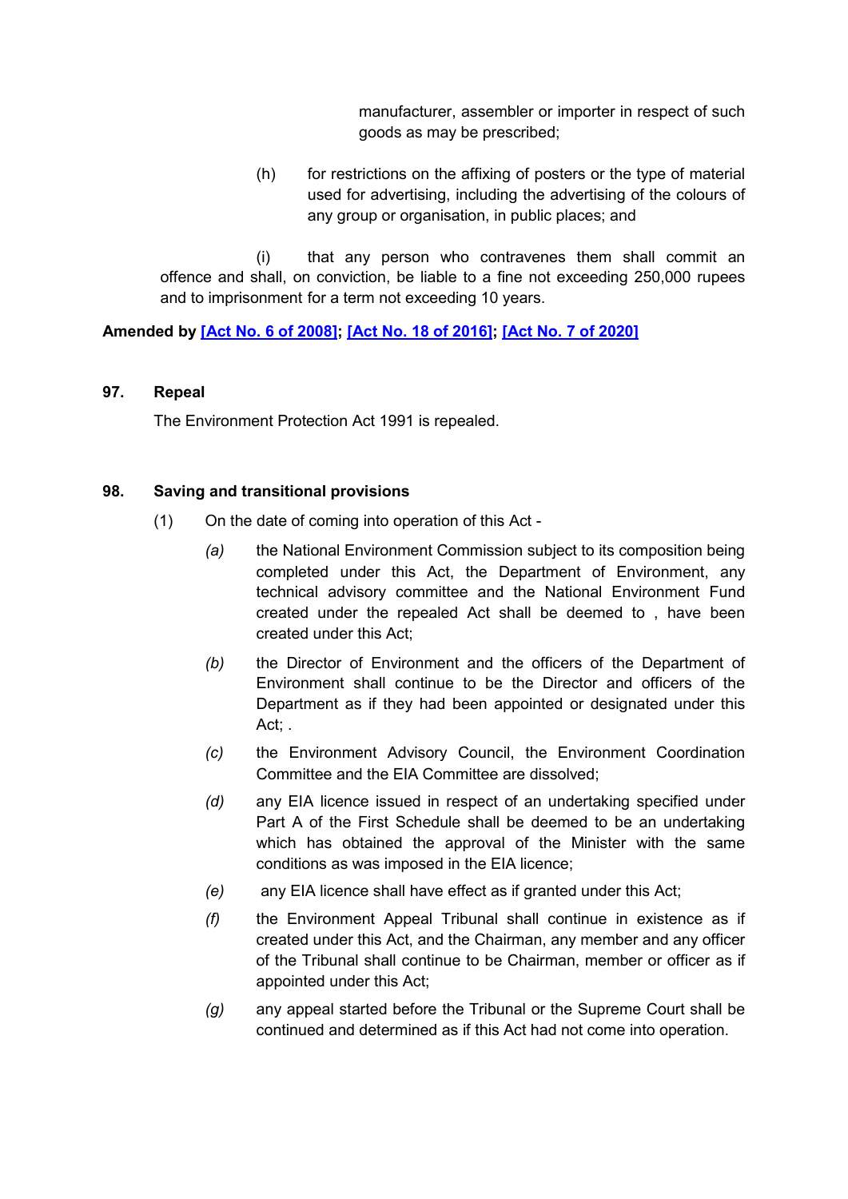manufacturer, assembler or importer in respect of such goods as may be prescribed;

(h) for restrictions on the affixing of posters or the type of material used for advertising, including the advertising of the colours of any group or organisation, in public places; and

(i) that any person who contravenes them shall commit an offence and shall, on conviction, be liable to a fine not exceeding 250,000 rupees and to imprisonment for a term not exceeding 10 years.

**Amended by [Act No. 6 of 2008]; [Act No. 18 of 2016]; [Act No. 7 of 2020]**

**97. Repeal**

The Environment Protection Act 1991 is repealed.

**98. Saving and transitional provisions**

(1) On the date of coming into operation of this Act -

*(a)* the National Environment Commission subject to its composition being completed under this Act, the Department of Environment, any technical advisory committee and the National Environment Fund created under the repealed Act shall be deemed to , have been created under this Act;

*(b)* the Director of Environment and the officers of the Department of Environment shall continue to be the Director and officers of the Department as if they had been appointed or designated under this Act; .

*(c)* the Environment Advisory Council, the Environment Coordination Committee and the EIA Committee are dissolved;

*(d)* any EIA licence issued in respect of an undertaking specified under Part A of the First Schedule shall be deemed to be an undertaking which has obtained the approval of the Minister with the same conditions as was imposed in the EIA licence;

*(e)* any EIA licence shall have effect as if granted under this Act;

*(f)* the Environment Appeal Tribunal shall continue in existence as if created under this Act, and the Chairman, any member and any officer of the Tribunal shall continue to be Chairman, member or officer as if appointed under this Act;

*(g)* any appeal started before the Tribunal or the Supreme Court shall be continued and determined as if this Act had not come into operation.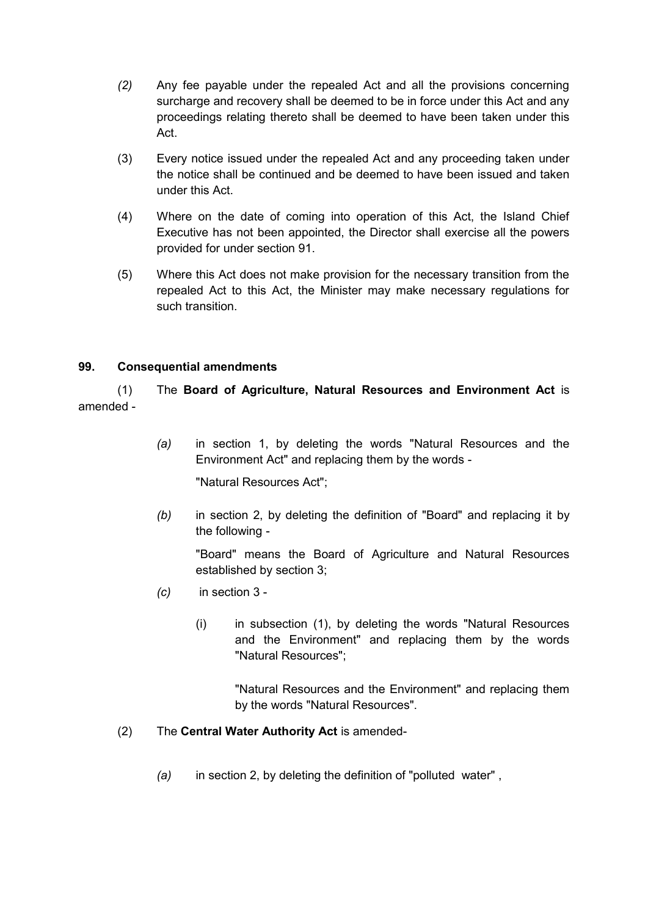*(2)* Any fee payable under the repealed Act and all the provisions concerning surcharge and recovery shall be deemed to be in force under this Act and any proceedings relating thereto shall be deemed to have been taken under this Act.

(3) Every notice issued under the repealed Act and any proceeding taken under the notice shall be continued and be deemed to have been issued and taken under this Act.

(4) Where on the date of coming into operation of this Act, the Island Chief Executive has not been appointed, the Director shall exercise all the powers provided for under section 91.

(5) Where this Act does not make provision for the necessary transition from the repealed Act to this Act, the Minister may make necessary regulations for such transition.

**99. Consequential amendments**

(1) The **Board of Agriculture, Natural Resources and Environment Act** is amended -

*(a)* in section 1, by deleting the words "Natural Resources and the Environment Act" and replacing them by the words -

"Natural Resources Act";

*(b)* in section 2, by deleting the definition of "Board" and replacing it by the following -

"Board" means the Board of Agriculture and Natural Resources established by section 3;

*(c)* in section 3 -

(i) in subsection (1), by deleting the words "Natural Resources and the Environment" and replacing them by the words "Natural Resources";

"Natural Resources and the Environment" and replacing them by the words "Natural Resources".

(2) The **Central Water Authority Act** is amended-

*(a)* in section 2, by deleting the definition of "polluted water" ,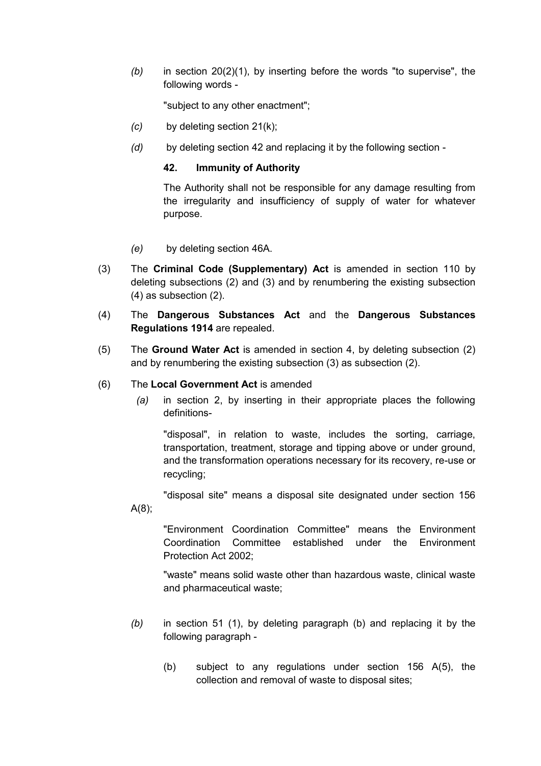*(b)* in section 20(2)(1), by inserting before the words "to supervise", the following words -

"subject to any other enactment";

*(c)* by deleting section 21(k);

*(d)* by deleting section 42 and replacing it by the following section -

**42. Immunity of Authority**

The Authority shall not be responsible for any damage resulting from the irregularity and insufficiency of supply of water for whatever purpose.

*(e)* by deleting section 46A.

(3) The **Criminal Code (Supplementary) Act** is amended in section 110 by deleting subsections (2) and (3) and by renumbering the existing subsection (4) as subsection (2).

(4) The **Dangerous Substances Act** and the **Dangerous Substances Regulations 1914** are repealed.

(5) The **Ground Water Act** is amended in section 4, by deleting subsection (2) and by renumbering the existing subsection (3) as subsection (2).

(6) The **Local Government Act** is amended

*(a)* in section 2, by inserting in their appropriate places the following definitions-

"disposal", in relation to waste, includes the sorting, carriage, transportation, treatment, storage and tipping above or under ground, and the transformation operations necessary for its recovery, re-use or recycling;

"disposal site" means a disposal site designated under section 156 A(8);

"Environment Coordination Committee" means the Environment Coordination Committee established under the Environment Protection Act 2002;

"waste" means solid waste other than hazardous waste, clinical waste and pharmaceutical waste;

*(b)* in section 51 (1), by deleting paragraph (b) and replacing it by the following paragraph -

(b) subject to any regulations under section 156 A(5), the collection and removal of waste to disposal sites;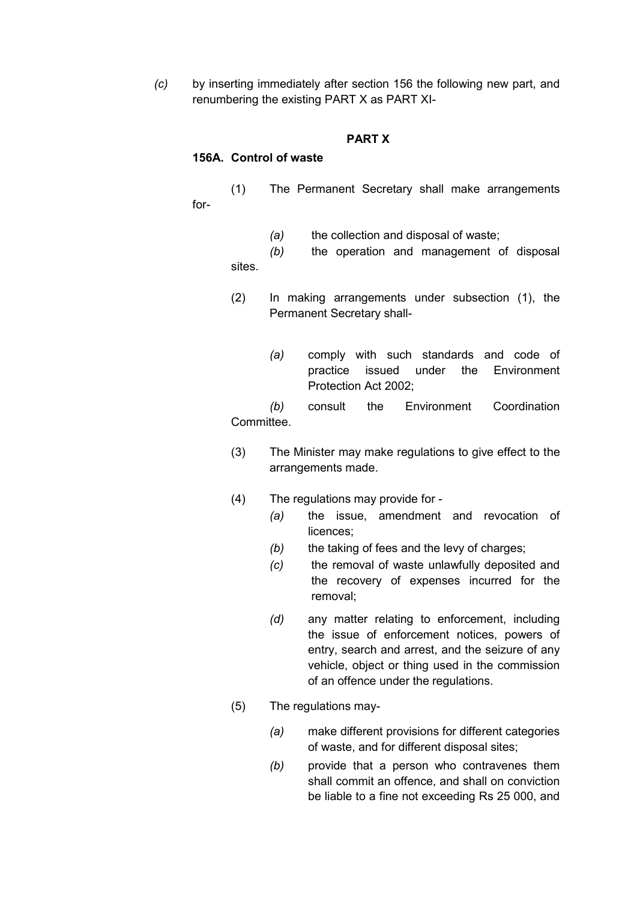*(c)* by inserting immediately after section 156 the following new part, and renumbering the existing PART X as PART XI-

**PART X**

**156A. Control of waste**

(1) The Permanent Secretary shall make arrangements for-

*(a)* the collection and disposal of waste;

*(b)* the operation and management of disposal sites.

(2) In making arrangements under subsection (1), the Permanent Secretary shall-

*(a)* comply with such standards and code of practice issued under the Environment Protection Act 2002;

*(b)* consult the Environment Coordination Committee.

(3) The Minister may make regulations to give effect to the arrangements made.

(4) The regulations may provide for -

*(a)* the issue, amendment and revocation of licences;

*(b)* the taking of fees and the levy of charges;

*(c)* the removal of waste unlawfully deposited and the recovery of expenses incurred for the removal;

*(d)* any matter relating to enforcement, including the issue of enforcement notices, powers of entry, search and arrest, and the seizure of any vehicle, object or thing used in the commission of an offence under the regulations.

(5) The regulations may-

*(a)* make different provisions for different categories of waste, and for different disposal sites;

*(b)* provide that a person who contravenes them shall commit an offence, and shall on conviction be liable to a fine not exceeding Rs 25 000, and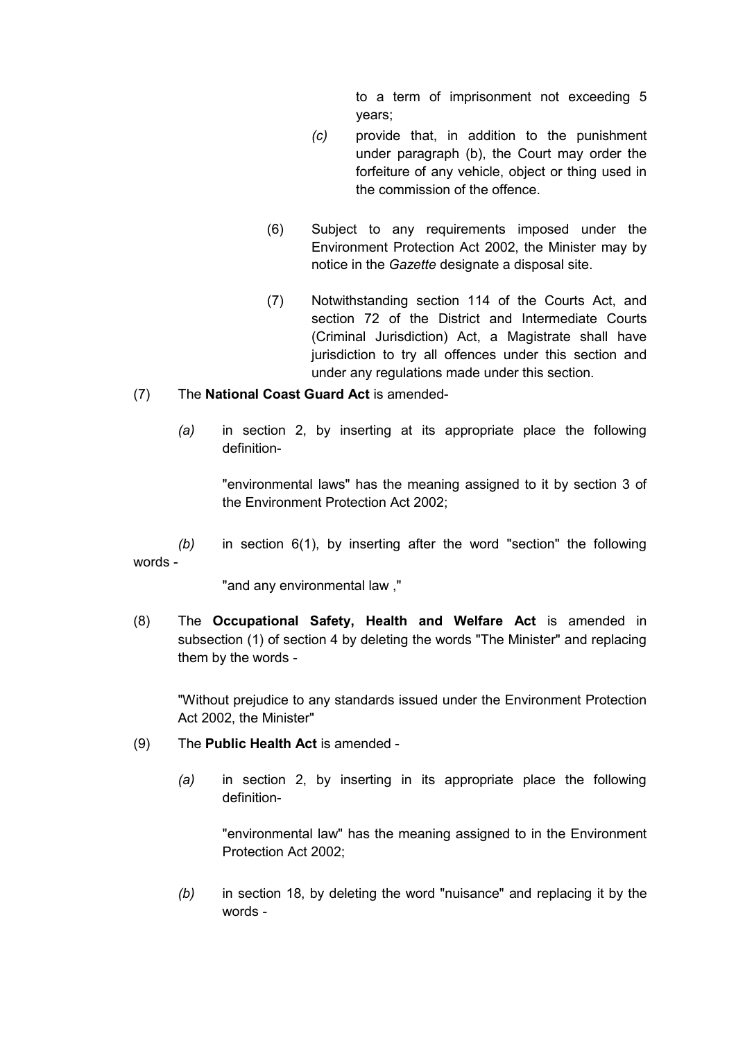to a term of imprisonment not exceeding 5 years;

*(c)* provide that, in addition to the punishment under paragraph (b), the Court may order the forfeiture of any vehicle, object or thing used in the commission of the offence.

(6) Subject to any requirements imposed under the Environment Protection Act 2002, the Minister may by notice in the *Gazette* designate a disposal site.

(7) Notwithstanding section 114 of the Courts Act, and section 72 of the District and Intermediate Courts (Criminal Jurisdiction) Act, a Magistrate shall have jurisdiction to try all offences under this section and under any regulations made under this section.

(7) The **National Coast Guard Act** is amended-

*(a)* in section 2, by inserting at its appropriate place the following definition-

"environmental laws" has the meaning assigned to it by section 3 of the Environment Protection Act 2002;

*(b)* in section 6(1), by inserting after the word "section" the following words -

"and any environmental law ,"

(8) The **Occupational Safety, Health and Welfare Act** is amended in subsection (1) of section 4 by deleting the words "The Minister" and replacing them by the words -

"Without prejudice to any standards issued under the Environment Protection Act 2002, the Minister"

(9) The **Public Health Act** is amended -

*(a)* in section 2, by inserting in its appropriate place the following definition-

"environmental law" has the meaning assigned to in the Environment Protection Act 2002;

*(b)* in section 18, by deleting the word "nuisance" and replacing it by the words -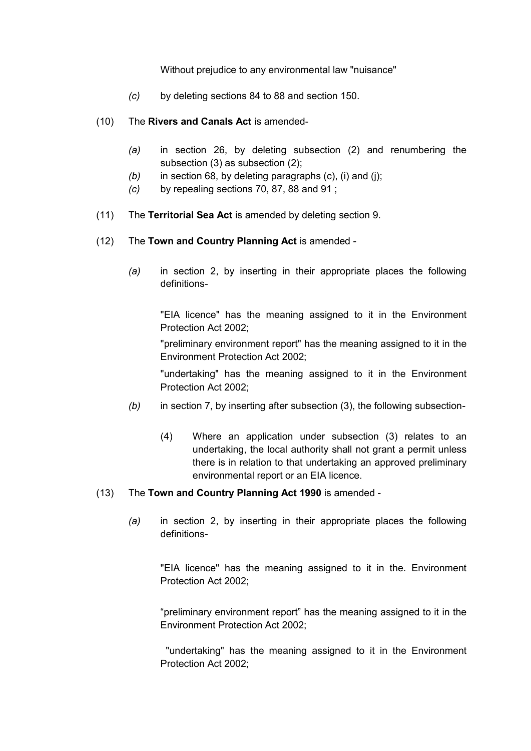Without prejudice to any environmental law "nuisance"

*(c)* by deleting sections 84 to 88 and section 150.

(10) The **Rivers and Canals Act** is amended-

*(a)* in section 26, by deleting subsection (2) and renumbering the subsection (3) as subsection (2);

*(b)* in section 68, by deleting paragraphs (c), (i) and (j);

*(c)* by repealing sections 70, 87, 88 and 91 ;

(11) The **Territorial Sea Act** is amended by deleting section 9.

(12) The **Town and Country Planning Act** is amended -

*(a)* in section 2, by inserting in their appropriate places the following definitions-

"EIA licence" has the meaning assigned to it in the Environment Protection Act 2002;

"preliminary environment report" has the meaning assigned to it in the Environment Protection Act 2002;

"undertaking" has the meaning assigned to it in the Environment Protection Act 2002;

*(b)* in section 7, by inserting after subsection (3), the following subsection-

(4) Where an application under subsection (3) relates to an undertaking, the local authority shall not grant a permit unless there is in relation to that undertaking an approved preliminary environmental report or an EIA licence.

(13) The **Town and Country Planning Act 1990** is amended -

*(a)* in section 2, by inserting in their appropriate places the following definitions-

"EIA licence" has the meaning assigned to it in the. Environment Protection Act 2002;

"preliminary environment report" has the meaning assigned to it in the Environment Protection Act 2002;

"undertaking" has the meaning assigned to it in the Environment Protection Act 2002;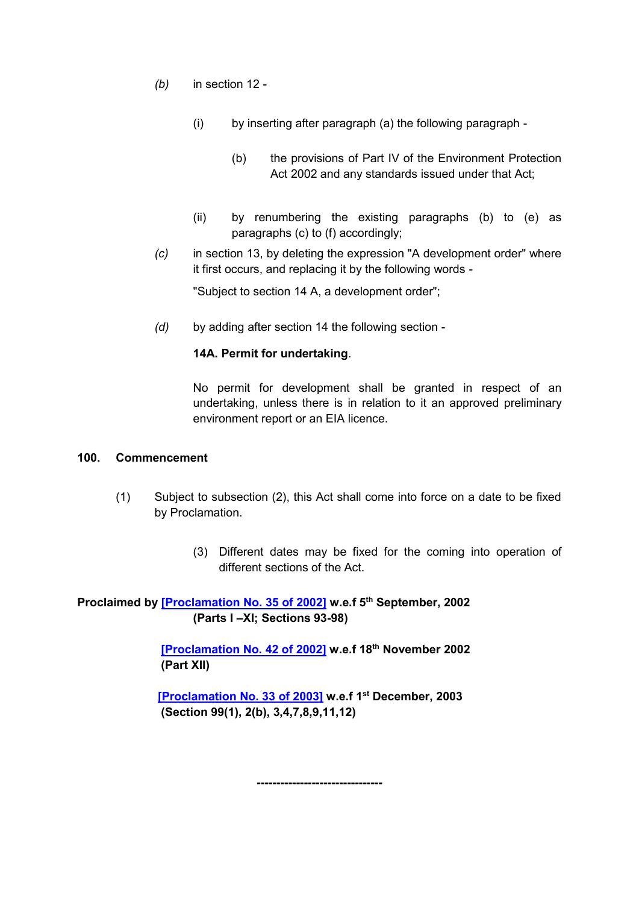*(b)* in section 12 -

(i) by inserting after paragraph (a) the following paragraph -

(b) the provisions of Part IV of the Environment Protection Act 2002 and any standards issued under that Act;

(ii) by renumbering the existing paragraphs (b) to (e) as paragraphs (c) to (f) accordingly;

*(c)* in section 13, by deleting the expression "A development order" where it first occurs, and replacing it by the following words -

"Subject to section 14 A, a development order";

*(d)* by adding after section 14 the following section -

**14A. Permit for undertaking**.

No permit for development shall be granted in respect of an undertaking, unless there is in relation to it an approved preliminary environment report or an EIA licence.

**100. Commencement**

(1) Subject to subsection (2), this Act shall come into force on a date to be fixed by Proclamation.

(3) Different dates may be fixed for the coming into operation of different sections of the Act.

**Proclaimed by [Proclamation No. 35 of 2002] w.e.f 5th September, 2002 (Parts I –XI; Sections 93-98)**

**[Proclamation No. 42 of 2002] w.e.f 18th November 2002 (Part XII)**

**[Proclamation No. 33 of 2003] w.e.f 1st December, 2003 (Section 99(1), 2(b), 3,4,7,8,9,11,12)**

---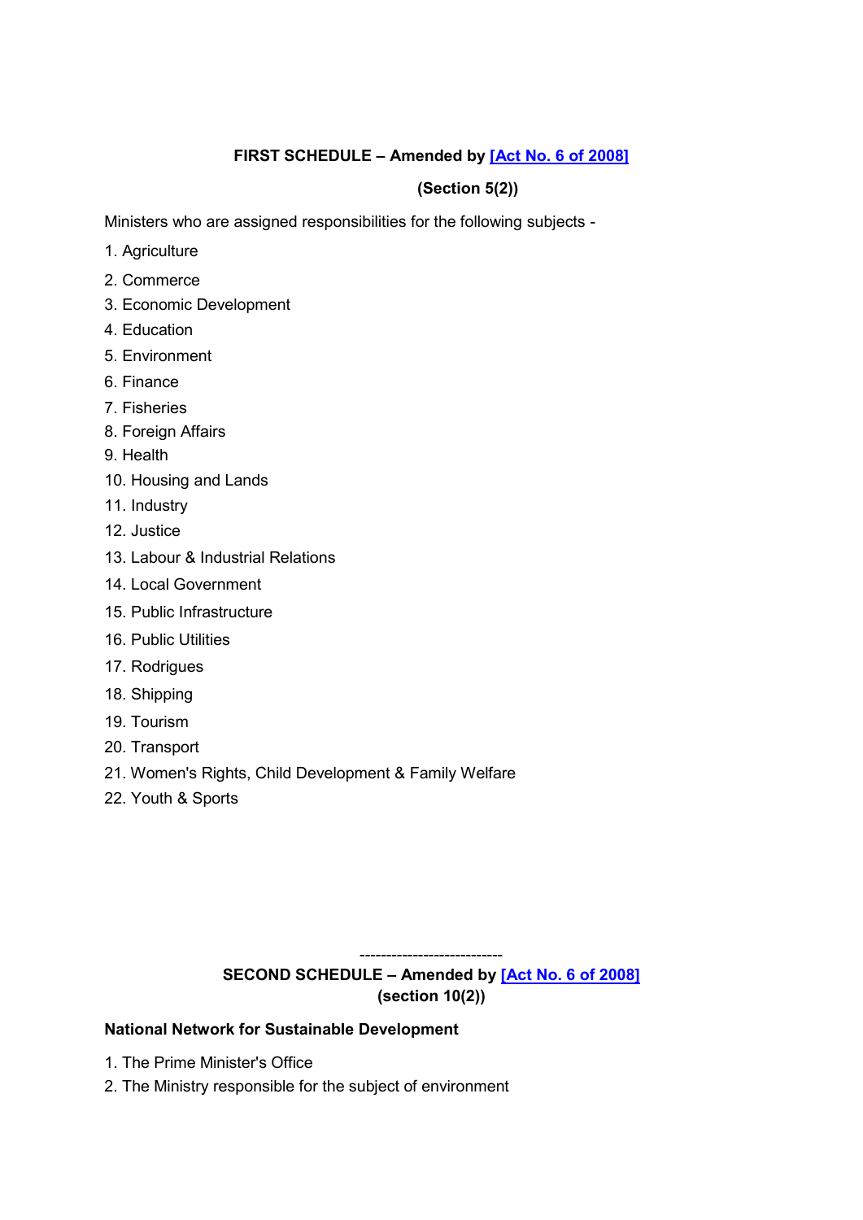**FIRST SCHEDULE – Amended by [Act No. 6 of 2008]**

**(Section 5(2))**

Ministers who are assigned responsibilities for the following subjects -

1. Agriculture
2. Commerce
3. Economic Development
4. Education
5. Environment
6. Finance
7. Fisheries
8. Foreign Affairs
9. Health
10. Housing and Lands
11. Industry
12. Justice
13. Labour & Industrial Relations
14. Local Government
15. Public Infrastructure
16. Public Utilities
17. Rodrigues
18. Shipping
19. Tourism
20. Transport
21. Women's Rights, Child Development & Family Welfare
22. Youth & Sports

---------------------------

**SECOND SCHEDULE – Amended by [Act No. 6 of 2008]**
**(section 10(2))**

**National Network for Sustainable Development**

1. The Prime Minister's Office
2. The Ministry responsible for the subject of environment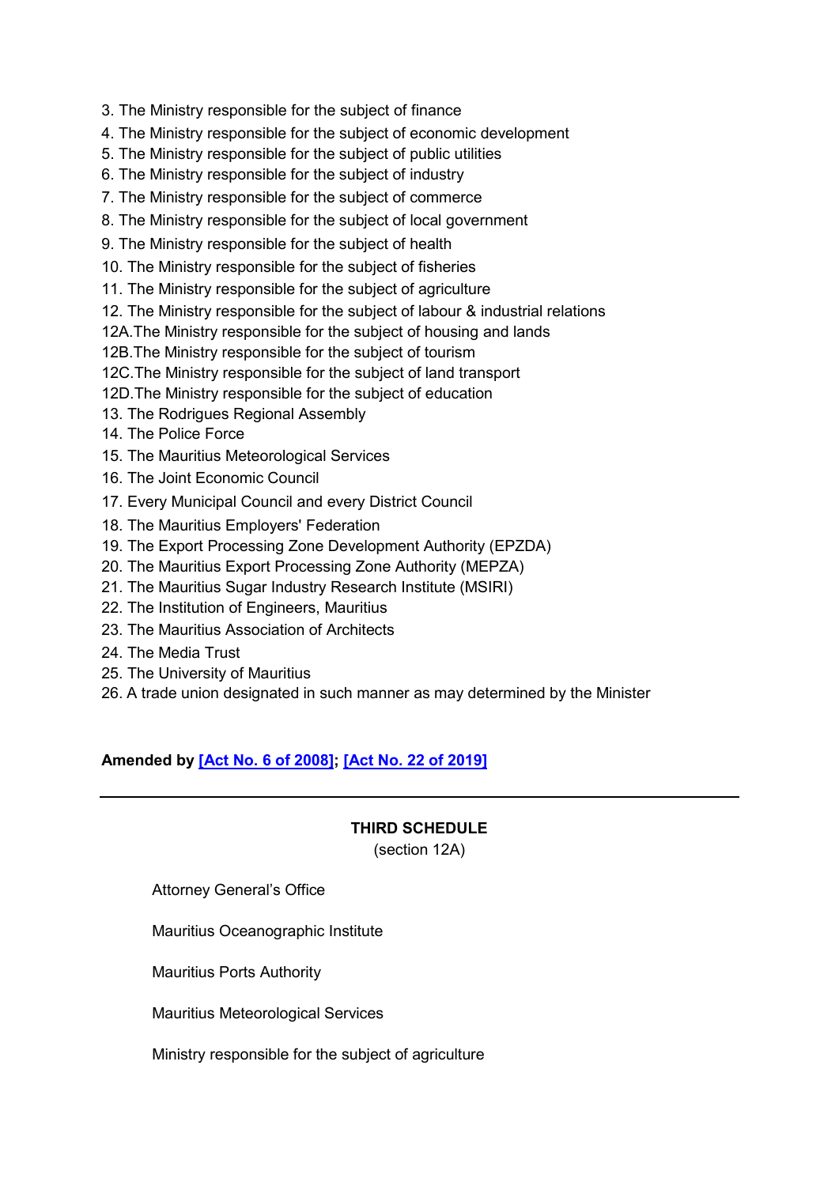3. The Ministry responsible for the subject of finance
4. The Ministry responsible for the subject of economic development
5. The Ministry responsible for the subject of public utilities
6. The Ministry responsible for the subject of industry
7. The Ministry responsible for the subject of commerce
8. The Ministry responsible for the subject of local government
9. The Ministry responsible for the subject of health
10. The Ministry responsible for the subject of fisheries
11. The Ministry responsible for the subject of agriculture
12. The Ministry responsible for the subject of labour & industrial relations
12A.The Ministry responsible for the subject of housing and lands
12B.The Ministry responsible for the subject of tourism
12C.The Ministry responsible for the subject of land transport
12D.The Ministry responsible for the subject of education
13. The Rodrigues Regional Assembly
14. The Police Force
15. The Mauritius Meteorological Services
16. The Joint Economic Council
17. Every Municipal Council and every District Council
18. The Mauritius Employers' Federation
19. The Export Processing Zone Development Authority (EPZDA)
20. The Mauritius Export Processing Zone Authority (MEPZA)
21. The Mauritius Sugar Industry Research Institute (MSIRI)
22. The Institution of Engineers, Mauritius
23. The Mauritius Association of Architects
24. The Media Trust
25. The University of Mauritius
26. A trade union designated in such manner as may determined by the Minister

**Amended by [Act No. 6 of 2008]; [Act No. 22 of 2019]**

---

## THIRD SCHEDULE

(section 12A)

Attorney General's Office

Mauritius Oceanographic Institute

Mauritius Ports Authority

Mauritius Meteorological Services

Ministry responsible for the subject of agriculture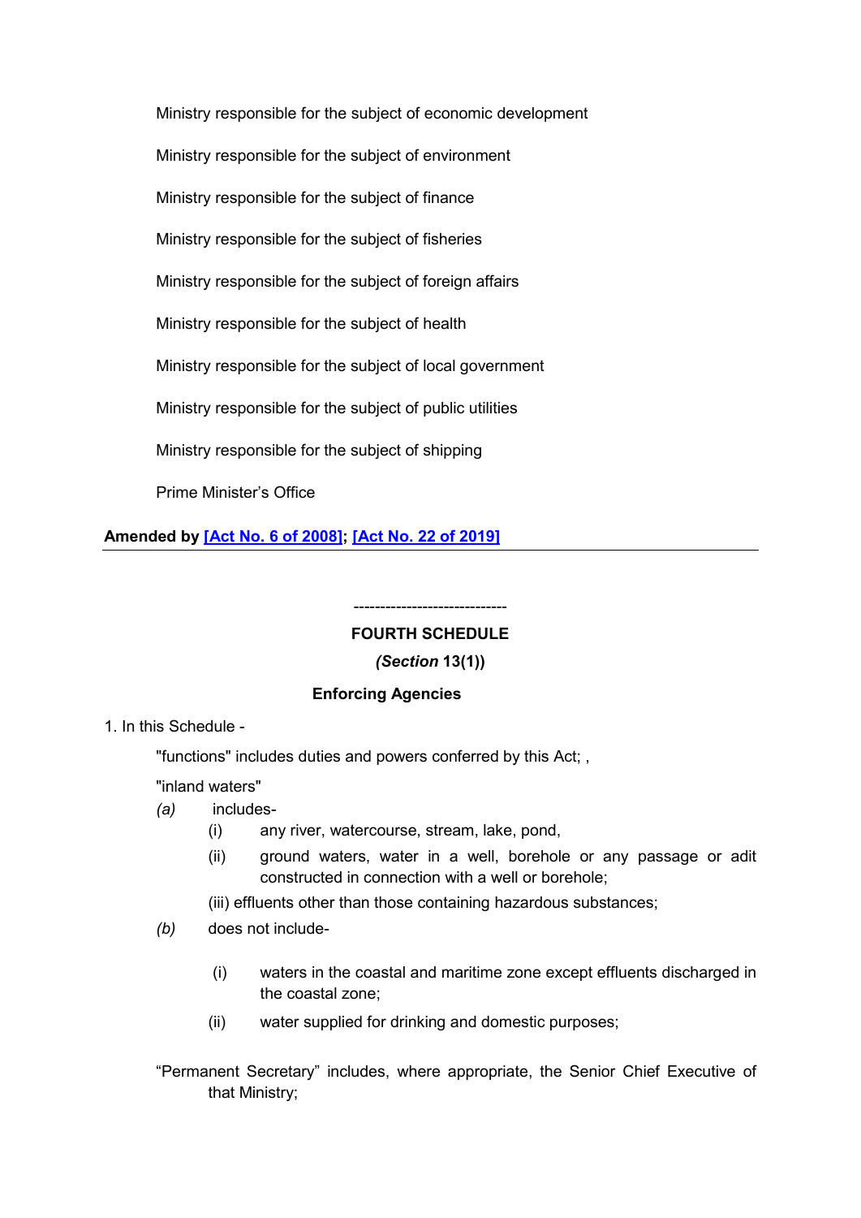Ministry responsible for the subject of economic development

Ministry responsible for the subject of environment

Ministry responsible for the subject of finance

Ministry responsible for the subject of fisheries

Ministry responsible for the subject of foreign affairs

Ministry responsible for the subject of health

Ministry responsible for the subject of local government

Ministry responsible for the subject of public utilities

Ministry responsible for the subject of shipping

Prime Minister's Office

**Amended by [Act No. 6 of 2008]; [Act No. 22 of 2019]**

---

-----------------------------

**FOURTH SCHEDULE**

***(Section* 13(1))**

**Enforcing Agencies**

1. In this Schedule -

"functions" includes duties and powers conferred by this Act; ,

"inland waters"

*(a)* includes-

(i) any river, watercourse, stream, lake, pond,

(ii) ground waters, water in a well, borehole or any passage or adit constructed in connection with a well or borehole;

(iii) effluents other than those containing hazardous substances;

*(b)* does not include-

(i) waters in the coastal and maritime zone except effluents discharged in the coastal zone;

(ii) water supplied for drinking and domestic purposes;

"Permanent Secretary" includes, where appropriate, the Senior Chief Executive of that Ministry;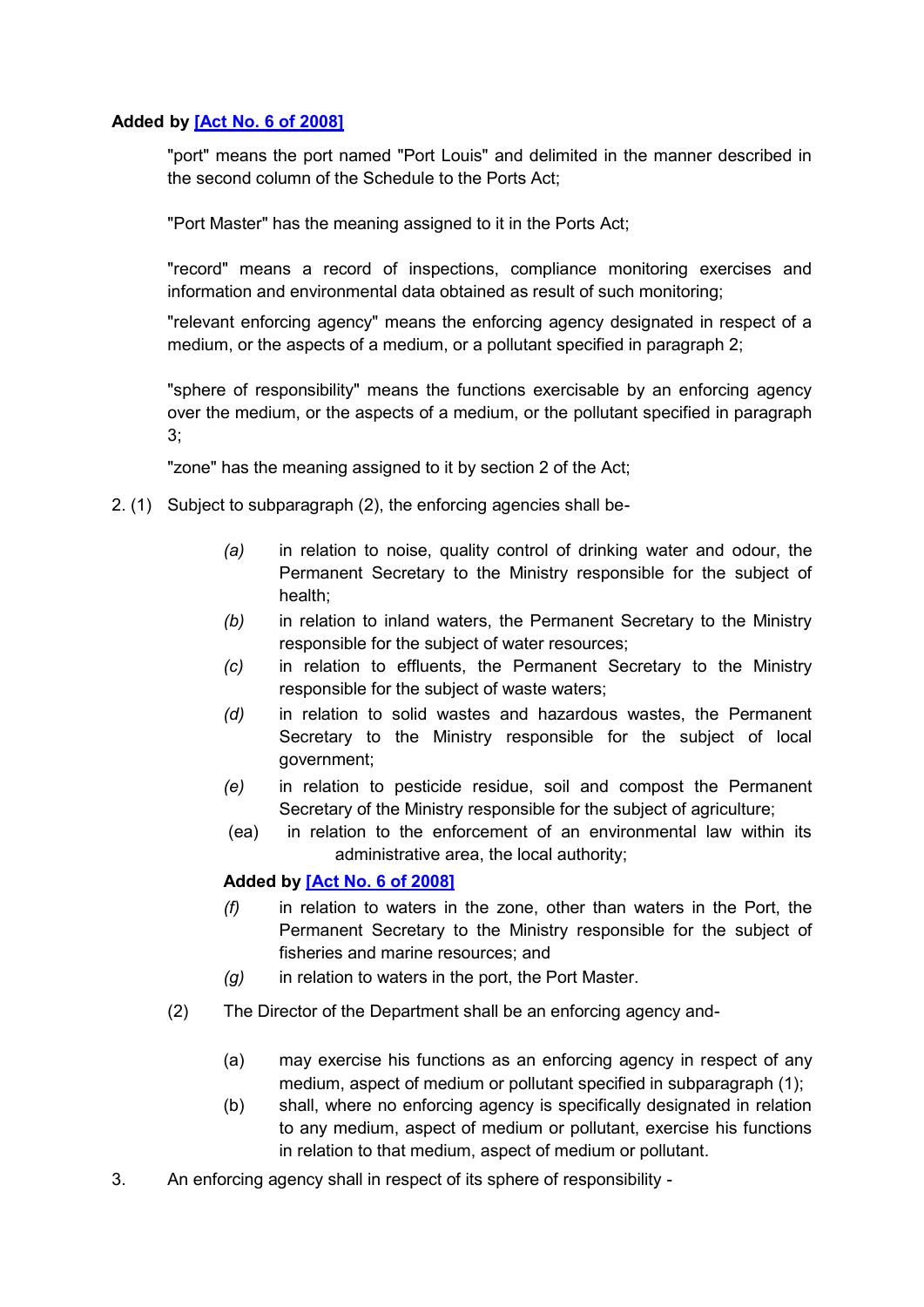**Added by [Act No. 6 of 2008]**

"port" means the port named "Port Louis" and delimited in the manner described in the second column of the Schedule to the Ports Act;

"Port Master" has the meaning assigned to it in the Ports Act;

"record" means a record of inspections, compliance monitoring exercises and information and environmental data obtained as result of such monitoring;

"relevant enforcing agency" means the enforcing agency designated in respect of a medium, or the aspects of a medium, or a pollutant specified in paragraph 2;

"sphere of responsibility" means the functions exercisable by an enforcing agency over the medium, or the aspects of a medium, or the pollutant specified in paragraph 3;

"zone" has the meaning assigned to it by section 2 of the Act;

2. (1) Subject to subparagraph (2), the enforcing agencies shall be-

   *(a)* in relation to noise, quality control of drinking water and odour, the Permanent Secretary to the Ministry responsible for the subject of health;

   *(b)* in relation to inland waters, the Permanent Secretary to the Ministry responsible for the subject of water resources;

   *(c)* in relation to effluents, the Permanent Secretary to the Ministry responsible for the subject of waste waters;

   *(d)* in relation to solid wastes and hazardous wastes, the Permanent Secretary to the Ministry responsible for the subject of local government;

   *(e)* in relation to pesticide residue, soil and compost the Permanent Secretary of the Ministry responsible for the subject of agriculture;

   (ea) in relation to the enforcement of an environmental law within its administrative area, the local authority;

   **Added by [Act No. 6 of 2008]**

   *(f)* in relation to waters in the zone, other than waters in the Port, the Permanent Secretary to the Ministry responsible for the subject of fisheries and marine resources; and

   *(g)* in relation to waters in the port, the Port Master.

(2) The Director of the Department shall be an enforcing agency and-

   (a) may exercise his functions as an enforcing agency in respect of any medium, aspect of medium or pollutant specified in subparagraph (1);

   (b) shall, where no enforcing agency is specifically designated in relation to any medium, aspect of medium or pollutant, exercise his functions in relation to that medium, aspect of medium or pollutant.

3. An enforcing agency shall in respect of its sphere of responsibility -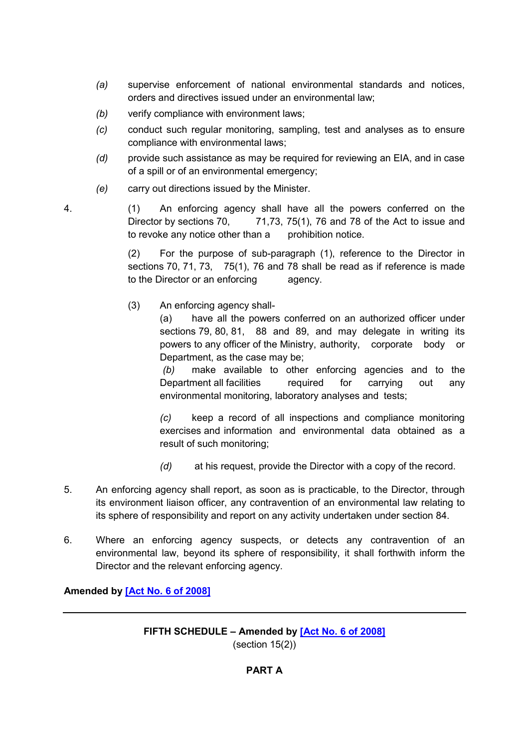*(a)* supervise enforcement of national environmental standards and notices, orders and directives issued under an environmental law;

*(b)* verify compliance with environment laws;

*(c)* conduct such regular monitoring, sampling, test and analyses as to ensure compliance with environmental laws;

*(d)* provide such assistance as may be required for reviewing an EIA, and in case of a spill or of an environmental emergency;

*(e)* carry out directions issued by the Minister.

4. (1) An enforcing agency shall have all the powers conferred on the Director by sections 70, 71,73, 75(1), 76 and 78 of the Act to issue and to revoke any notice other than a prohibition notice.

(2) For the purpose of sub-paragraph (1), reference to the Director in sections 70, 71, 73, 75(1), 76 and 78 shall be read as if reference is made to the Director or an enforcing agency.

(3) An enforcing agency shall-

(a) have all the powers conferred on an authorized officer under sections 79, 80, 81, 88 and 89, and may delegate in writing its powers to any officer of the Ministry, authority, corporate body or Department, as the case may be;

*(b)* make available to other enforcing agencies and to the Department all facilities required for carrying out any environmental monitoring, laboratory analyses and tests;

*(c)* keep a record of all inspections and compliance monitoring exercises and information and environmental data obtained as a result of such monitoring;

*(d)* at his request, provide the Director with a copy of the record.

5. An enforcing agency shall report, as soon as is practicable, to the Director, through its environment liaison officer, any contravention of an environmental law relating to its sphere of responsibility and report on any activity undertaken under section 84.

6. Where an enforcing agency suspects, or detects any contravention of an environmental law, beyond its sphere of responsibility, it shall forthwith inform the Director and the relevant enforcing agency.

**Amended by [Act No. 6 of 2008]**

---

**FIFTH SCHEDULE – Amended by [Act No. 6 of 2008]**

(section 15(2))

**PART A**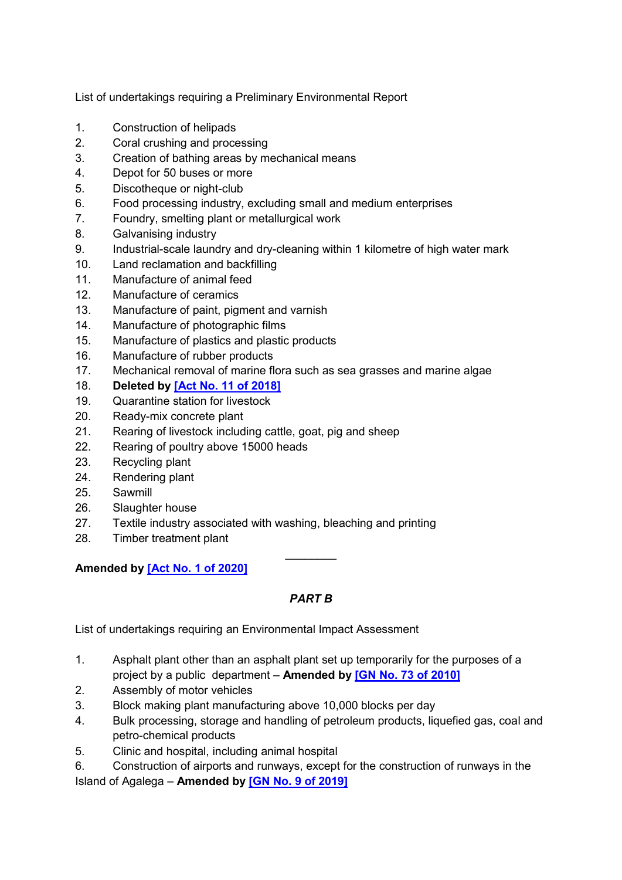List of undertakings requiring a Preliminary Environmental Report

1. Construction of helipads
2. Coral crushing and processing
3. Creation of bathing areas by mechanical means
4. Depot for 50 buses or more
5. Discotheque or night-club
6. Food processing industry, excluding small and medium enterprises
7. Foundry, smelting plant or metallurgical work
8. Galvanising industry
9. Industrial-scale laundry and dry-cleaning within 1 kilometre of high water mark
10. Land reclamation and backfilling
11. Manufacture of animal feed
12. Manufacture of ceramics
13. Manufacture of paint, pigment and varnish
14. Manufacture of photographic films
15. Manufacture of plastics and plastic products
16. Manufacture of rubber products
17. Mechanical removal of marine flora such as sea grasses and marine algae
18. **Deleted by [Act No. 11 of 2018]**
19. Quarantine station for livestock
20. Ready-mix concrete plant
21. Rearing of livestock including cattle, goat, pig and sheep
22. Rearing of poultry above 15000 heads
23. Recycling plant
24. Rendering plant
25. Sawmill
26. Slaughter house
27. Textile industry associated with washing, bleaching and printing
28. Timber treatment plant

________

**Amended by [Act No. 1 of 2020]**

***PART B***

List of undertakings requiring an Environmental Impact Assessment

1. Asphalt plant other than an asphalt plant set up temporarily for the purposes of a project by a public department – **Amended by [GN No. 73 of 2010]**
2. Assembly of motor vehicles
3. Block making plant manufacturing above 10,000 blocks per day
4. Bulk processing, storage and handling of petroleum products, liquefied gas, coal and petro-chemical products
5. Clinic and hospital, including animal hospital
6. Construction of airports and runways, except for the construction of runways in the Island of Agalega – **Amended by [GN No. 9 of 2019]**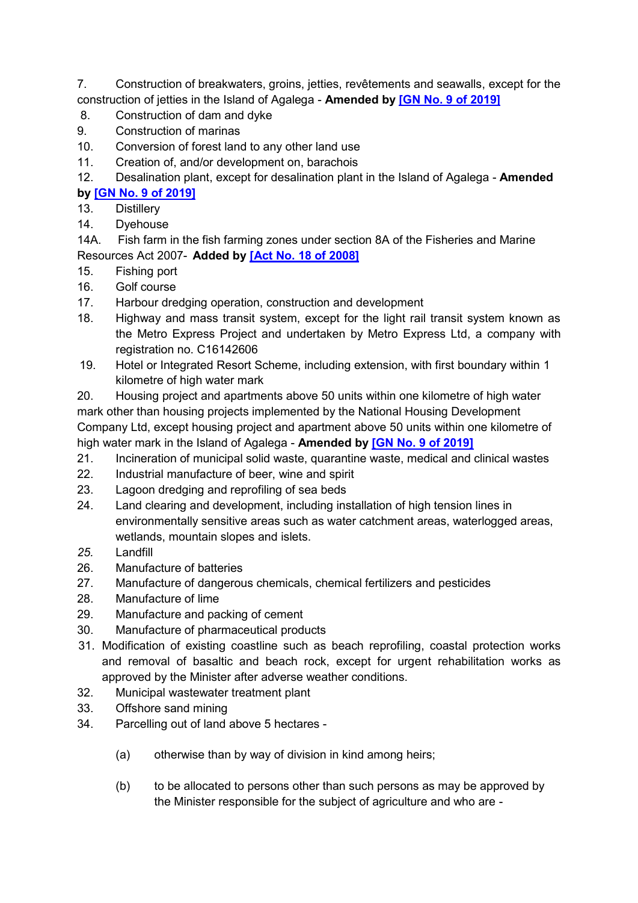7. Construction of breakwaters, groins, jetties, revêtements and seawalls, except for the construction of jetties in the Island of Agalega - **Amended by [GN No. 9 of 2019]**
8. Construction of dam and dyke
9. Construction of marinas
10. Conversion of forest land to any other land use
11. Creation of, and/or development on, barachois
12. Desalination plant, except for desalination plant in the Island of Agalega - **Amended by [GN No. 9 of 2019]**
13. Distillery
14. Dyehouse

14A. Fish farm in the fish farming zones under section 8A of the Fisheries and Marine Resources Act 2007- **Added by [Act No. 18 of 2008]**

15. Fishing port
16. Golf course
17. Harbour dredging operation, construction and development
18. Highway and mass transit system, except for the light rail transit system known as the Metro Express Project and undertaken by Metro Express Ltd, a company with registration no. C16142606
19. Hotel or Integrated Resort Scheme, including extension, with first boundary within 1 kilometre of high water mark
20. Housing project and apartments above 50 units within one kilometre of high water mark other than housing projects implemented by the National Housing Development Company Ltd, except housing project and apartment above 50 units within one kilometre of high water mark in the Island of Agalega - **Amended by [GN No. 9 of 2019]**
21. Incineration of municipal solid waste, quarantine waste, medical and clinical wastes
22. Industrial manufacture of beer, wine and spirit
23. Lagoon dredging and reprofiling of sea beds
24. Land clearing and development, including installation of high tension lines in environmentally sensitive areas such as water catchment areas, waterlogged areas, wetlands, mountain slopes and islets.
25. Landfill
26. Manufacture of batteries
27. Manufacture of dangerous chemicals, chemical fertilizers and pesticides
28. Manufacture of lime
29. Manufacture and packing of cement
30. Manufacture of pharmaceutical products
31. Modification of existing coastline such as beach reprofiling, coastal protection works and removal of basaltic and beach rock, except for urgent rehabilitation works as approved by the Minister after adverse weather conditions.
32. Municipal wastewater treatment plant
33. Offshore sand mining
34. Parcelling out of land above 5 hectares -

    (a) otherwise than by way of division in kind among heirs;

    (b) to be allocated to persons other than such persons as may be approved by the Minister responsible for the subject of agriculture and who are -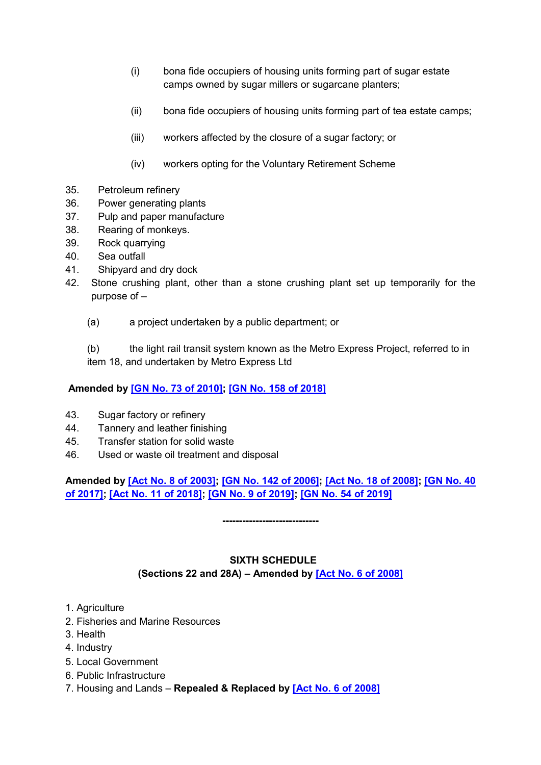(i) bona fide occupiers of housing units forming part of sugar estate camps owned by sugar millers or sugarcane planters;

(ii) bona fide occupiers of housing units forming part of tea estate camps;

(iii) workers affected by the closure of a sugar factory; or

(iv) workers opting for the Voluntary Retirement Scheme

35. Petroleum refinery
36. Power generating plants
37. Pulp and paper manufacture
38. Rearing of monkeys.
39. Rock quarrying
40. Sea outfall
41. Shipyard and dry dock
42. Stone crushing plant, other than a stone crushing plant set up temporarily for the purpose of –

(a) a project undertaken by a public department; or

(b) the light rail transit system known as the Metro Express Project, referred to in item 18, and undertaken by Metro Express Ltd

**Amended by [GN No. 73 of 2010]; [GN No. 158 of 2018]**

43. Sugar factory or refinery
44. Tannery and leather finishing
45. Transfer station for solid waste
46. Used or waste oil treatment and disposal

**Amended by [Act No. 8 of 2003]; [GN No. 142 of 2006]; [Act No. 18 of 2008]; [GN No. 40 of 2017]; [Act No. 11 of 2018]; [GN No. 9 of 2019]; [GN No. 54 of 2019]**

----------------------------

## SIXTH SCHEDULE

**(Sections 22 and 28A) – Amended by [Act No. 6 of 2008]**

1. Agriculture
2. Fisheries and Marine Resources
3. Health
4. Industry
5. Local Government
6. Public Infrastructure
7. Housing and Lands – **Repealed & Replaced by [Act No. 6 of 2008]**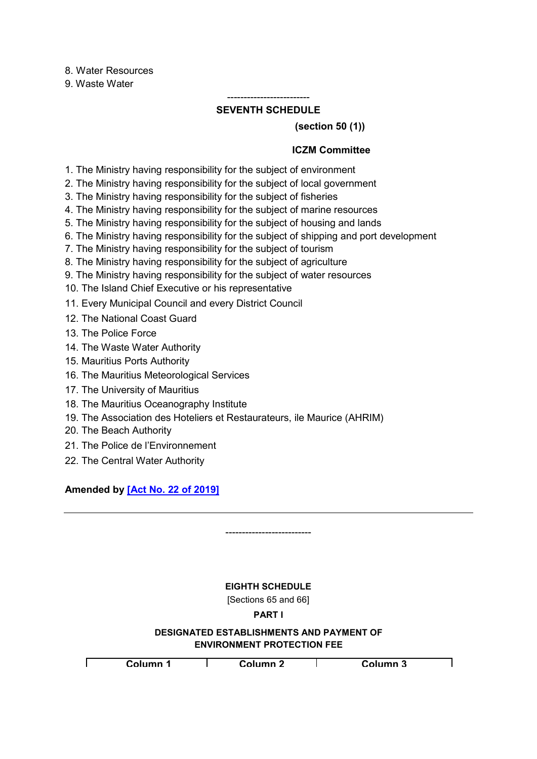8. Water Resources
9. Waste Water

-------------------------

**SEVENTH SCHEDULE**

**(section 50 (1))**

**ICZM Committee**

1. The Ministry having responsibility for the subject of environment
2. The Ministry having responsibility for the subject of local government
3. The Ministry having responsibility for the subject of fisheries
4. The Ministry having responsibility for the subject of marine resources
5. The Ministry having responsibility for the subject of housing and lands
6. The Ministry having responsibility for the subject of shipping and port development
7. The Ministry having responsibility for the subject of tourism
8. The Ministry having responsibility for the subject of agriculture
9. The Ministry having responsibility for the subject of water resources
10. The Island Chief Executive or his representative
11. Every Municipal Council and every District Council
12. The National Coast Guard
13. The Police Force
14. The Waste Water Authority
15. Mauritius Ports Authority
16. The Mauritius Meteorological Services
17. The University of Mauritius
18. The Mauritius Oceanography Institute
19. The Association des Hoteliers et Restaurateurs, ile Maurice (AHRIM)
20. The Beach Authority
21. The Police de l'Environnement
22. The Central Water Authority

**Amended by [Act No. 22 of 2019]**

---

--------------------------

**EIGHTH SCHEDULE**

[Sections 65 and 66]

**PART I**

**DESIGNATED ESTABLISHMENTS AND PAYMENT OF ENVIRONMENT PROTECTION FEE**

| Column 1 | Column 2 | Column 3 |
|---|---|---|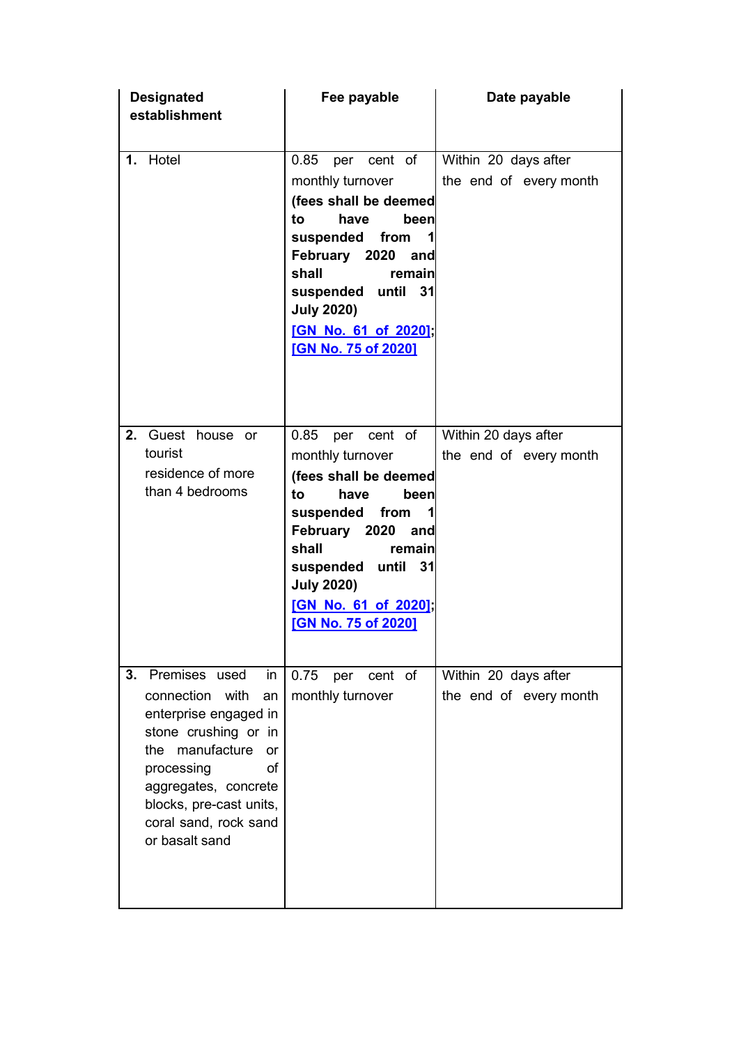| Designated establishment | Fee payable | Date payable |
|---|---|---|
| **1.** Hotel | 0.85 per cent of monthly turnover **(fees shall be deemed to have been suspended from 1 February 2020 and shall remain suspended until 31 July 2020)** [GN No. 61 of 2020]; [GN No. 75 of 2020] | Within 20 days after the end of every month |
| **2.** Guest house or tourist residence of more than 4 bedrooms | 0.85 per cent of monthly turnover **(fees shall be deemed to have been suspended from 1 February 2020 and shall remain suspended until 31 July 2020)** [GN No. 61 of 2020]; [GN No. 75 of 2020] | Within 20 days after the end of every month |
| **3.** Premises used in connection with an enterprise engaged in stone crushing or in the manufacture or processing of aggregates, concrete blocks, pre-cast units, coral sand, rock sand or basalt sand | 0.75 per cent of monthly turnover | Within 20 days after the end of every month |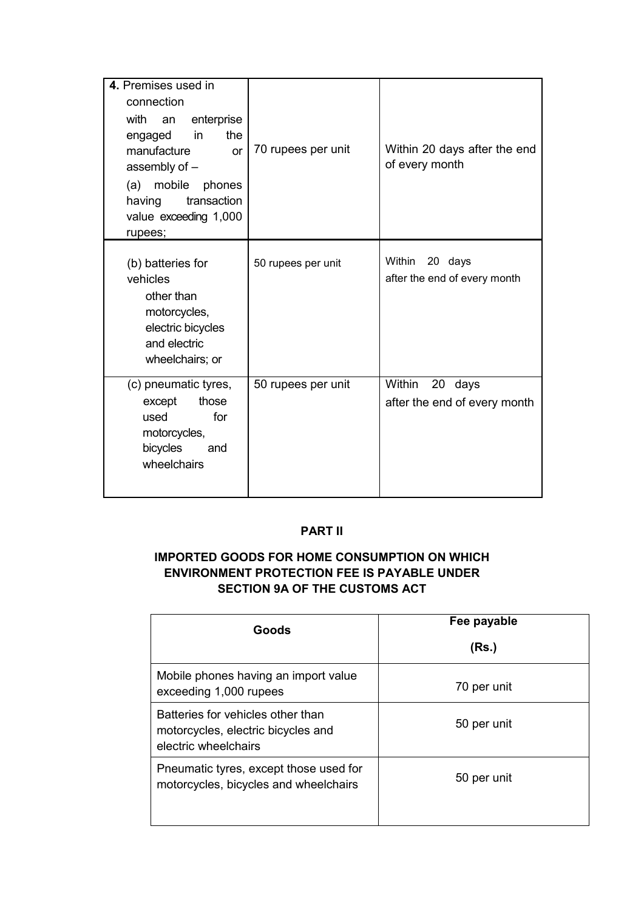| | | |
|---|---|---|
| **4.** Premises used in connection with an enterprise engaged in the manufacture or assembly of – (a) mobile phones having transaction value exceeding 1,000 rupees; | 70 rupees per unit | Within 20 days after the end of every month |
| (b) batteries for vehicles other than motorcycles, electric bicycles and electric wheelchairs; or | 50 rupees per unit | Within 20 days after the end of every month |
| (c) pneumatic tyres, except those used for motorcycles, bicycles and wheelchairs | 50 rupees per unit | Within 20 days after the end of every month |

## PART II

### IMPORTED GOODS FOR HOME CONSUMPTION ON WHICH ENVIRONMENT PROTECTION FEE IS PAYABLE UNDER SECTION 9A OF THE CUSTOMS ACT

| Goods | Fee payable (Rs.) |
|---|---|
| Mobile phones having an import value exceeding 1,000 rupees | 70 per unit |
| Batteries for vehicles other than motorcycles, electric bicycles and electric wheelchairs | 50 per unit |
| Pneumatic tyres, except those used for motorcycles, bicycles and wheelchairs | 50 per unit |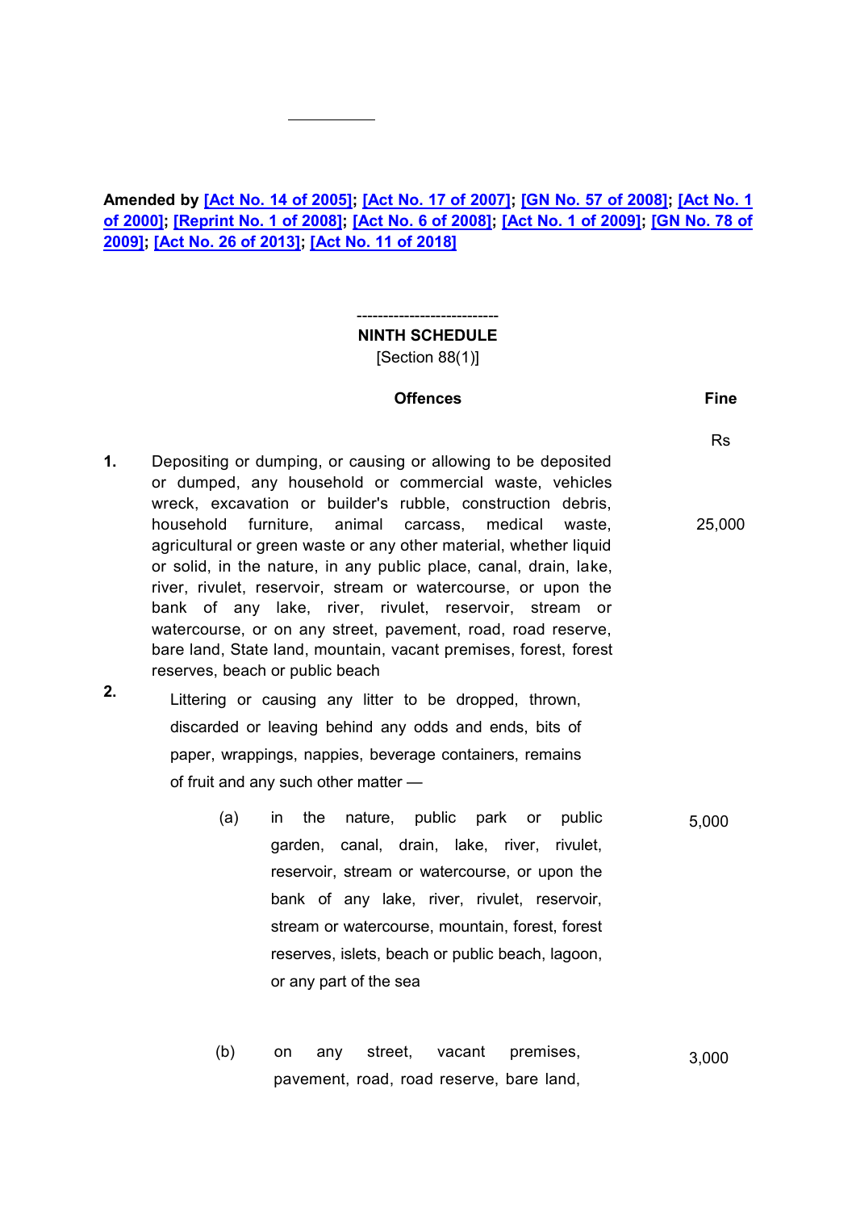**Amended by [Act No. 14 of 2005]; [Act No. 17 of 2007]; [GN No. 57 of 2008]; [Act No. 1 of 2000]; [Reprint No. 1 of 2008]; [Act No. 6 of 2008]; [Act No. 1 of 2009]; [GN No. 78 of 2009]; [Act No. 26 of 2013]; [Act No. 11 of 2018]**

---------------------------

## NINTH SCHEDULE

[Section 88(1)]

| | Offences | Fine |
|---|---|---|
| | | Rs |
| **1.** | Depositing or dumping, or causing or allowing to be deposited or dumped, any household or commercial waste, vehicles wreck, excavation or builder's rubble, construction debris, household furniture, animal carcass, medical waste, agricultural or green waste or any other material, whether liquid or solid, in the nature, in any public place, canal, drain, lake, river, rivulet, reservoir, stream or watercourse, or upon the bank of any lake, river, rivulet, reservoir, stream or watercourse, or on any street, pavement, road, road reserve, bare land, State land, mountain, vacant premises, forest, forest reserves, beach or public beach | 25,000 |
| **2.** | Littering or causing any litter to be dropped, thrown, discarded or leaving behind any odds and ends, bits of paper, wrappings, nappies, beverage containers, remains of fruit and any such other matter — | |
| | (a) in the nature, public park or public garden, canal, drain, lake, river, rivulet, reservoir, stream or watercourse, or upon the bank of any lake, river, rivulet, reservoir, stream or watercourse, mountain, forest, forest reserves, islets, beach or public beach, lagoon, or any part of the sea | 5,000 |
| | (b) on any street, vacant premises, pavement, road, road reserve, bare land, | 3,000 |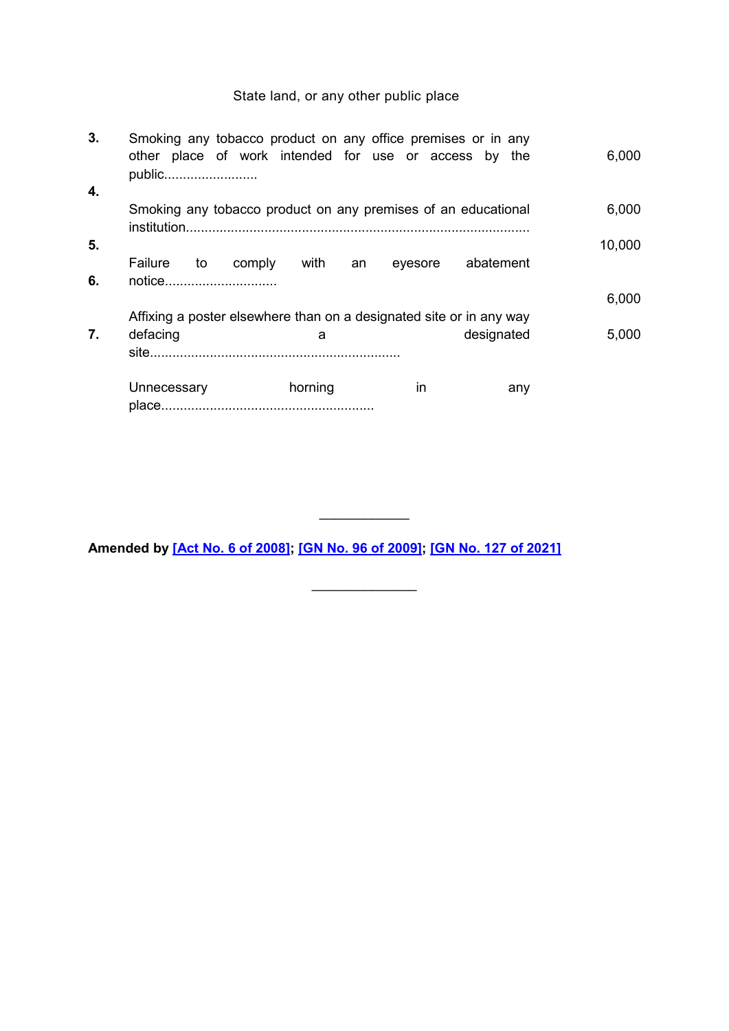State land, or any other public place

| | | |
|---|---|---|
| **3.** | Smoking any tobacco product on any office premises or in any other place of work intended for use or access by the public......................... | 6,000 |
| **4.** | Smoking any tobacco product on any premises of an educational institution........................................................................................... | 6,000 |
| **5.** | Failure to comply with an eyesore abatement notice............................. | 10,000 |
| **6.** | Affixing a poster elsewhere than on a designated site or in any way defacing a designated site................................................................... | 6,000 |
| **7.** | Unnecessary horning in any place........................................................ | 5,000 |

---

**Amended by [Act No. 6 of 2008]; [GN No. 96 of 2009]; [GN No. 127 of 2021]**

---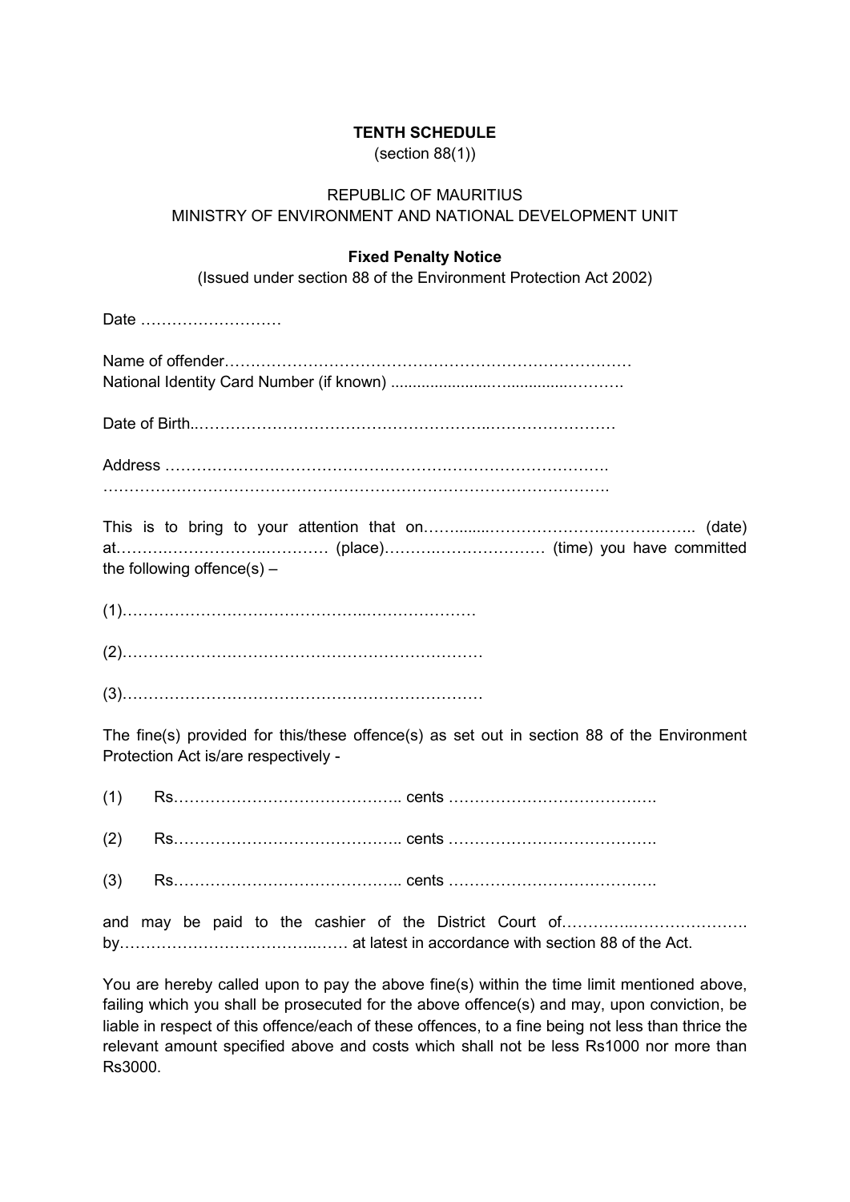**TENTH SCHEDULE**

(section 88(1))

REPUBLIC OF MAURITIUS

MINISTRY OF ENVIRONMENT AND NATIONAL DEVELOPMENT UNIT

**Fixed Penalty Notice**

(Issued under section 88 of the Environment Protection Act 2002)

Date ………………………

Name of offender……………………………………………………………………

National Identity Card Number (if known) ………………………………………

Date of Birth…………………………………………………………………………

Address ……………………………………………………………………………

……………………………………………………………………………………

This is to bring to your attention that on……………………………………………… (date) at……………………………… (place)………………………… (time) you have committed the following offence(s) –

(1)…………………………………………………………

(2)…………………………………………………………

(3)…………………………………………………………

The fine(s) provided for this/these offence(s) as set out in section 88 of the Environment Protection Act is/are respectively -

(1) Rs…………………………………… cents ……………………………….

(2) Rs…………………………………… cents ……………………………….

(3) Rs…………………………………… cents ……………………………….

and may be paid to the cashier of the District Court of…………………………… by……………………………… at latest in accordance with section 88 of the Act.

You are hereby called upon to pay the above fine(s) within the time limit mentioned above, failing which you shall be prosecuted for the above offence(s) and may, upon conviction, be liable in respect of this offence/each of these offences, to a fine being not less than thrice the relevant amount specified above and costs which shall not be less Rs1000 nor more than Rs3000.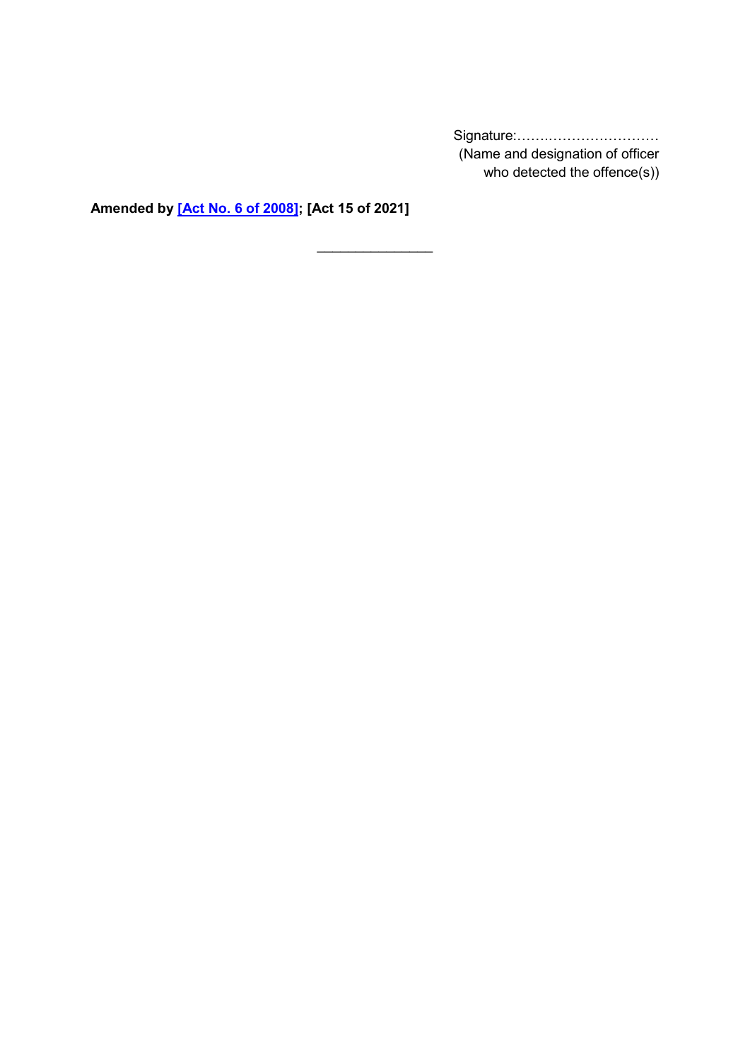Signature:…………………………
(Name and designation of officer
who detected the offence(s))

**Amended by [Act No. 6 of 2008]; [Act 15 of 2021]**

---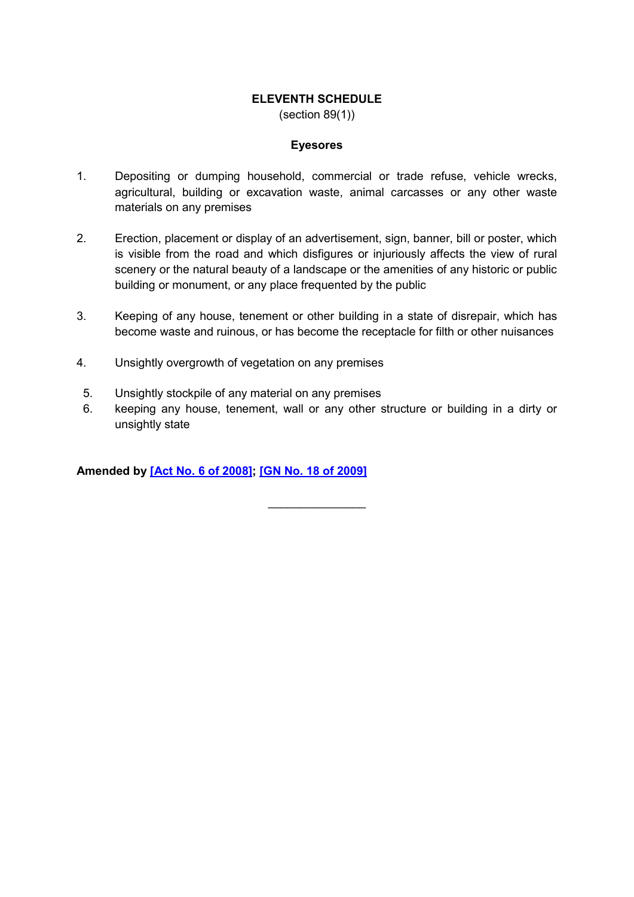## ELEVENTH SCHEDULE

(section 89(1))

### Eyesores

1. Depositing or dumping household, commercial or trade refuse, vehicle wrecks, agricultural, building or excavation waste, animal carcasses or any other waste materials on any premises

2. Erection, placement or display of an advertisement, sign, banner, bill or poster, which is visible from the road and which disfigures or injuriously affects the view of rural scenery or the natural beauty of a landscape or the amenities of any historic or public building or monument, or any place frequented by the public

3. Keeping of any house, tenement or other building in a state of disrepair, which has become waste and ruinous, or has become the receptacle for filth or other nuisances

4. Unsightly overgrowth of vegetation on any premises

5. Unsightly stockpile of any material on any premises
6. keeping any house, tenement, wall or any other structure or building in a dirty or unsightly state

**Amended by [Act No. 6 of 2008]; [GN No. 18 of 2009]**

---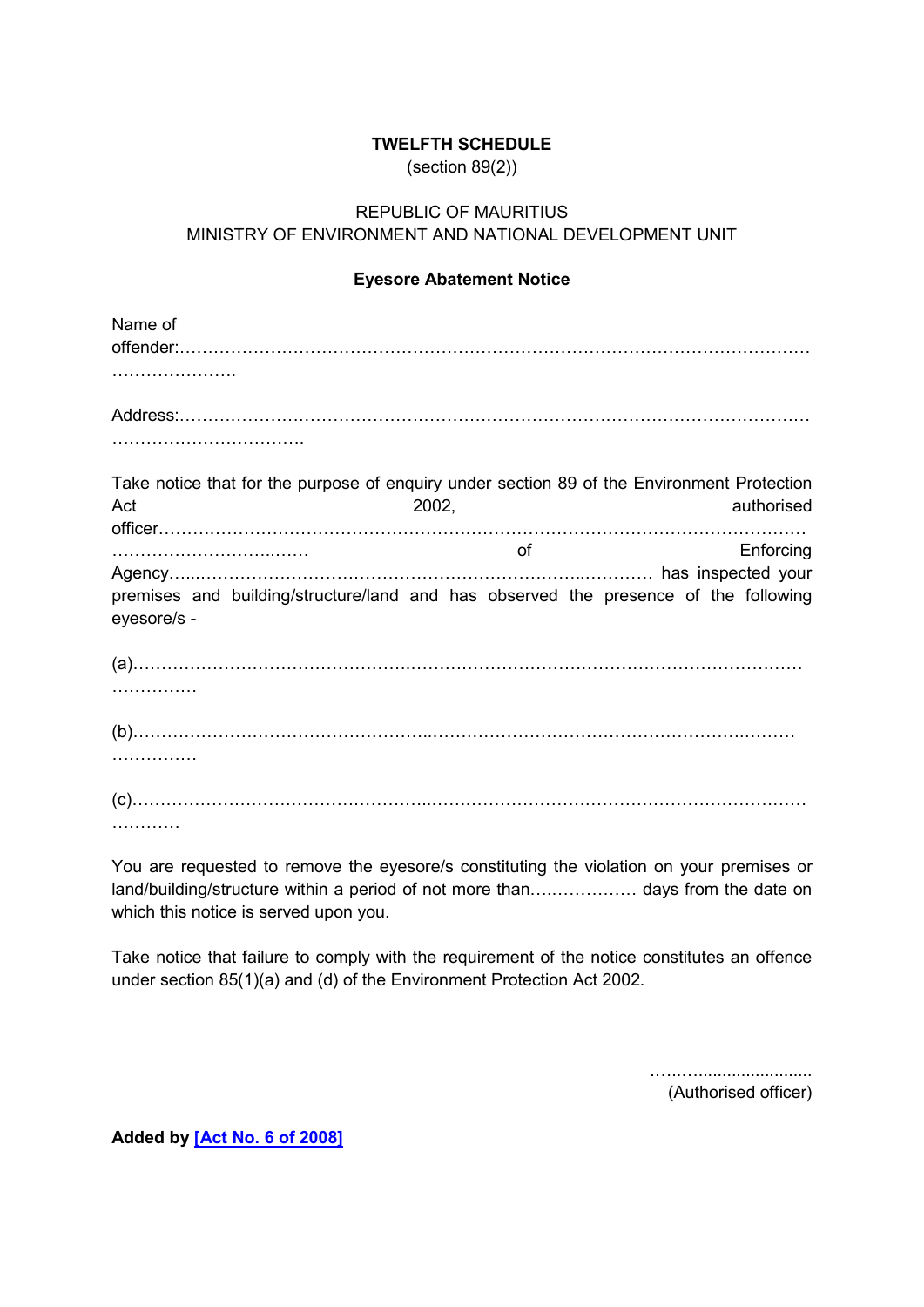**TWELFTH SCHEDULE**
(section 89(2))

REPUBLIC OF MAURITIUS
MINISTRY OF ENVIRONMENT AND NATIONAL DEVELOPMENT UNIT

**Eyesore Abatement Notice**

Name of offender:……………………………………………………………………………………………………………………

Address:………………………………………………………………………………………………………………………………

Take notice that for the purpose of enquiry under section 89 of the Environment Protection Act 2002, authorised officer……………………………………………………………………………………………………………………………… of Enforcing Agency……………………………………………………………………… has inspected your premises and building/structure/land and has observed the presence of the following eyesore/s -

(a)………………………………………………………………………………………………………………

(b)………………………………………………………………………………………………………………

(c)………………………………………………………………………………………………………………

You are requested to remove the eyesore/s constituting the violation on your premises or land/building/structure within a period of not more than………………… days from the date on which this notice is served upon you.

Take notice that failure to comply with the requirement of the notice constitutes an offence under section 85(1)(a) and (d) of the Environment Protection Act 2002.

……………………………
(Authorised officer)

**Added by [Act No. 6 of 2008]**